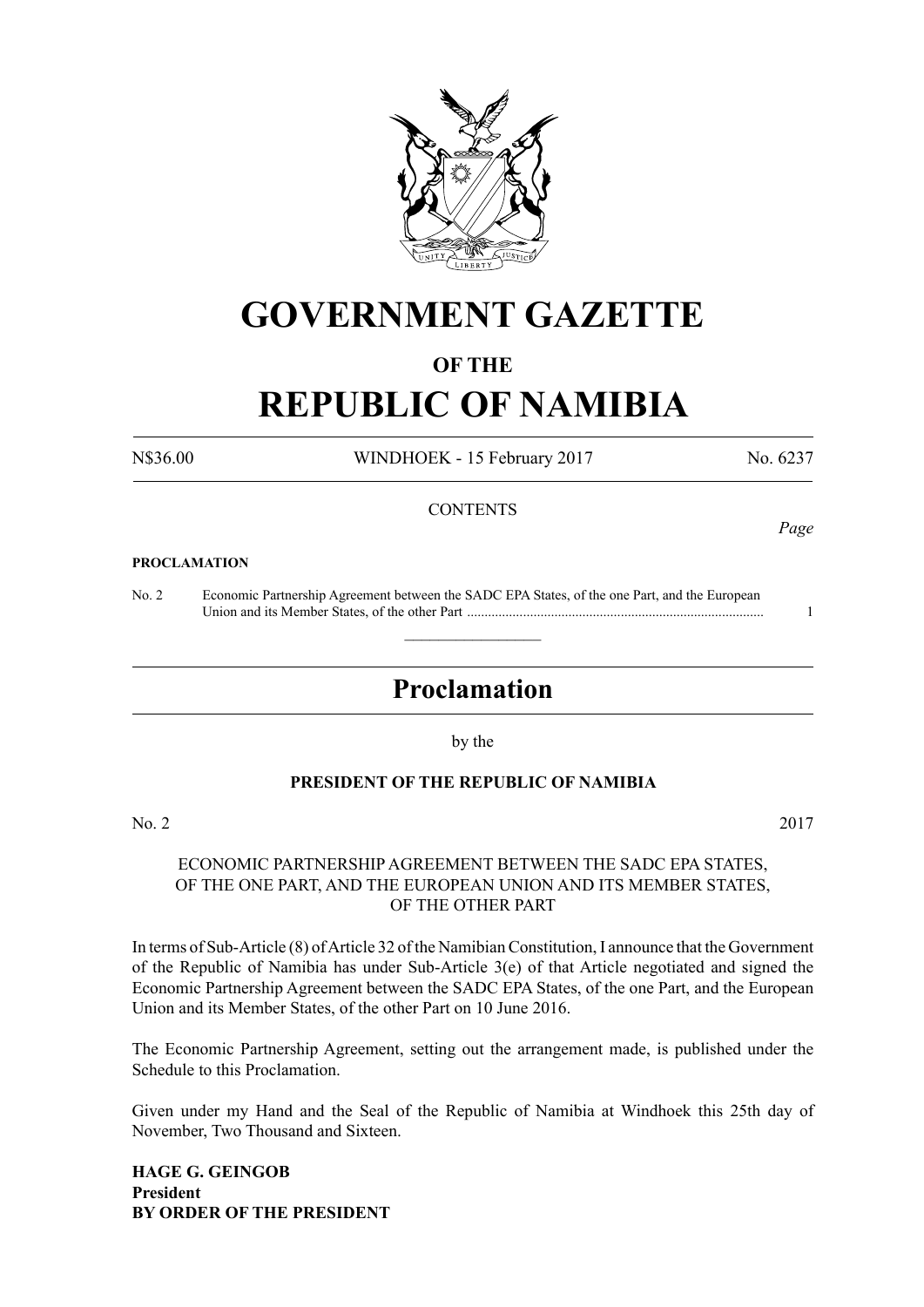# GOVERNMENT GAZETTE

## OF THE

# REPUBLIC OF NAMIBIA

N$36.00 WINDHOEK - 15 February 2017 No. 6237

CONTENTS

*Page*

**PROCLAMATION**

No. 2 Economic Partnership Agreement between the SADC EPA States, of the one Part, and the European Union and its Member States, of the other Part ..................................................................................... 1

---

## Proclamation

by the

**PRESIDENT OF THE REPUBLIC OF NAMIBIA**

No. 2 2017

ECONOMIC PARTNERSHIP AGREEMENT BETWEEN THE SADC EPA STATES, OF THE ONE PART, AND THE EUROPEAN UNION AND ITS MEMBER STATES, OF THE OTHER PART

In terms of Sub-Article (8) of Article 32 of the Namibian Constitution, I announce that the Government of the Republic of Namibia has under Sub-Article 3(e) of that Article negotiated and signed the Economic Partnership Agreement between the SADC EPA States, of the one Part, and the European Union and its Member States, of the other Part on 10 June 2016.

The Economic Partnership Agreement, setting out the arrangement made, is published under the Schedule to this Proclamation.

Given under my Hand and the Seal of the Republic of Namibia at Windhoek this 25th day of November, Two Thousand and Sixteen.

**HAGE G. GEINGOB**
**President**
**BY ORDER OF THE PRESIDENT**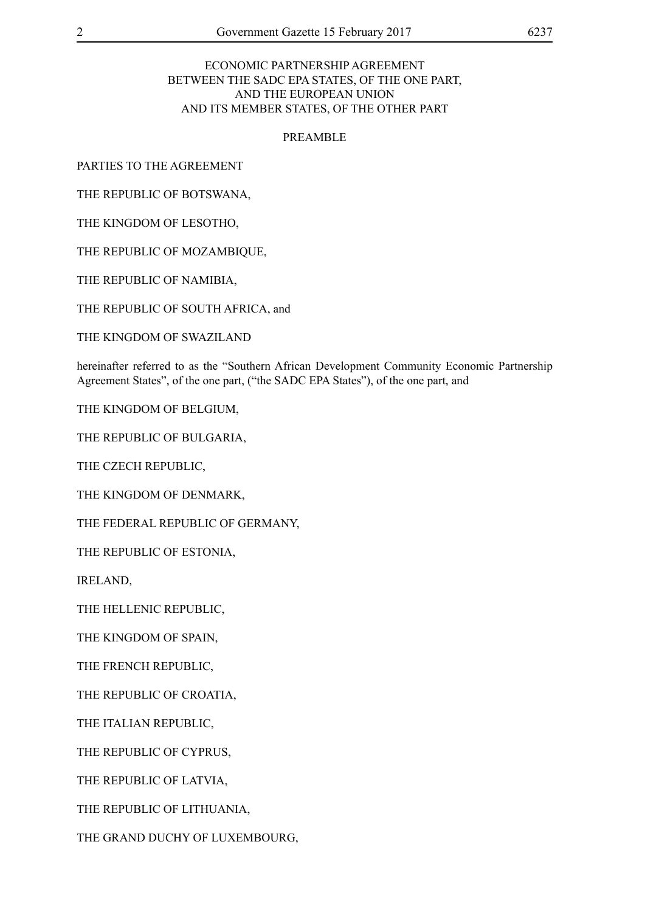ECONOMIC PARTNERSHIP AGREEMENT
BETWEEN THE SADC EPA STATES, OF THE ONE PART,
AND THE EUROPEAN UNION
AND ITS MEMBER STATES, OF THE OTHER PART

PREAMBLE

PARTIES TO THE AGREEMENT

THE REPUBLIC OF BOTSWANA,

THE KINGDOM OF LESOTHO,

THE REPUBLIC OF MOZAMBIQUE,

THE REPUBLIC OF NAMIBIA,

THE REPUBLIC OF SOUTH AFRICA, and

THE KINGDOM OF SWAZILAND

hereinafter referred to as the "Southern African Development Community Economic Partnership Agreement States", of the one part, ("the SADC EPA States"), of the one part, and

THE KINGDOM OF BELGIUM,

THE REPUBLIC OF BULGARIA,

THE CZECH REPUBLIC,

THE KINGDOM OF DENMARK,

THE FEDERAL REPUBLIC OF GERMANY,

THE REPUBLIC OF ESTONIA,

IRELAND,

THE HELLENIC REPUBLIC,

THE KINGDOM OF SPAIN,

THE FRENCH REPUBLIC,

THE REPUBLIC OF CROATIA,

THE ITALIAN REPUBLIC,

THE REPUBLIC OF CYPRUS,

THE REPUBLIC OF LATVIA,

THE REPUBLIC OF LITHUANIA,

THE GRAND DUCHY OF LUXEMBOURG,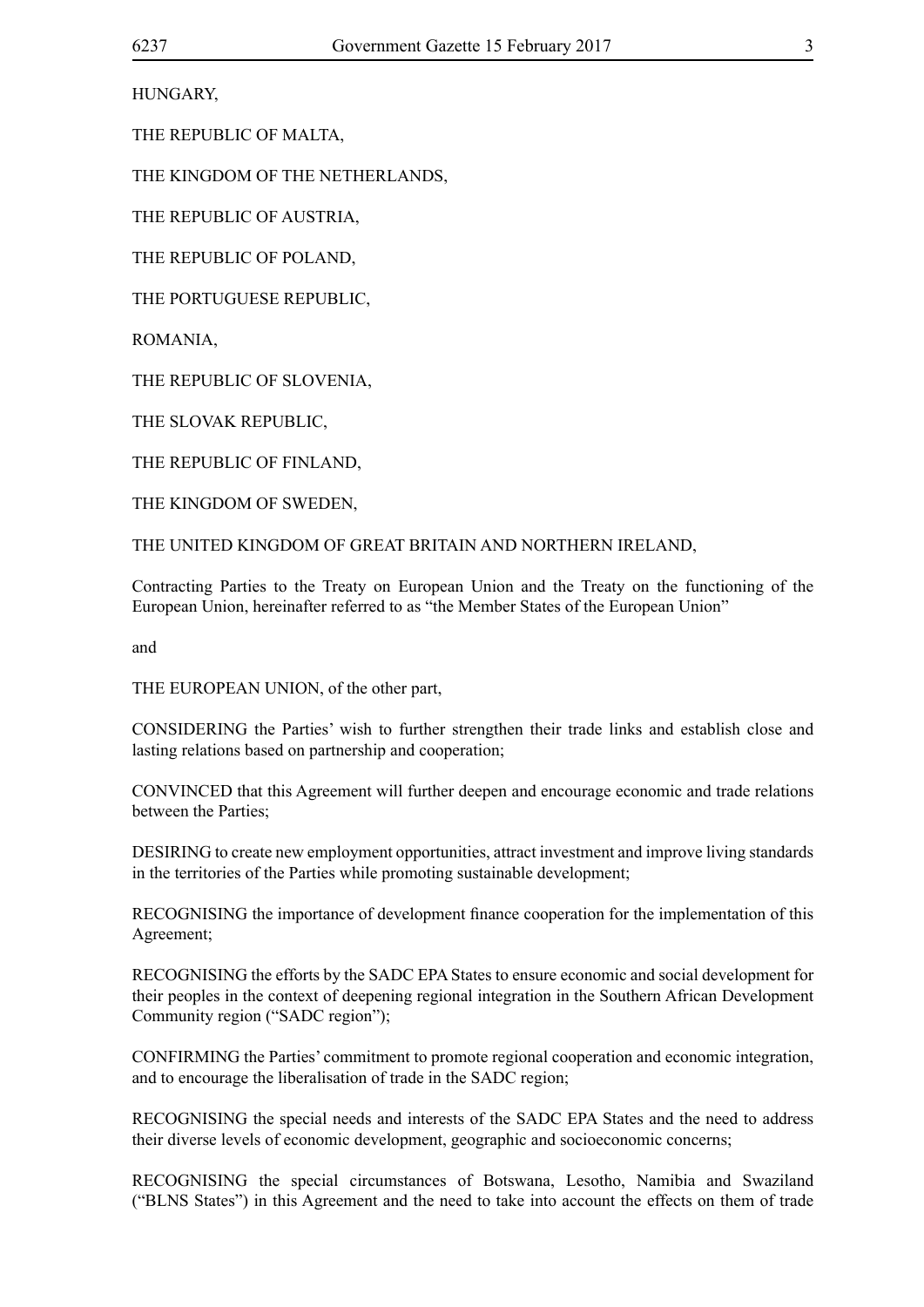HUNGARY,

THE REPUBLIC OF MALTA,

THE KINGDOM OF THE NETHERLANDS,

THE REPUBLIC OF AUSTRIA,

THE REPUBLIC OF POLAND,

THE PORTUGUESE REPUBLIC,

ROMANIA,

THE REPUBLIC OF SLOVENIA,

THE SLOVAK REPUBLIC,

THE REPUBLIC OF FINLAND,

THE KINGDOM OF SWEDEN,

THE UNITED KINGDOM OF GREAT BRITAIN AND NORTHERN IRELAND,

Contracting Parties to the Treaty on European Union and the Treaty on the functioning of the European Union, hereinafter referred to as "the Member States of the European Union"

and

THE EUROPEAN UNION, of the other part,

CONSIDERING the Parties' wish to further strengthen their trade links and establish close and lasting relations based on partnership and cooperation;

CONVINCED that this Agreement will further deepen and encourage economic and trade relations between the Parties;

DESIRING to create new employment opportunities, attract investment and improve living standards in the territories of the Parties while promoting sustainable development;

RECOGNISING the importance of development finance cooperation for the implementation of this Agreement;

RECOGNISING the efforts by the SADC EPA States to ensure economic and social development for their peoples in the context of deepening regional integration in the Southern African Development Community region ("SADC region");

CONFIRMING the Parties' commitment to promote regional cooperation and economic integration, and to encourage the liberalisation of trade in the SADC region;

RECOGNISING the special needs and interests of the SADC EPA States and the need to address their diverse levels of economic development, geographic and socioeconomic concerns;

RECOGNISING the special circumstances of Botswana, Lesotho, Namibia and Swaziland ("BLNS States") in this Agreement and the need to take into account the effects on them of trade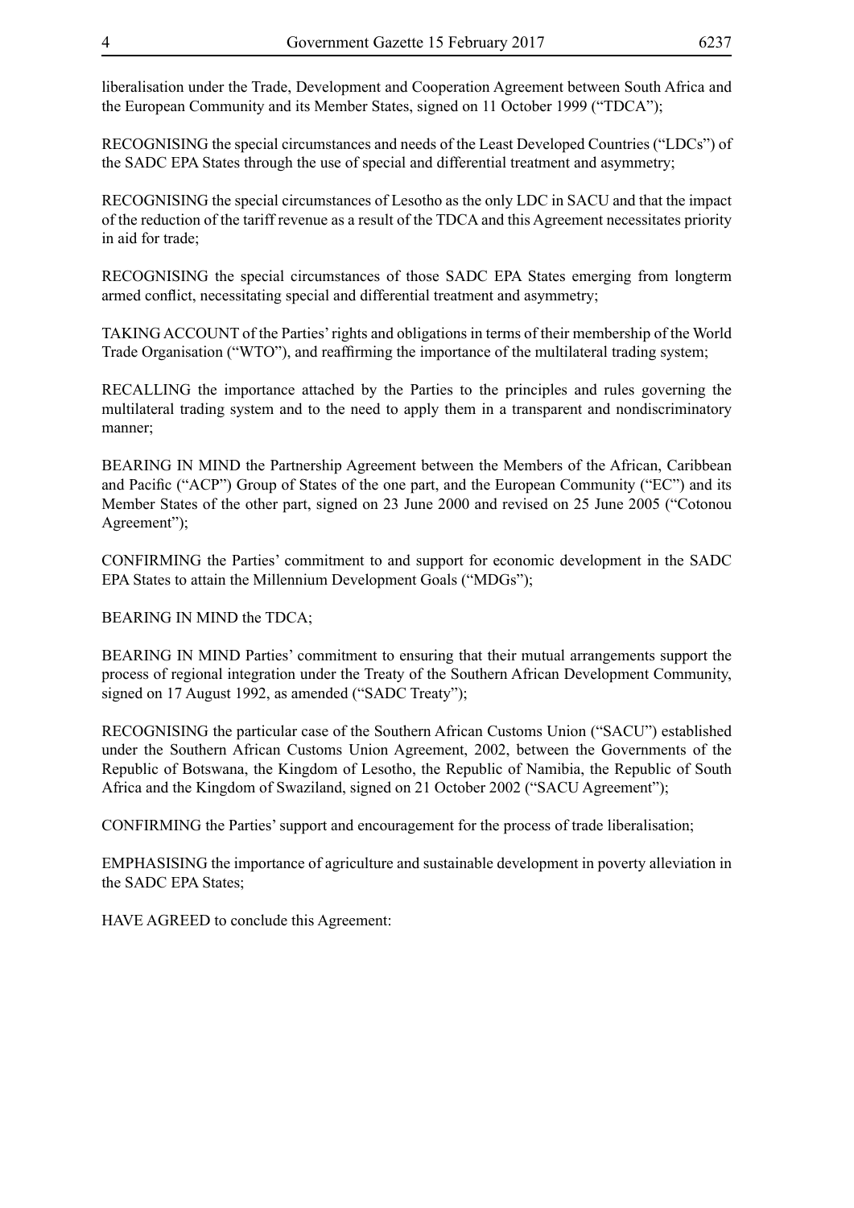liberalisation under the Trade, Development and Cooperation Agreement between South Africa and the European Community and its Member States, signed on 11 October 1999 ("TDCA");

RECOGNISING the special circumstances and needs of the Least Developed Countries ("LDCs") of the SADC EPA States through the use of special and differential treatment and asymmetry;

RECOGNISING the special circumstances of Lesotho as the only LDC in SACU and that the impact of the reduction of the tariff revenue as a result of the TDCA and this Agreement necessitates priority in aid for trade;

RECOGNISING the special circumstances of those SADC EPA States emerging from longterm armed conflict, necessitating special and differential treatment and asymmetry;

TAKING ACCOUNT of the Parties' rights and obligations in terms of their membership of the World Trade Organisation ("WTO"), and reaffirming the importance of the multilateral trading system;

RECALLING the importance attached by the Parties to the principles and rules governing the multilateral trading system and to the need to apply them in a transparent and nondiscriminatory manner;

BEARING IN MIND the Partnership Agreement between the Members of the African, Caribbean and Pacific ("ACP") Group of States of the one part, and the European Community ("EC") and its Member States of the other part, signed on 23 June 2000 and revised on 25 June 2005 ("Cotonou Agreement");

CONFIRMING the Parties' commitment to and support for economic development in the SADC EPA States to attain the Millennium Development Goals ("MDGs");

BEARING IN MIND the TDCA;

BEARING IN MIND Parties' commitment to ensuring that their mutual arrangements support the process of regional integration under the Treaty of the Southern African Development Community, signed on 17 August 1992, as amended ("SADC Treaty");

RECOGNISING the particular case of the Southern African Customs Union ("SACU") established under the Southern African Customs Union Agreement, 2002, between the Governments of the Republic of Botswana, the Kingdom of Lesotho, the Republic of Namibia, the Republic of South Africa and the Kingdom of Swaziland, signed on 21 October 2002 ("SACU Agreement");

CONFIRMING the Parties' support and encouragement for the process of trade liberalisation;

EMPHASISING the importance of agriculture and sustainable development in poverty alleviation in the SADC EPA States;

HAVE AGREED to conclude this Agreement: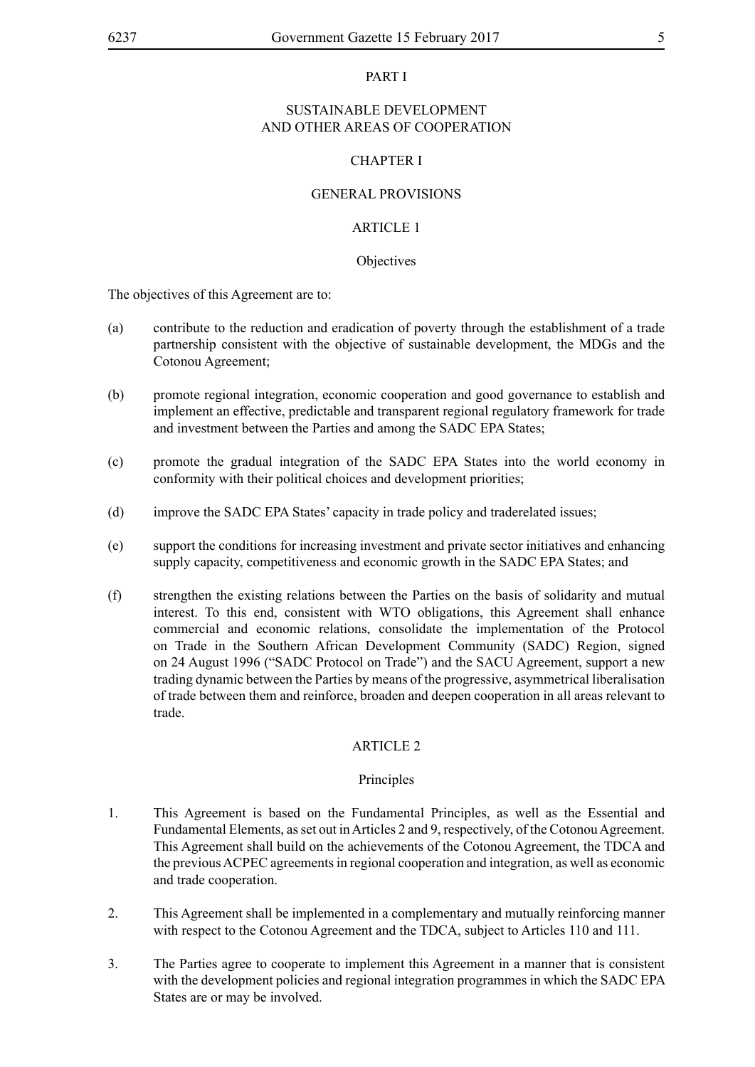# PART I

## SUSTAINABLE DEVELOPMENT AND OTHER AREAS OF COOPERATION

### CHAPTER I

### GENERAL PROVISIONS

#### ARTICLE 1

#### Objectives

The objectives of this Agreement are to:

(a) contribute to the reduction and eradication of poverty through the establishment of a trade partnership consistent with the objective of sustainable development, the MDGs and the Cotonou Agreement;

(b) promote regional integration, economic cooperation and good governance to establish and implement an effective, predictable and transparent regional regulatory framework for trade and investment between the Parties and among the SADC EPA States;

(c) promote the gradual integration of the SADC EPA States into the world economy in conformity with their political choices and development priorities;

(d) improve the SADC EPA States' capacity in trade policy and traderelated issues;

(e) support the conditions for increasing investment and private sector initiatives and enhancing supply capacity, competitiveness and economic growth in the SADC EPA States; and

(f) strengthen the existing relations between the Parties on the basis of solidarity and mutual interest. To this end, consistent with WTO obligations, this Agreement shall enhance commercial and economic relations, consolidate the implementation of the Protocol on Trade in the Southern African Development Community (SADC) Region, signed on 24 August 1996 ("SADC Protocol on Trade") and the SACU Agreement, support a new trading dynamic between the Parties by means of the progressive, asymmetrical liberalisation of trade between them and reinforce, broaden and deepen cooperation in all areas relevant to trade.

#### ARTICLE 2

#### Principles

1. This Agreement is based on the Fundamental Principles, as well as the Essential and Fundamental Elements, as set out in Articles 2 and 9, respectively, of the Cotonou Agreement. This Agreement shall build on the achievements of the Cotonou Agreement, the TDCA and the previous ACPEC agreements in regional cooperation and integration, as well as economic and trade cooperation.

2. This Agreement shall be implemented in a complementary and mutually reinforcing manner with respect to the Cotonou Agreement and the TDCA, subject to Articles 110 and 111.

3. The Parties agree to cooperate to implement this Agreement in a manner that is consistent with the development policies and regional integration programmes in which the SADC EPA States are or may be involved.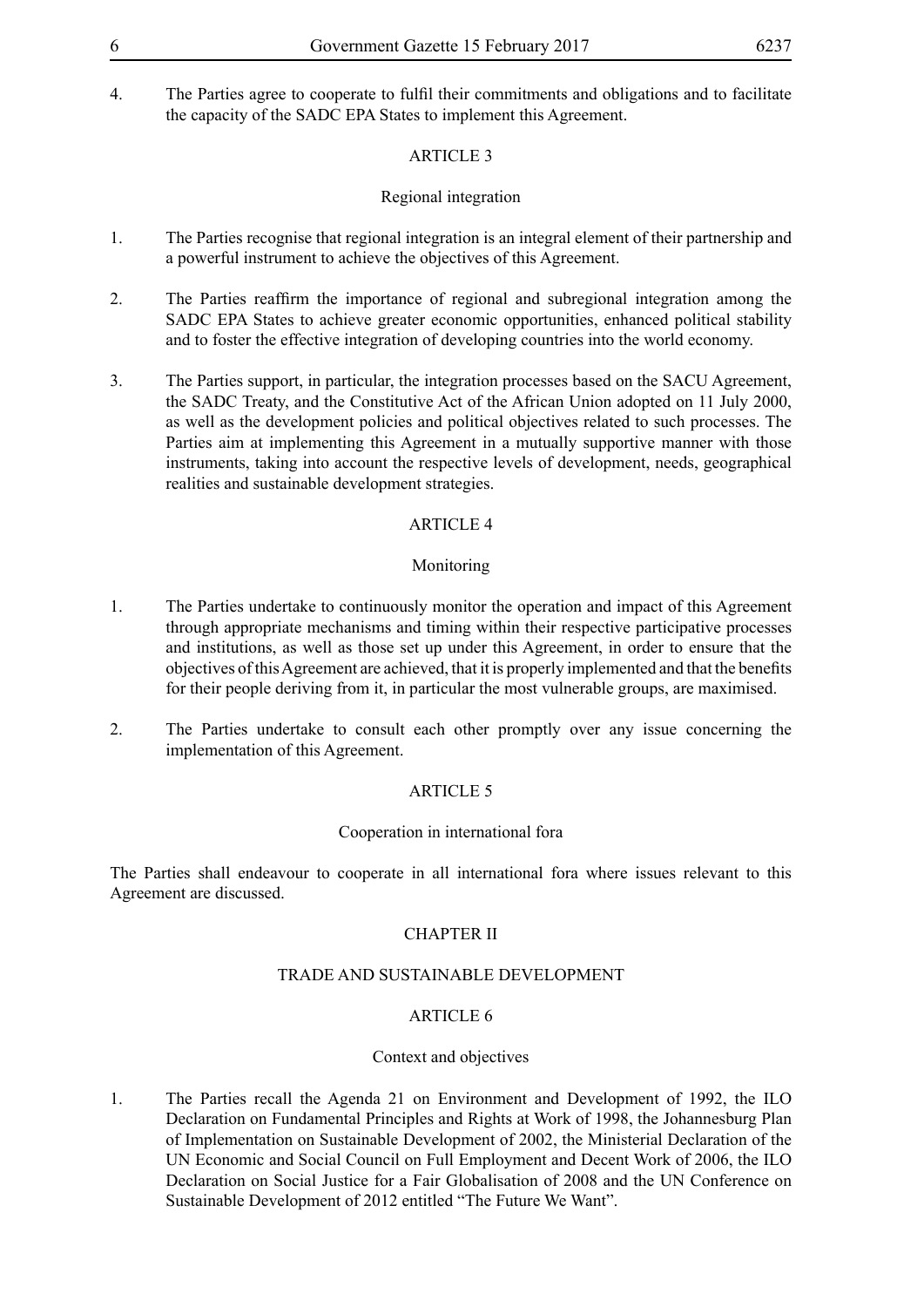4. The Parties agree to cooperate to fulfil their commitments and obligations and to facilitate the capacity of the SADC EPA States to implement this Agreement.

ARTICLE 3

Regional integration

1. The Parties recognise that regional integration is an integral element of their partnership and a powerful instrument to achieve the objectives of this Agreement.

2. The Parties reaffirm the importance of regional and subregional integration among the SADC EPA States to achieve greater economic opportunities, enhanced political stability and to foster the effective integration of developing countries into the world economy.

3. The Parties support, in particular, the integration processes based on the SACU Agreement, the SADC Treaty, and the Constitutive Act of the African Union adopted on 11 July 2000, as well as the development policies and political objectives related to such processes. The Parties aim at implementing this Agreement in a mutually supportive manner with those instruments, taking into account the respective levels of development, needs, geographical realities and sustainable development strategies.

ARTICLE 4

Monitoring

1. The Parties undertake to continuously monitor the operation and impact of this Agreement through appropriate mechanisms and timing within their respective participative processes and institutions, as well as those set up under this Agreement, in order to ensure that the objectives of this Agreement are achieved, that it is properly implemented and that the benefits for their people deriving from it, in particular the most vulnerable groups, are maximised.

2. The Parties undertake to consult each other promptly over any issue concerning the implementation of this Agreement.

ARTICLE 5

Cooperation in international fora

The Parties shall endeavour to cooperate in all international fora where issues relevant to this Agreement are discussed.

CHAPTER II

TRADE AND SUSTAINABLE DEVELOPMENT

ARTICLE 6

Context and objectives

1. The Parties recall the Agenda 21 on Environment and Development of 1992, the ILO Declaration on Fundamental Principles and Rights at Work of 1998, the Johannesburg Plan of Implementation on Sustainable Development of 2002, the Ministerial Declaration of the UN Economic and Social Council on Full Employment and Decent Work of 2006, the ILO Declaration on Social Justice for a Fair Globalisation of 2008 and the UN Conference on Sustainable Development of 2012 entitled "The Future We Want".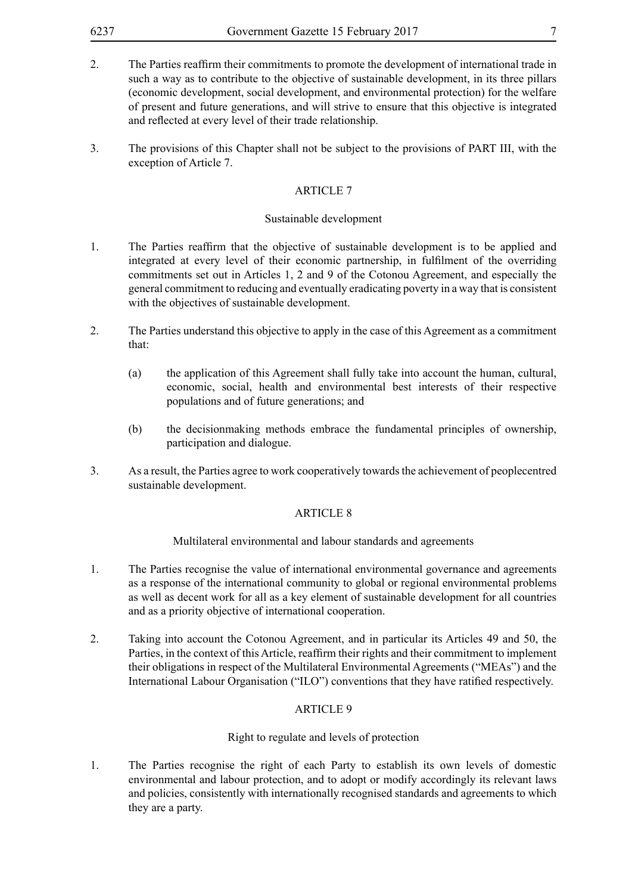2. The Parties reaffirm their commitments to promote the development of international trade in such a way as to contribute to the objective of sustainable development, in its three pillars (economic development, social development, and environmental protection) for the welfare of present and future generations, and will strive to ensure that this objective is integrated and reflected at every level of their trade relationship.

3. The provisions of this Chapter shall not be subject to the provisions of PART III, with the exception of Article 7.

## ARTICLE 7

### Sustainable development

1. The Parties reaffirm that the objective of sustainable development is to be applied and integrated at every level of their economic partnership, in fulfilment of the overriding commitments set out in Articles 1, 2 and 9 of the Cotonou Agreement, and especially the general commitment to reducing and eventually eradicating poverty in a way that is consistent with the objectives of sustainable development.

2. The Parties understand this objective to apply in the case of this Agreement as a commitment that:

   (a) the application of this Agreement shall fully take into account the human, cultural, economic, social, health and environmental best interests of their respective populations and of future generations; and

   (b) the decisionmaking methods embrace the fundamental principles of ownership, participation and dialogue.

3. As a result, the Parties agree to work cooperatively towards the achievement of peoplecentred sustainable development.

## ARTICLE 8

### Multilateral environmental and labour standards and agreements

1. The Parties recognise the value of international environmental governance and agreements as a response of the international community to global or regional environmental problems as well as decent work for all as a key element of sustainable development for all countries and as a priority objective of international cooperation.

2. Taking into account the Cotonou Agreement, and in particular its Articles 49 and 50, the Parties, in the context of this Article, reaffirm their rights and their commitment to implement their obligations in respect of the Multilateral Environmental Agreements ("MEAs") and the International Labour Organisation ("ILO") conventions that they have ratified respectively.

## ARTICLE 9

### Right to regulate and levels of protection

1. The Parties recognise the right of each Party to establish its own levels of domestic environmental and labour protection, and to adopt or modify accordingly its relevant laws and policies, consistently with internationally recognised standards and agreements to which they are a party.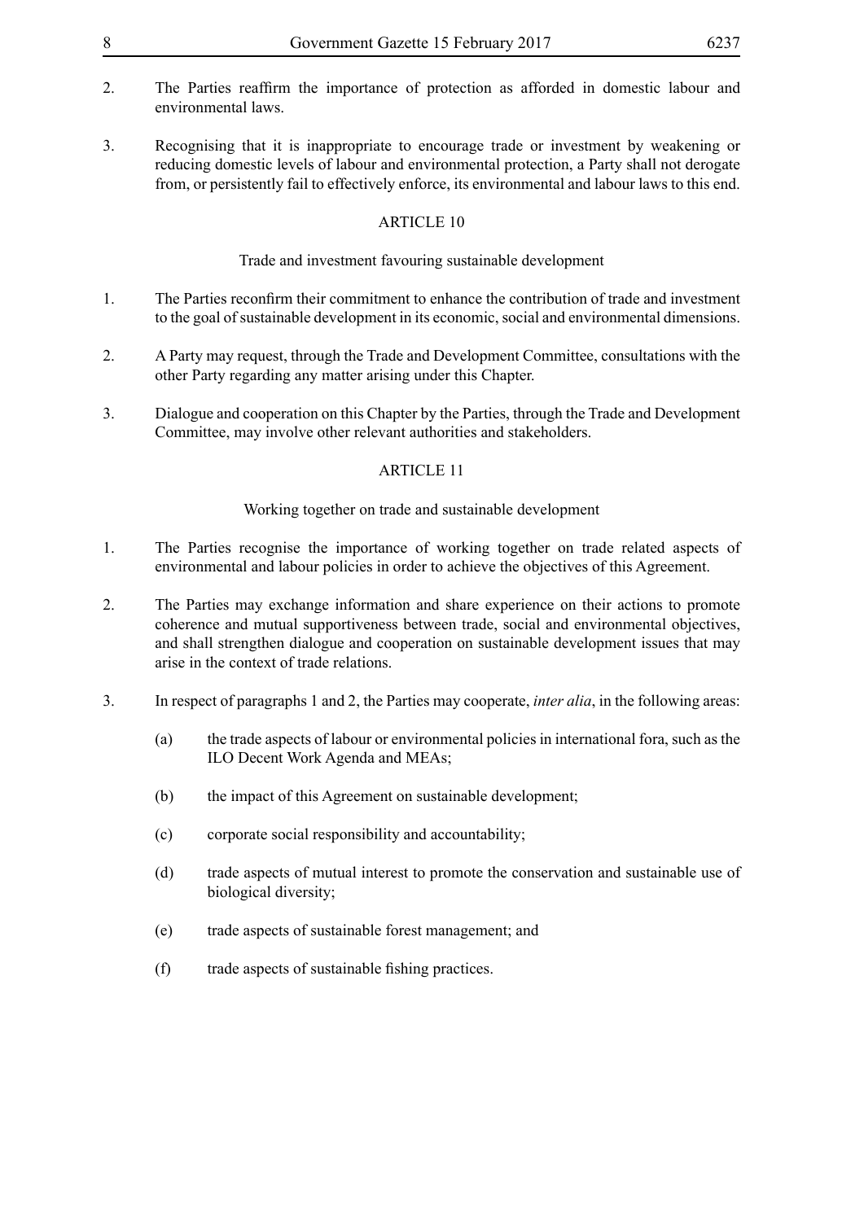2. The Parties reaffirm the importance of protection as afforded in domestic labour and environmental laws.

3. Recognising that it is inappropriate to encourage trade or investment by weakening or reducing domestic levels of labour and environmental protection, a Party shall not derogate from, or persistently fail to effectively enforce, its environmental and labour laws to this end.

## ARTICLE 10

### Trade and investment favouring sustainable development

1. The Parties reconfirm their commitment to enhance the contribution of trade and investment to the goal of sustainable development in its economic, social and environmental dimensions.

2. A Party may request, through the Trade and Development Committee, consultations with the other Party regarding any matter arising under this Chapter.

3. Dialogue and cooperation on this Chapter by the Parties, through the Trade and Development Committee, may involve other relevant authorities and stakeholders.

## ARTICLE 11

### Working together on trade and sustainable development

1. The Parties recognise the importance of working together on trade related aspects of environmental and labour policies in order to achieve the objectives of this Agreement.

2. The Parties may exchange information and share experience on their actions to promote coherence and mutual supportiveness between trade, social and environmental objectives, and shall strengthen dialogue and cooperation on sustainable development issues that may arise in the context of trade relations.

3. In respect of paragraphs 1 and 2, the Parties may cooperate, *inter alia*, in the following areas:

   (a) the trade aspects of labour or environmental policies in international fora, such as the ILO Decent Work Agenda and MEAs;

   (b) the impact of this Agreement on sustainable development;

   (c) corporate social responsibility and accountability;

   (d) trade aspects of mutual interest to promote the conservation and sustainable use of biological diversity;

   (e) trade aspects of sustainable forest management; and

   (f) trade aspects of sustainable fishing practices.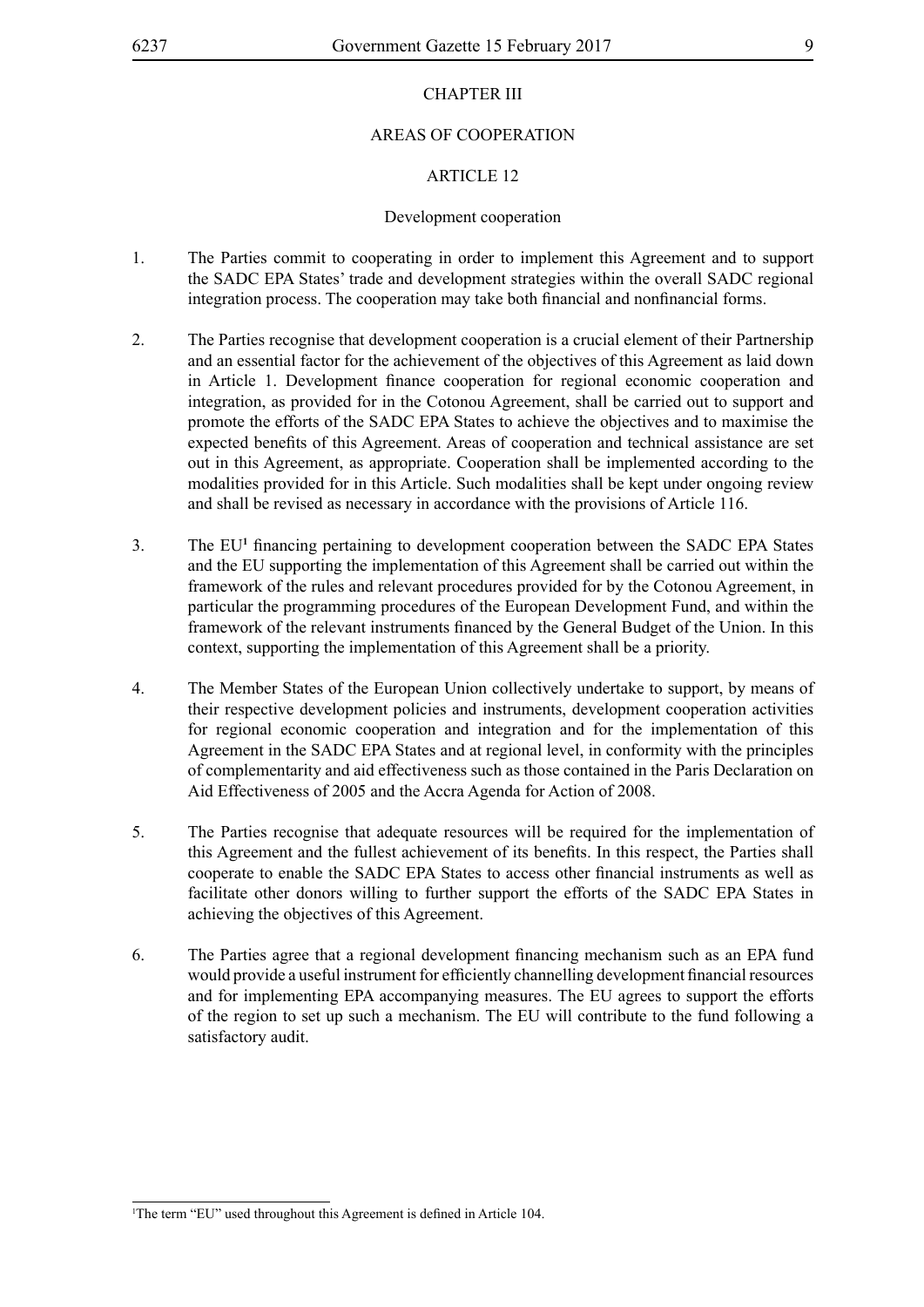## CHAPTER III

## AREAS OF COOPERATION

### ARTICLE 12

#### Development cooperation

1. The Parties commit to cooperating in order to implement this Agreement and to support the SADC EPA States' trade and development strategies within the overall SADC regional integration process. The cooperation may take both financial and nonfinancial forms.

2. The Parties recognise that development cooperation is a crucial element of their Partnership and an essential factor for the achievement of the objectives of this Agreement as laid down in Article 1. Development finance cooperation for regional economic cooperation and integration, as provided for in the Cotonou Agreement, shall be carried out to support and promote the efforts of the SADC EPA States to achieve the objectives and to maximise the expected benefits of this Agreement. Areas of cooperation and technical assistance are set out in this Agreement, as appropriate. Cooperation shall be implemented according to the modalities provided for in this Article. Such modalities shall be kept under ongoing review and shall be revised as necessary in accordance with the provisions of Article 116.

3. The EU[1] financing pertaining to development cooperation between the SADC EPA States and the EU supporting the implementation of this Agreement shall be carried out within the framework of the rules and relevant procedures provided for by the Cotonou Agreement, in particular the programming procedures of the European Development Fund, and within the framework of the relevant instruments financed by the General Budget of the Union. In this context, supporting the implementation of this Agreement shall be a priority.

4. The Member States of the European Union collectively undertake to support, by means of their respective development policies and instruments, development cooperation activities for regional economic cooperation and integration and for the implementation of this Agreement in the SADC EPA States and at regional level, in conformity with the principles of complementarity and aid effectiveness such as those contained in the Paris Declaration on Aid Effectiveness of 2005 and the Accra Agenda for Action of 2008.

5. The Parties recognise that adequate resources will be required for the implementation of this Agreement and the fullest achievement of its benefits. In this respect, the Parties shall cooperate to enable the SADC EPA States to access other financial instruments as well as facilitate other donors willing to further support the efforts of the SADC EPA States in achieving the objectives of this Agreement.

6. The Parties agree that a regional development financing mechanism such as an EPA fund would provide a useful instrument for efficiently channelling development financial resources and for implementing EPA accompanying measures. The EU agrees to support the efforts of the region to set up such a mechanism. The EU will contribute to the fund following a satisfactory audit.

---

[1] The term "EU" used throughout this Agreement is defined in Article 104.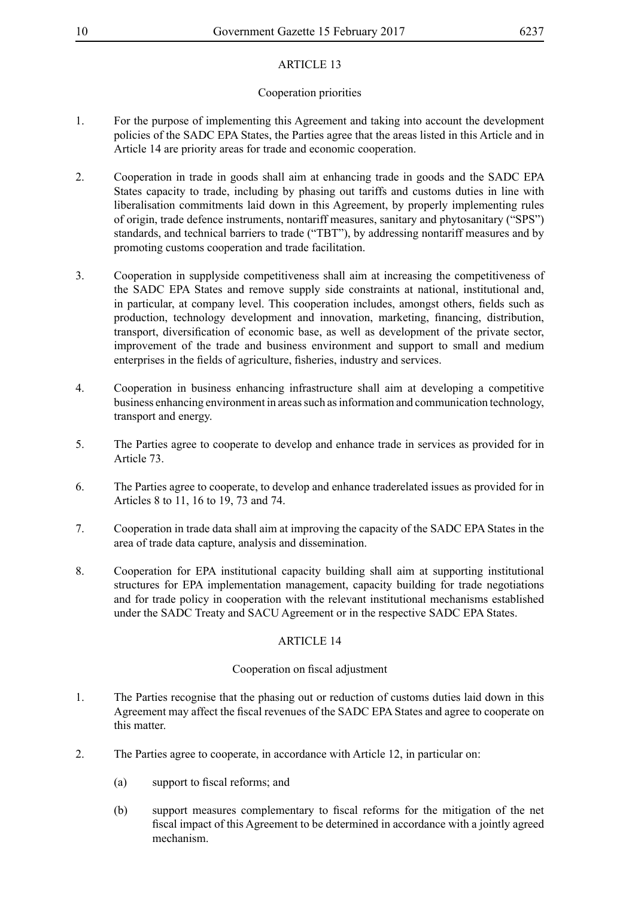## ARTICLE 13

### Cooperation priorities

1. For the purpose of implementing this Agreement and taking into account the development policies of the SADC EPA States, the Parties agree that the areas listed in this Article and in Article 14 are priority areas for trade and economic cooperation.

2. Cooperation in trade in goods shall aim at enhancing trade in goods and the SADC EPA States capacity to trade, including by phasing out tariffs and customs duties in line with liberalisation commitments laid down in this Agreement, by properly implementing rules of origin, trade defence instruments, nontariff measures, sanitary and phytosanitary ("SPS") standards, and technical barriers to trade ("TBT"), by addressing nontariff measures and by promoting customs cooperation and trade facilitation.

3. Cooperation in supplyside competitiveness shall aim at increasing the competitiveness of the SADC EPA States and remove supply side constraints at national, institutional and, in particular, at company level. This cooperation includes, amongst others, fields such as production, technology development and innovation, marketing, financing, distribution, transport, diversification of economic base, as well as development of the private sector, improvement of the trade and business environment and support to small and medium enterprises in the fields of agriculture, fisheries, industry and services.

4. Cooperation in business enhancing infrastructure shall aim at developing a competitive business enhancing environment in areas such as information and communication technology, transport and energy.

5. The Parties agree to cooperate to develop and enhance trade in services as provided for in Article 73.

6. The Parties agree to cooperate, to develop and enhance traderelated issues as provided for in Articles 8 to 11, 16 to 19, 73 and 74.

7. Cooperation in trade data shall aim at improving the capacity of the SADC EPA States in the area of trade data capture, analysis and dissemination.

8. Cooperation for EPA institutional capacity building shall aim at supporting institutional structures for EPA implementation management, capacity building for trade negotiations and for trade policy in cooperation with the relevant institutional mechanisms established under the SADC Treaty and SACU Agreement or in the respective SADC EPA States.

## ARTICLE 14

### Cooperation on fiscal adjustment

1. The Parties recognise that the phasing out or reduction of customs duties laid down in this Agreement may affect the fiscal revenues of the SADC EPA States and agree to cooperate on this matter.

2. The Parties agree to cooperate, in accordance with Article 12, in particular on:

   (a) support to fiscal reforms; and

   (b) support measures complementary to fiscal reforms for the mitigation of the net fiscal impact of this Agreement to be determined in accordance with a jointly agreed mechanism.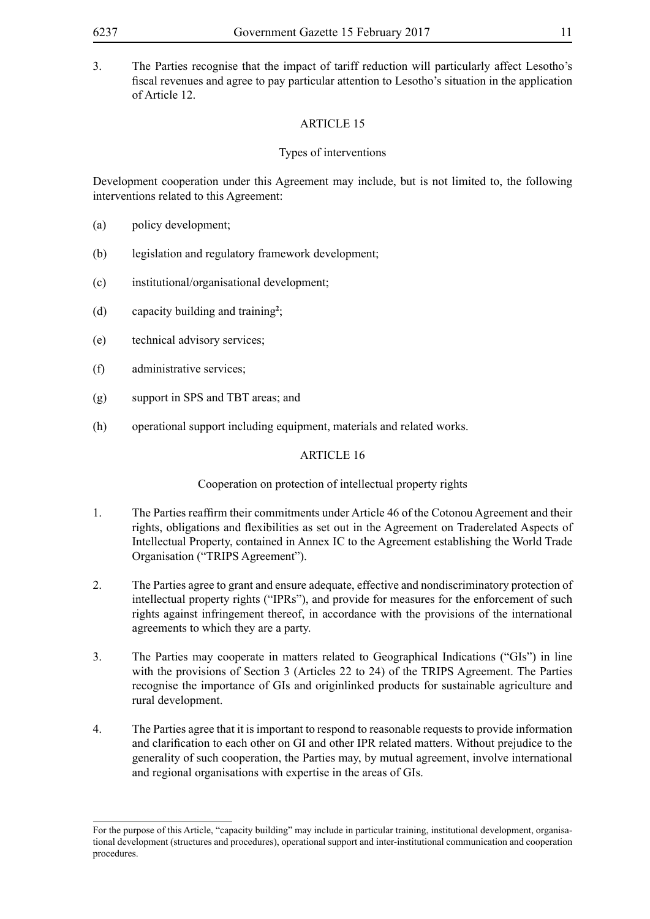3. The Parties recognise that the impact of tariff reduction will particularly affect Lesotho's fiscal revenues and agree to pay particular attention to Lesotho's situation in the application of Article 12.

## ARTICLE 15

### Types of interventions

Development cooperation under this Agreement may include, but is not limited to, the following interventions related to this Agreement:

(a) policy development;

(b) legislation and regulatory framework development;

(c) institutional/organisational development;

(d) capacity building and training[2];

(e) technical advisory services;

(f) administrative services;

(g) support in SPS and TBT areas; and

(h) operational support including equipment, materials and related works.

## ARTICLE 16

### Cooperation on protection of intellectual property rights

1. The Parties reaffirm their commitments under Article 46 of the Cotonou Agreement and their rights, obligations and flexibilities as set out in the Agreement on Traderelated Aspects of Intellectual Property, contained in Annex IC to the Agreement establishing the World Trade Organisation ("TRIPS Agreement").

2. The Parties agree to grant and ensure adequate, effective and nondiscriminatory protection of intellectual property rights ("IPRs"), and provide for measures for the enforcement of such rights against infringement thereof, in accordance with the provisions of the international agreements to which they are a party.

3. The Parties may cooperate in matters related to Geographical Indications ("GIs") in line with the provisions of Section 3 (Articles 22 to 24) of the TRIPS Agreement. The Parties recognise the importance of GIs and originlinked products for sustainable agriculture and rural development.

4. The Parties agree that it is important to respond to reasonable requests to provide information and clarification to each other on GI and other IPR related matters. Without prejudice to the generality of such cooperation, the Parties may, by mutual agreement, involve international and regional organisations with expertise in the areas of GIs.

---

For the purpose of this Article, "capacity building" may include in particular training, institutional development, organisational development (structures and procedures), operational support and inter-institutional communication and cooperation procedures.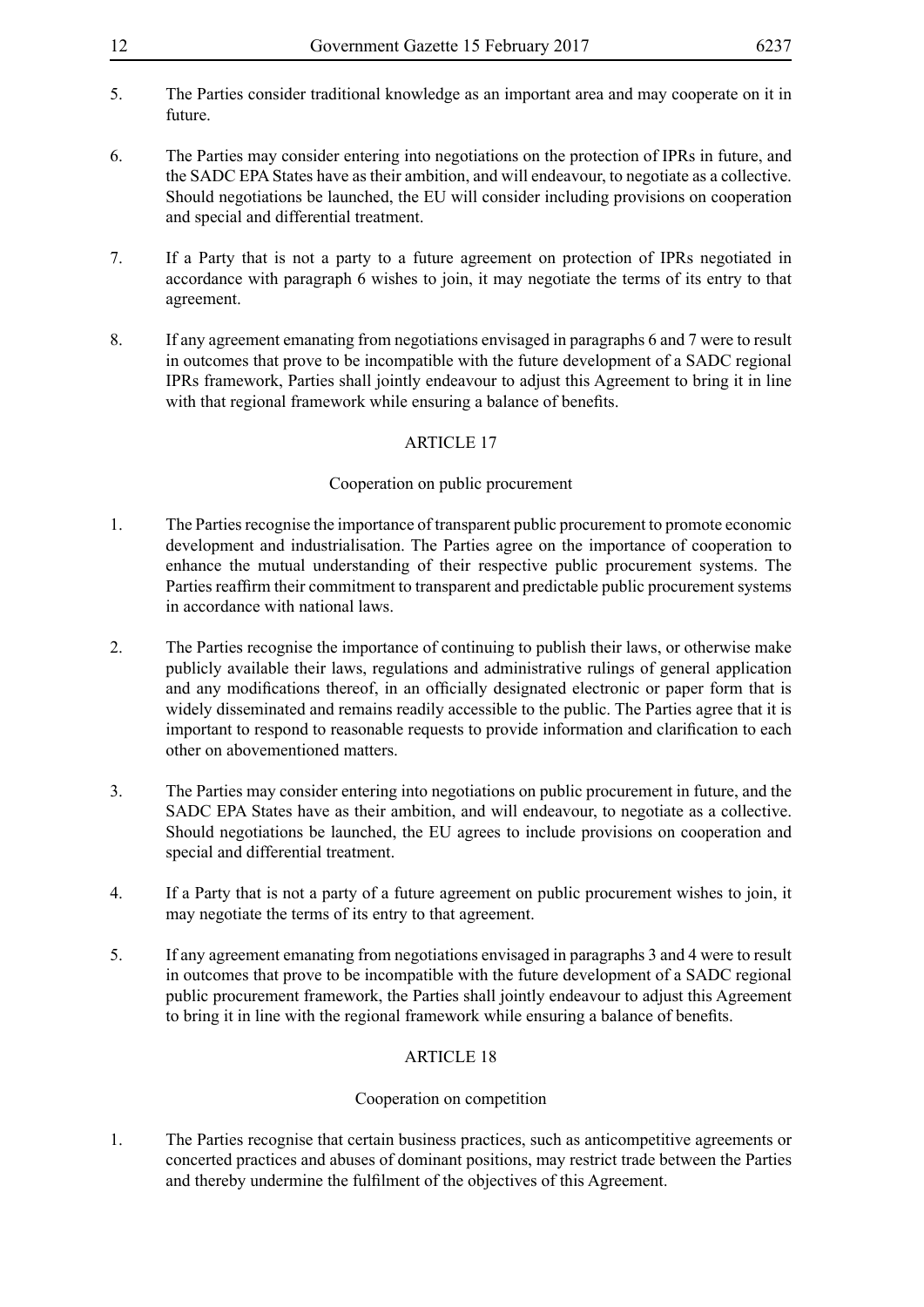5. The Parties consider traditional knowledge as an important area and may cooperate on it in future.

6. The Parties may consider entering into negotiations on the protection of IPRs in future, and the SADC EPA States have as their ambition, and will endeavour, to negotiate as a collective. Should negotiations be launched, the EU will consider including provisions on cooperation and special and differential treatment.

7. If a Party that is not a party to a future agreement on protection of IPRs negotiated in accordance with paragraph 6 wishes to join, it may negotiate the terms of its entry to that agreement.

8. If any agreement emanating from negotiations envisaged in paragraphs 6 and 7 were to result in outcomes that prove to be incompatible with the future development of a SADC regional IPRs framework, Parties shall jointly endeavour to adjust this Agreement to bring it in line with that regional framework while ensuring a balance of benefits.

## ARTICLE 17

### Cooperation on public procurement

1. The Parties recognise the importance of transparent public procurement to promote economic development and industrialisation. The Parties agree on the importance of cooperation to enhance the mutual understanding of their respective public procurement systems. The Parties reaffirm their commitment to transparent and predictable public procurement systems in accordance with national laws.

2. The Parties recognise the importance of continuing to publish their laws, or otherwise make publicly available their laws, regulations and administrative rulings of general application and any modifications thereof, in an officially designated electronic or paper form that is widely disseminated and remains readily accessible to the public. The Parties agree that it is important to respond to reasonable requests to provide information and clarification to each other on abovementioned matters.

3. The Parties may consider entering into negotiations on public procurement in future, and the SADC EPA States have as their ambition, and will endeavour, to negotiate as a collective. Should negotiations be launched, the EU agrees to include provisions on cooperation and special and differential treatment.

4. If a Party that is not a party of a future agreement on public procurement wishes to join, it may negotiate the terms of its entry to that agreement.

5. If any agreement emanating from negotiations envisaged in paragraphs 3 and 4 were to result in outcomes that prove to be incompatible with the future development of a SADC regional public procurement framework, the Parties shall jointly endeavour to adjust this Agreement to bring it in line with the regional framework while ensuring a balance of benefits.

## ARTICLE 18

### Cooperation on competition

1. The Parties recognise that certain business practices, such as anticompetitive agreements or concerted practices and abuses of dominant positions, may restrict trade between the Parties and thereby undermine the fulfilment of the objectives of this Agreement.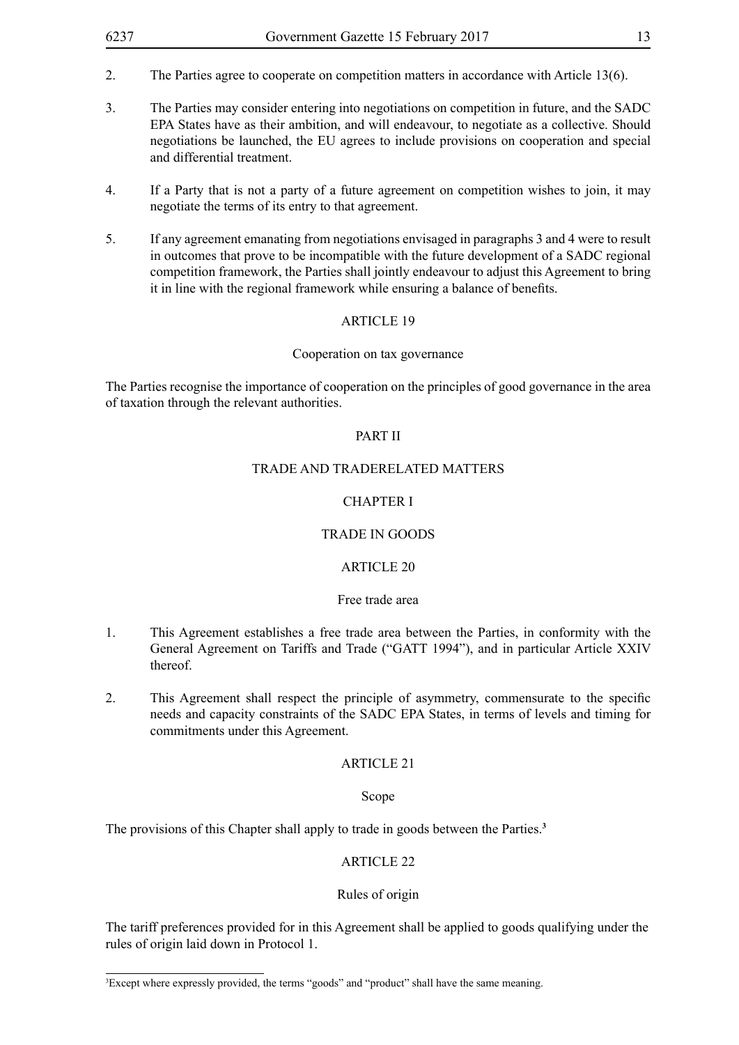2. The Parties agree to cooperate on competition matters in accordance with Article 13(6).

3. The Parties may consider entering into negotiations on competition in future, and the SADC EPA States have as their ambition, and will endeavour, to negotiate as a collective. Should negotiations be launched, the EU agrees to include provisions on cooperation and special and differential treatment.

4. If a Party that is not a party of a future agreement on competition wishes to join, it may negotiate the terms of its entry to that agreement.

5. If any agreement emanating from negotiations envisaged in paragraphs 3 and 4 were to result in outcomes that prove to be incompatible with the future development of a SADC regional competition framework, the Parties shall jointly endeavour to adjust this Agreement to bring it in line with the regional framework while ensuring a balance of benefits.

### ARTICLE 19

#### Cooperation on tax governance

The Parties recognise the importance of cooperation on the principles of good governance in the area of taxation through the relevant authorities.

## PART II

## TRADE AND TRADERELATED MATTERS

### CHAPTER I

### TRADE IN GOODS

### ARTICLE 20

#### Free trade area

1. This Agreement establishes a free trade area between the Parties, in conformity with the General Agreement on Tariffs and Trade ("GATT 1994"), and in particular Article XXIV thereof.

2. This Agreement shall respect the principle of asymmetry, commensurate to the specific needs and capacity constraints of the SADC EPA States, in terms of levels and timing for commitments under this Agreement.

### ARTICLE 21

#### Scope

The provisions of this Chapter shall apply to trade in goods between the Parties.[3]

### ARTICLE 22

#### Rules of origin

The tariff preferences provided for in this Agreement shall be applied to goods qualifying under the rules of origin laid down in Protocol 1.

---

[3] Except where expressly provided, the terms "goods" and "product" shall have the same meaning.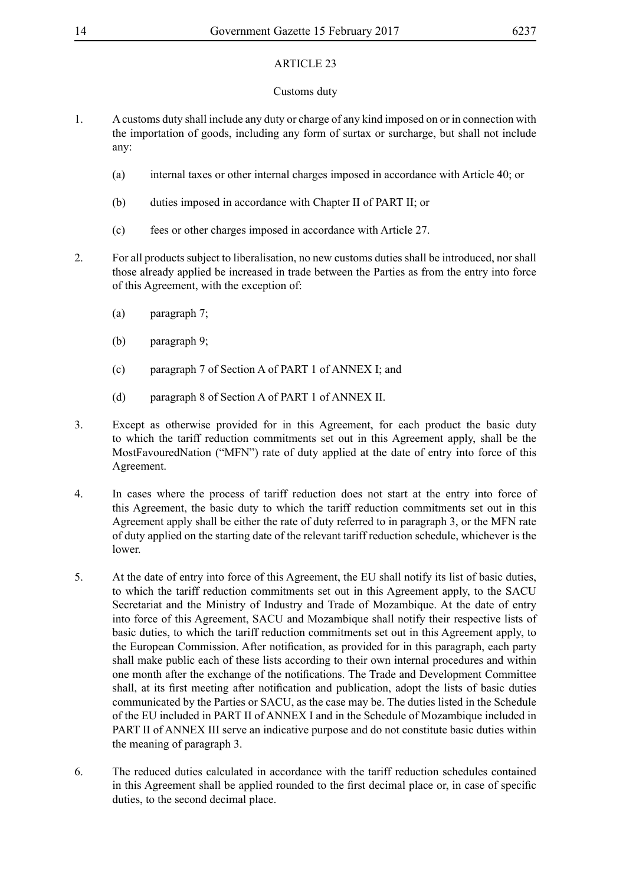## ARTICLE 23

### Customs duty

1. A customs duty shall include any duty or charge of any kind imposed on or in connection with the importation of goods, including any form of surtax or surcharge, but shall not include any:

   (a) internal taxes or other internal charges imposed in accordance with Article 40; or

   (b) duties imposed in accordance with Chapter II of PART II; or

   (c) fees or other charges imposed in accordance with Article 27.

2. For all products subject to liberalisation, no new customs duties shall be introduced, nor shall those already applied be increased in trade between the Parties as from the entry into force of this Agreement, with the exception of:

   (a) paragraph 7;

   (b) paragraph 9;

   (c) paragraph 7 of Section A of PART 1 of ANNEX I; and

   (d) paragraph 8 of Section A of PART 1 of ANNEX II.

3. Except as otherwise provided for in this Agreement, for each product the basic duty to which the tariff reduction commitments set out in this Agreement apply, shall be the MostFavouredNation ("MFN") rate of duty applied at the date of entry into force of this Agreement.

4. In cases where the process of tariff reduction does not start at the entry into force of this Agreement, the basic duty to which the tariff reduction commitments set out in this Agreement apply shall be either the rate of duty referred to in paragraph 3, or the MFN rate of duty applied on the starting date of the relevant tariff reduction schedule, whichever is the lower.

5. At the date of entry into force of this Agreement, the EU shall notify its list of basic duties, to which the tariff reduction commitments set out in this Agreement apply, to the SACU Secretariat and the Ministry of Industry and Trade of Mozambique. At the date of entry into force of this Agreement, SACU and Mozambique shall notify their respective lists of basic duties, to which the tariff reduction commitments set out in this Agreement apply, to the European Commission. After notification, as provided for in this paragraph, each party shall make public each of these lists according to their own internal procedures and within one month after the exchange of the notifications. The Trade and Development Committee shall, at its first meeting after notification and publication, adopt the lists of basic duties communicated by the Parties or SACU, as the case may be. The duties listed in the Schedule of the EU included in PART II of ANNEX I and in the Schedule of Mozambique included in PART II of ANNEX III serve an indicative purpose and do not constitute basic duties within the meaning of paragraph 3.

6. The reduced duties calculated in accordance with the tariff reduction schedules contained in this Agreement shall be applied rounded to the first decimal place or, in case of specific duties, to the second decimal place.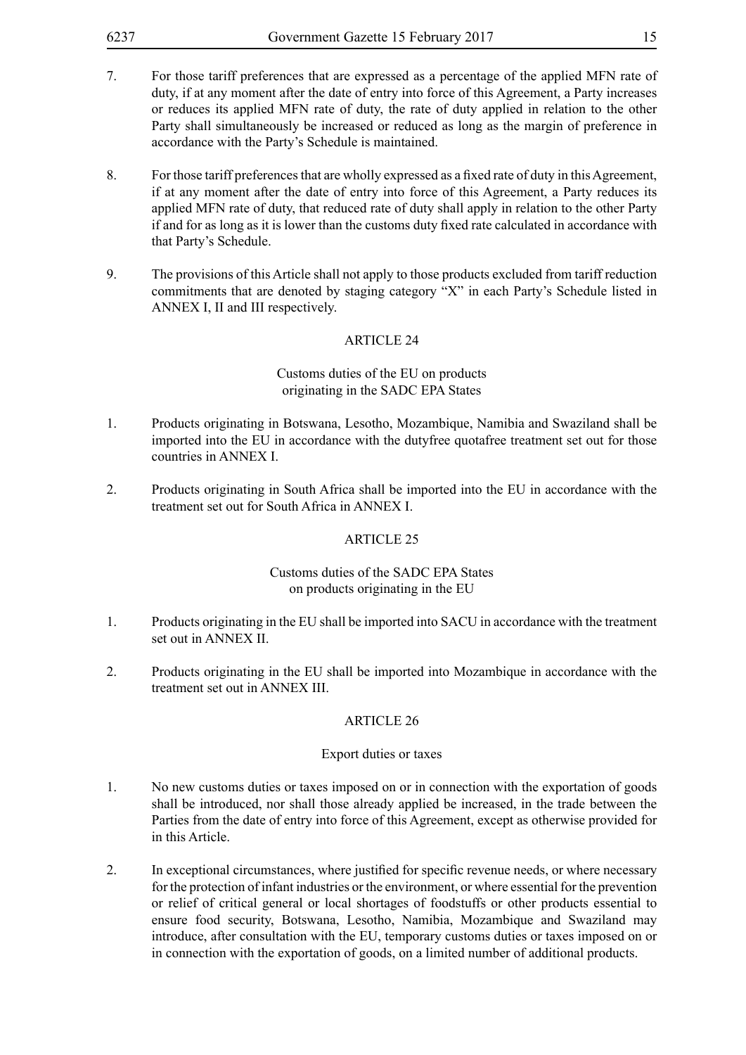7. For those tariff preferences that are expressed as a percentage of the applied MFN rate of duty, if at any moment after the date of entry into force of this Agreement, a Party increases or reduces its applied MFN rate of duty, the rate of duty applied in relation to the other Party shall simultaneously be increased or reduced as long as the margin of preference in accordance with the Party's Schedule is maintained.

8. For those tariff preferences that are wholly expressed as a fixed rate of duty in this Agreement, if at any moment after the date of entry into force of this Agreement, a Party reduces its applied MFN rate of duty, that reduced rate of duty shall apply in relation to the other Party if and for as long as it is lower than the customs duty fixed rate calculated in accordance with that Party's Schedule.

9. The provisions of this Article shall not apply to those products excluded from tariff reduction commitments that are denoted by staging category "X" in each Party's Schedule listed in ANNEX I, II and III respectively.

## ARTICLE 24

### Customs duties of the EU on products originating in the SADC EPA States

1. Products originating in Botswana, Lesotho, Mozambique, Namibia and Swaziland shall be imported into the EU in accordance with the dutyfree quotafree treatment set out for those countries in ANNEX I.

2. Products originating in South Africa shall be imported into the EU in accordance with the treatment set out for South Africa in ANNEX I.

## ARTICLE 25

### Customs duties of the SADC EPA States on products originating in the EU

1. Products originating in the EU shall be imported into SACU in accordance with the treatment set out in ANNEX II.

2. Products originating in the EU shall be imported into Mozambique in accordance with the treatment set out in ANNEX III.

## ARTICLE 26

### Export duties or taxes

1. No new customs duties or taxes imposed on or in connection with the exportation of goods shall be introduced, nor shall those already applied be increased, in the trade between the Parties from the date of entry into force of this Agreement, except as otherwise provided for in this Article.

2. In exceptional circumstances, where justified for specific revenue needs, or where necessary for the protection of infant industries or the environment, or where essential for the prevention or relief of critical general or local shortages of foodstuffs or other products essential to ensure food security, Botswana, Lesotho, Namibia, Mozambique and Swaziland may introduce, after consultation with the EU, temporary customs duties or taxes imposed on or in connection with the exportation of goods, on a limited number of additional products.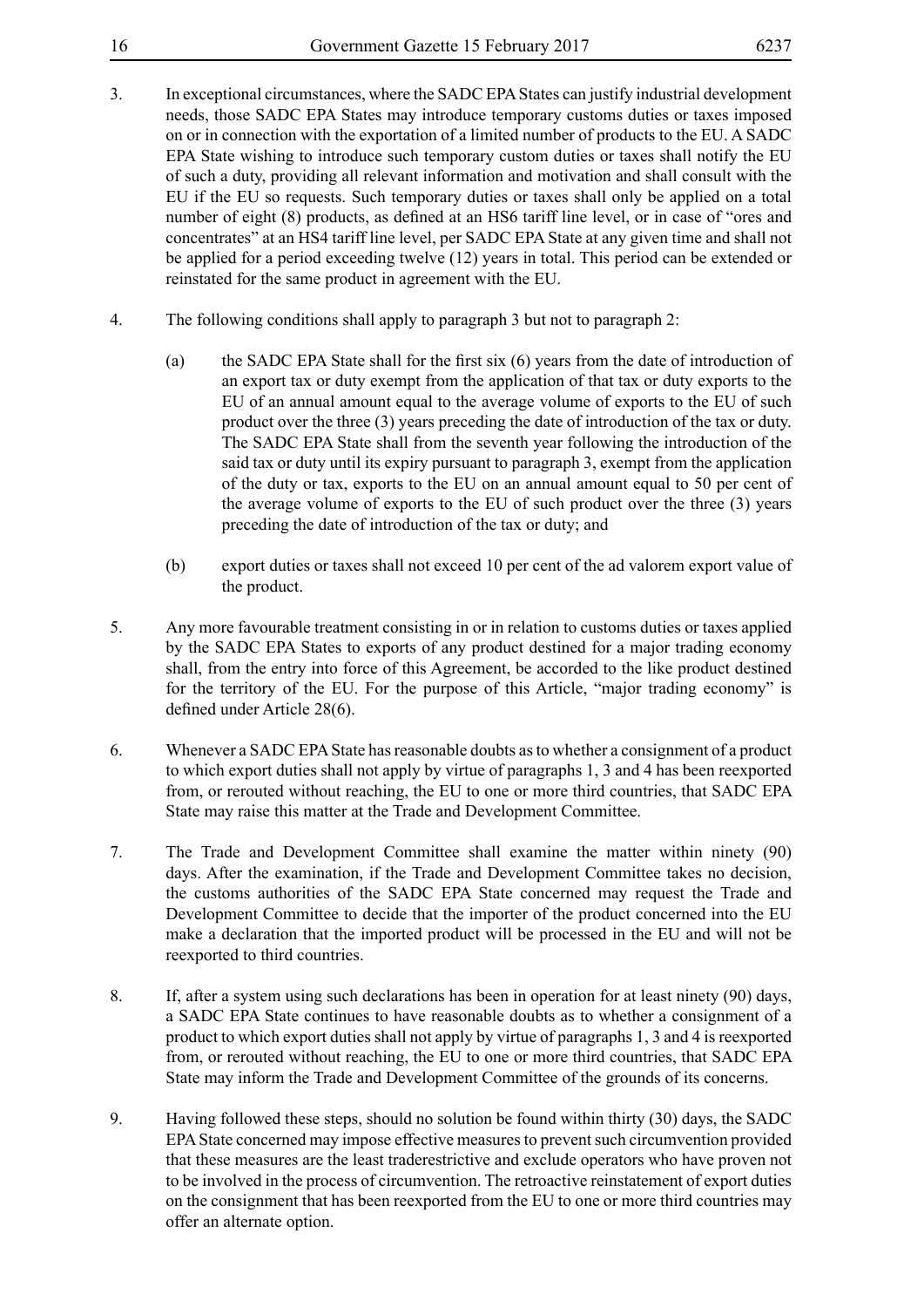3. In exceptional circumstances, where the SADC EPA States can justify industrial development needs, those SADC EPA States may introduce temporary customs duties or taxes imposed on or in connection with the exportation of a limited number of products to the EU. A SADC EPA State wishing to introduce such temporary custom duties or taxes shall notify the EU of such a duty, providing all relevant information and motivation and shall consult with the EU if the EU so requests. Such temporary duties or taxes shall only be applied on a total number of eight (8) products, as defined at an HS6 tariff line level, or in case of "ores and concentrates" at an HS4 tariff line level, per SADC EPA State at any given time and shall not be applied for a period exceeding twelve (12) years in total. This period can be extended or reinstated for the same product in agreement with the EU.

4. The following conditions shall apply to paragraph 3 but not to paragraph 2:

   (a) the SADC EPA State shall for the first six (6) years from the date of introduction of an export tax or duty exempt from the application of that tax or duty exports to the EU of an annual amount equal to the average volume of exports to the EU of such product over the three (3) years preceding the date of introduction of the tax or duty. The SADC EPA State shall from the seventh year following the introduction of the said tax or duty until its expiry pursuant to paragraph 3, exempt from the application of the duty or tax, exports to the EU on an annual amount equal to 50 per cent of the average volume of exports to the EU of such product over the three (3) years preceding the date of introduction of the tax or duty; and

   (b) export duties or taxes shall not exceed 10 per cent of the ad valorem export value of the product.

5. Any more favourable treatment consisting in or in relation to customs duties or taxes applied by the SADC EPA States to exports of any product destined for a major trading economy shall, from the entry into force of this Agreement, be accorded to the like product destined for the territory of the EU. For the purpose of this Article, "major trading economy" is defined under Article 28(6).

6. Whenever a SADC EPA State has reasonable doubts as to whether a consignment of a product to which export duties shall not apply by virtue of paragraphs 1, 3 and 4 has been reexported from, or rerouted without reaching, the EU to one or more third countries, that SADC EPA State may raise this matter at the Trade and Development Committee.

7. The Trade and Development Committee shall examine the matter within ninety (90) days. After the examination, if the Trade and Development Committee takes no decision, the customs authorities of the SADC EPA State concerned may request the Trade and Development Committee to decide that the importer of the product concerned into the EU make a declaration that the imported product will be processed in the EU and will not be reexported to third countries.

8. If, after a system using such declarations has been in operation for at least ninety (90) days, a SADC EPA State continues to have reasonable doubts as to whether a consignment of a product to which export duties shall not apply by virtue of paragraphs 1, 3 and 4 is reexported from, or rerouted without reaching, the EU to one or more third countries, that SADC EPA State may inform the Trade and Development Committee of the grounds of its concerns.

9. Having followed these steps, should no solution be found within thirty (30) days, the SADC EPA State concerned may impose effective measures to prevent such circumvention provided that these measures are the least traderestrictive and exclude operators who have proven not to be involved in the process of circumvention. The retroactive reinstatement of export duties on the consignment that has been reexported from the EU to one or more third countries may offer an alternate option.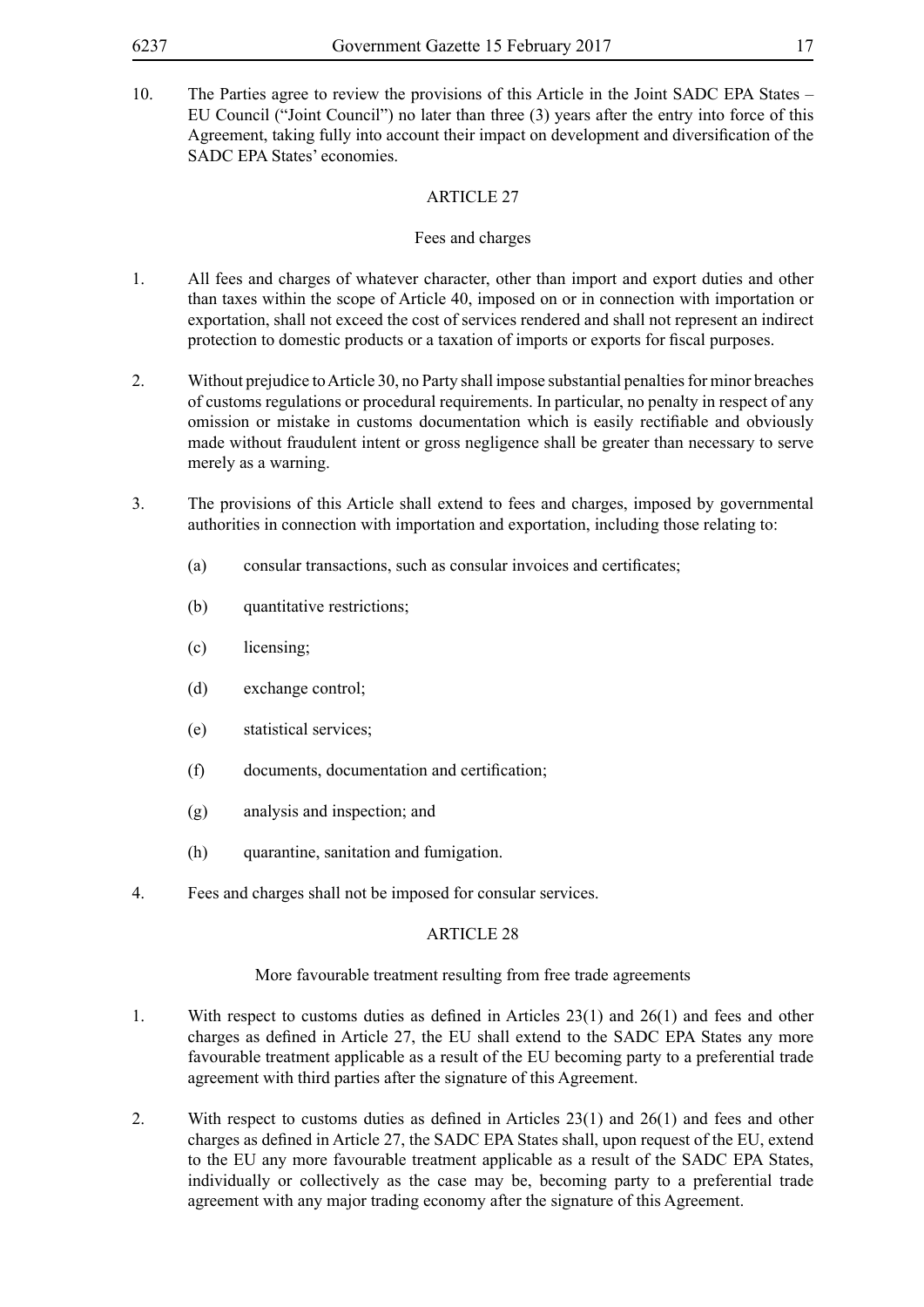10. The Parties agree to review the provisions of this Article in the Joint SADC EPA States – EU Council ("Joint Council") no later than three (3) years after the entry into force of this Agreement, taking fully into account their impact on development and diversification of the SADC EPA States' economies.

## ARTICLE 27

### Fees and charges

1. All fees and charges of whatever character, other than import and export duties and other than taxes within the scope of Article 40, imposed on or in connection with importation or exportation, shall not exceed the cost of services rendered and shall not represent an indirect protection to domestic products or a taxation of imports or exports for fiscal purposes.

2. Without prejudice to Article 30, no Party shall impose substantial penalties for minor breaches of customs regulations or procedural requirements. In particular, no penalty in respect of any omission or mistake in customs documentation which is easily rectifiable and obviously made without fraudulent intent or gross negligence shall be greater than necessary to serve merely as a warning.

3. The provisions of this Article shall extend to fees and charges, imposed by governmental authorities in connection with importation and exportation, including those relating to:

   (a) consular transactions, such as consular invoices and certificates;

   (b) quantitative restrictions;

   (c) licensing;

   (d) exchange control;

   (e) statistical services;

   (f) documents, documentation and certification;

   (g) analysis and inspection; and

   (h) quarantine, sanitation and fumigation.

4. Fees and charges shall not be imposed for consular services.

## ARTICLE 28

### More favourable treatment resulting from free trade agreements

1. With respect to customs duties as defined in Articles 23(1) and 26(1) and fees and other charges as defined in Article 27, the EU shall extend to the SADC EPA States any more favourable treatment applicable as a result of the EU becoming party to a preferential trade agreement with third parties after the signature of this Agreement.

2. With respect to customs duties as defined in Articles 23(1) and 26(1) and fees and other charges as defined in Article 27, the SADC EPA States shall, upon request of the EU, extend to the EU any more favourable treatment applicable as a result of the SADC EPA States, individually or collectively as the case may be, becoming party to a preferential trade agreement with any major trading economy after the signature of this Agreement.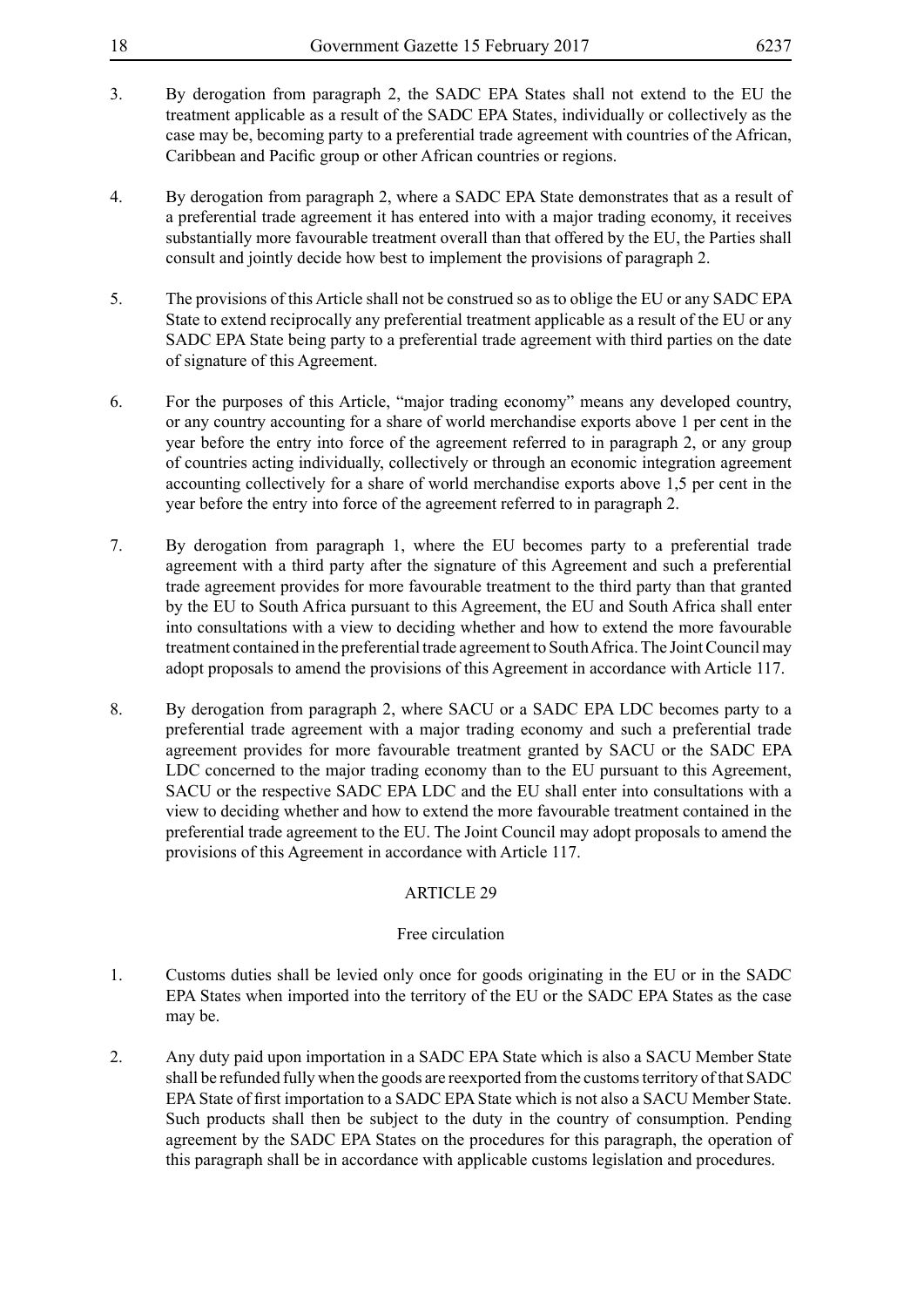3. By derogation from paragraph 2, the SADC EPA States shall not extend to the EU the treatment applicable as a result of the SADC EPA States, individually or collectively as the case may be, becoming party to a preferential trade agreement with countries of the African, Caribbean and Pacific group or other African countries or regions.

4. By derogation from paragraph 2, where a SADC EPA State demonstrates that as a result of a preferential trade agreement it has entered into with a major trading economy, it receives substantially more favourable treatment overall than that offered by the EU, the Parties shall consult and jointly decide how best to implement the provisions of paragraph 2.

5. The provisions of this Article shall not be construed so as to oblige the EU or any SADC EPA State to extend reciprocally any preferential treatment applicable as a result of the EU or any SADC EPA State being party to a preferential trade agreement with third parties on the date of signature of this Agreement.

6. For the purposes of this Article, "major trading economy" means any developed country, or any country accounting for a share of world merchandise exports above 1 per cent in the year before the entry into force of the agreement referred to in paragraph 2, or any group of countries acting individually, collectively or through an economic integration agreement accounting collectively for a share of world merchandise exports above 1,5 per cent in the year before the entry into force of the agreement referred to in paragraph 2.

7. By derogation from paragraph 1, where the EU becomes party to a preferential trade agreement with a third party after the signature of this Agreement and such a preferential trade agreement provides for more favourable treatment to the third party than that granted by the EU to South Africa pursuant to this Agreement, the EU and South Africa shall enter into consultations with a view to deciding whether and how to extend the more favourable treatment contained in the preferential trade agreement to South Africa. The Joint Council may adopt proposals to amend the provisions of this Agreement in accordance with Article 117.

8. By derogation from paragraph 2, where SACU or a SADC EPA LDC becomes party to a preferential trade agreement with a major trading economy and such a preferential trade agreement provides for more favourable treatment granted by SACU or the SADC EPA LDC concerned to the major trading economy than to the EU pursuant to this Agreement, SACU or the respective SADC EPA LDC and the EU shall enter into consultations with a view to deciding whether and how to extend the more favourable treatment contained in the preferential trade agreement to the EU. The Joint Council may adopt proposals to amend the provisions of this Agreement in accordance with Article 117.

## ARTICLE 29

### Free circulation

1. Customs duties shall be levied only once for goods originating in the EU or in the SADC EPA States when imported into the territory of the EU or the SADC EPA States as the case may be.

2. Any duty paid upon importation in a SADC EPA State which is also a SACU Member State shall be refunded fully when the goods are reexported from the customs territory of that SADC EPA State of first importation to a SADC EPA State which is not also a SACU Member State. Such products shall then be subject to the duty in the country of consumption. Pending agreement by the SADC EPA States on the procedures for this paragraph, the operation of this paragraph shall be in accordance with applicable customs legislation and procedures.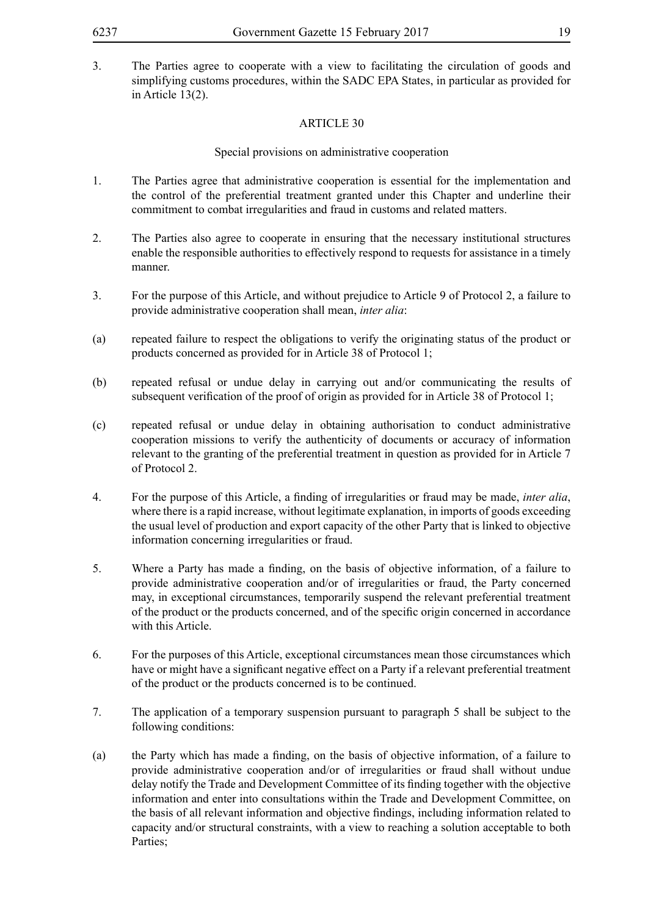3. The Parties agree to cooperate with a view to facilitating the circulation of goods and simplifying customs procedures, within the SADC EPA States, in particular as provided for in Article 13(2).

## ARTICLE 30

### Special provisions on administrative cooperation

1. The Parties agree that administrative cooperation is essential for the implementation and the control of the preferential treatment granted under this Chapter and underline their commitment to combat irregularities and fraud in customs and related matters.

2. The Parties also agree to cooperate in ensuring that the necessary institutional structures enable the responsible authorities to effectively respond to requests for assistance in a timely manner.

3. For the purpose of this Article, and without prejudice to Article 9 of Protocol 2, a failure to provide administrative cooperation shall mean, *inter alia*:

(a) repeated failure to respect the obligations to verify the originating status of the product or products concerned as provided for in Article 38 of Protocol 1;

(b) repeated refusal or undue delay in carrying out and/or communicating the results of subsequent verification of the proof of origin as provided for in Article 38 of Protocol 1;

(c) repeated refusal or undue delay in obtaining authorisation to conduct administrative cooperation missions to verify the authenticity of documents or accuracy of information relevant to the granting of the preferential treatment in question as provided for in Article 7 of Protocol 2.

4. For the purpose of this Article, a finding of irregularities or fraud may be made, *inter alia*, where there is a rapid increase, without legitimate explanation, in imports of goods exceeding the usual level of production and export capacity of the other Party that is linked to objective information concerning irregularities or fraud.

5. Where a Party has made a finding, on the basis of objective information, of a failure to provide administrative cooperation and/or of irregularities or fraud, the Party concerned may, in exceptional circumstances, temporarily suspend the relevant preferential treatment of the product or the products concerned, and of the specific origin concerned in accordance with this Article.

6. For the purposes of this Article, exceptional circumstances mean those circumstances which have or might have a significant negative effect on a Party if a relevant preferential treatment of the product or the products concerned is to be continued.

7. The application of a temporary suspension pursuant to paragraph 5 shall be subject to the following conditions:

(a) the Party which has made a finding, on the basis of objective information, of a failure to provide administrative cooperation and/or of irregularities or fraud shall without undue delay notify the Trade and Development Committee of its finding together with the objective information and enter into consultations within the Trade and Development Committee, on the basis of all relevant information and objective findings, including information related to capacity and/or structural constraints, with a view to reaching a solution acceptable to both Parties;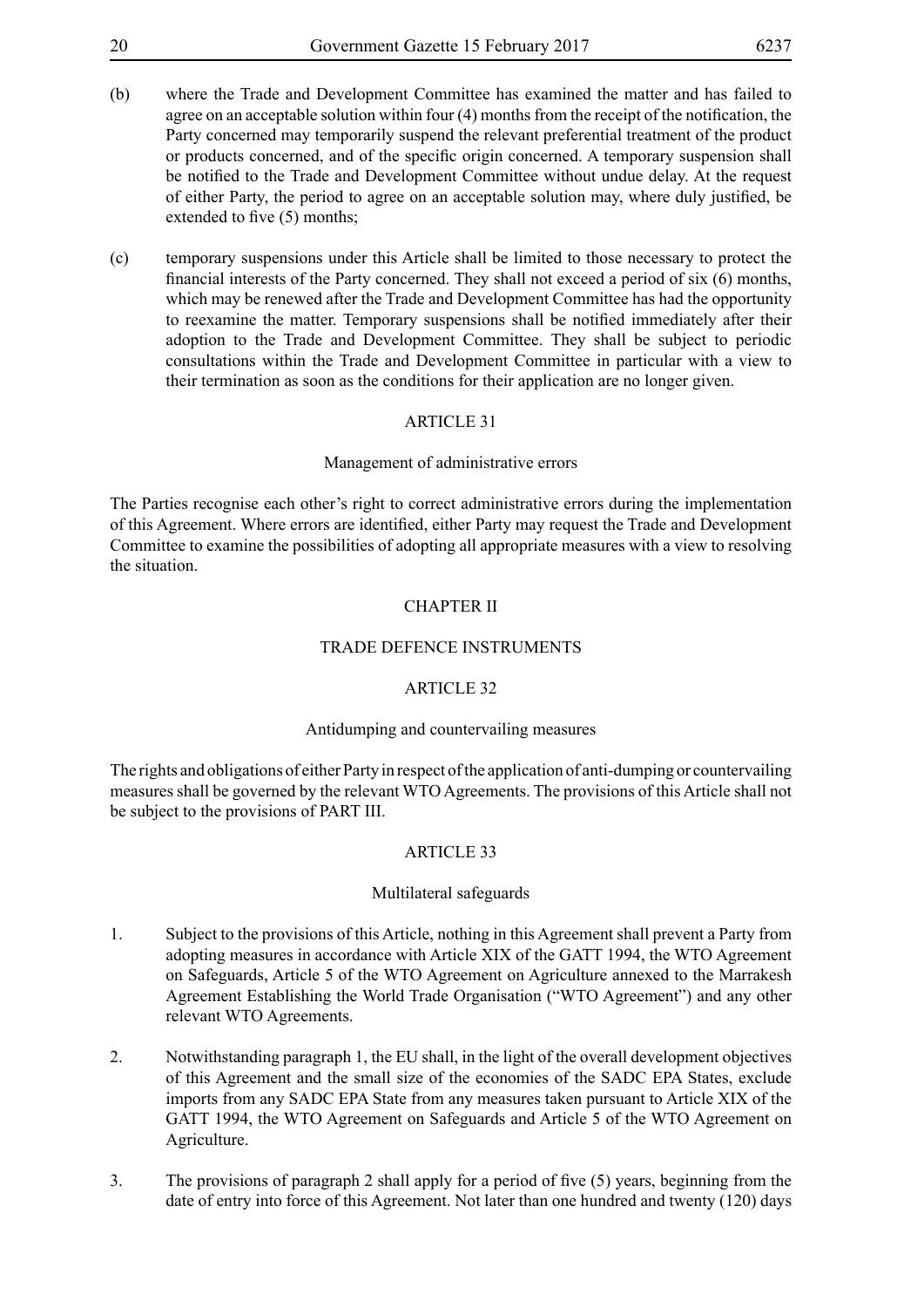(b) where the Trade and Development Committee has examined the matter and has failed to agree on an acceptable solution within four (4) months from the receipt of the notification, the Party concerned may temporarily suspend the relevant preferential treatment of the product or products concerned, and of the specific origin concerned. A temporary suspension shall be notified to the Trade and Development Committee without undue delay. At the request of either Party, the period to agree on an acceptable solution may, where duly justified, be extended to five (5) months;

(c) temporary suspensions under this Article shall be limited to those necessary to protect the financial interests of the Party concerned. They shall not exceed a period of six (6) months, which may be renewed after the Trade and Development Committee has had the opportunity to reexamine the matter. Temporary suspensions shall be notified immediately after their adoption to the Trade and Development Committee. They shall be subject to periodic consultations within the Trade and Development Committee in particular with a view to their termination as soon as the conditions for their application are no longer given.

ARTICLE 31

Management of administrative errors

The Parties recognise each other's right to correct administrative errors during the implementation of this Agreement. Where errors are identified, either Party may request the Trade and Development Committee to examine the possibilities of adopting all appropriate measures with a view to resolving the situation.

CHAPTER II

TRADE DEFENCE INSTRUMENTS

ARTICLE 32

Antidumping and countervailing measures

The rights and obligations of either Party in respect of the application of anti-dumping or countervailing measures shall be governed by the relevant WTO Agreements. The provisions of this Article shall not be subject to the provisions of PART III.

ARTICLE 33

Multilateral safeguards

1. Subject to the provisions of this Article, nothing in this Agreement shall prevent a Party from adopting measures in accordance with Article XIX of the GATT 1994, the WTO Agreement on Safeguards, Article 5 of the WTO Agreement on Agriculture annexed to the Marrakesh Agreement Establishing the World Trade Organisation ("WTO Agreement") and any other relevant WTO Agreements.

2. Notwithstanding paragraph 1, the EU shall, in the light of the overall development objectives of this Agreement and the small size of the economies of the SADC EPA States, exclude imports from any SADC EPA State from any measures taken pursuant to Article XIX of the GATT 1994, the WTO Agreement on Safeguards and Article 5 of the WTO Agreement on Agriculture.

3. The provisions of paragraph 2 shall apply for a period of five (5) years, beginning from the date of entry into force of this Agreement. Not later than one hundred and twenty (120) days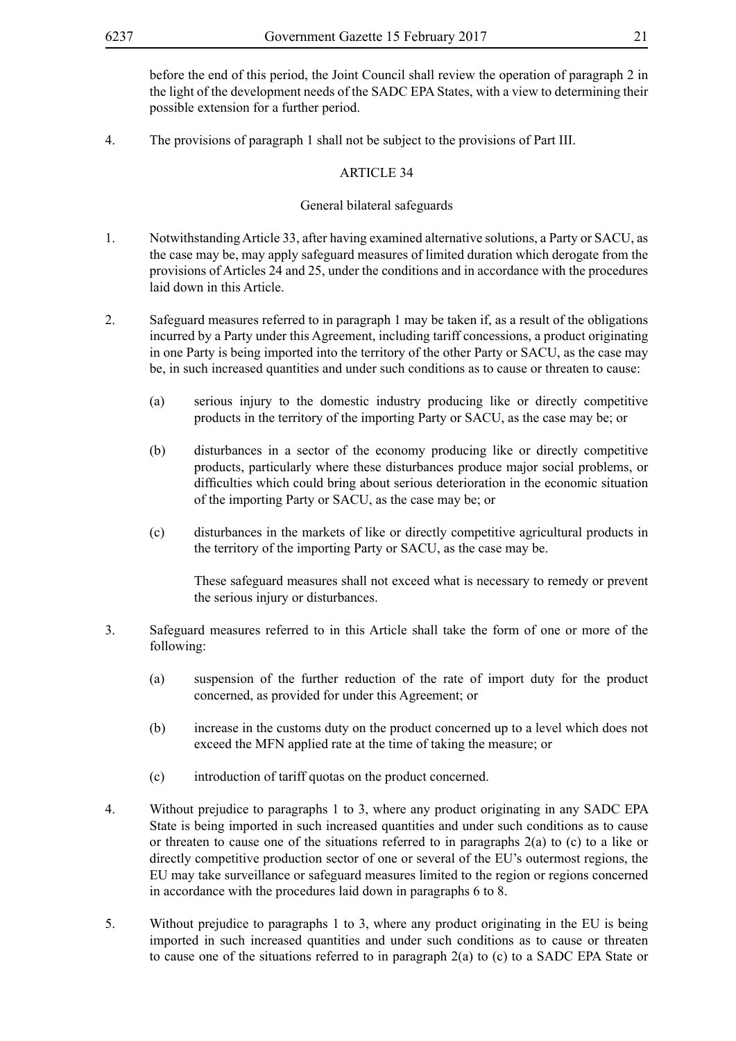before the end of this period, the Joint Council shall review the operation of paragraph 2 in the light of the development needs of the SADC EPA States, with a view to determining their possible extension for a further period.

4. The provisions of paragraph 1 shall not be subject to the provisions of Part III.

ARTICLE 34

General bilateral safeguards

1. Notwithstanding Article 33, after having examined alternative solutions, a Party or SACU, as the case may be, may apply safeguard measures of limited duration which derogate from the provisions of Articles 24 and 25, under the conditions and in accordance with the procedures laid down in this Article.

2. Safeguard measures referred to in paragraph 1 may be taken if, as a result of the obligations incurred by a Party under this Agreement, including tariff concessions, a product originating in one Party is being imported into the territory of the other Party or SACU, as the case may be, in such increased quantities and under such conditions as to cause or threaten to cause:

   (a) serious injury to the domestic industry producing like or directly competitive products in the territory of the importing Party or SACU, as the case may be; or

   (b) disturbances in a sector of the economy producing like or directly competitive products, particularly where these disturbances produce major social problems, or difficulties which could bring about serious deterioration in the economic situation of the importing Party or SACU, as the case may be; or

   (c) disturbances in the markets of like or directly competitive agricultural products in the territory of the importing Party or SACU, as the case may be.

   These safeguard measures shall not exceed what is necessary to remedy or prevent the serious injury or disturbances.

3. Safeguard measures referred to in this Article shall take the form of one or more of the following:

   (a) suspension of the further reduction of the rate of import duty for the product concerned, as provided for under this Agreement; or

   (b) increase in the customs duty on the product concerned up to a level which does not exceed the MFN applied rate at the time of taking the measure; or

   (c) introduction of tariff quotas on the product concerned.

4. Without prejudice to paragraphs 1 to 3, where any product originating in any SADC EPA State is being imported in such increased quantities and under such conditions as to cause or threaten to cause one of the situations referred to in paragraphs 2(a) to (c) to a like or directly competitive production sector of one or several of the EU's outermost regions, the EU may take surveillance or safeguard measures limited to the region or regions concerned in accordance with the procedures laid down in paragraphs 6 to 8.

5. Without prejudice to paragraphs 1 to 3, where any product originating in the EU is being imported in such increased quantities and under such conditions as to cause or threaten to cause one of the situations referred to in paragraph 2(a) to (c) to a SADC EPA State or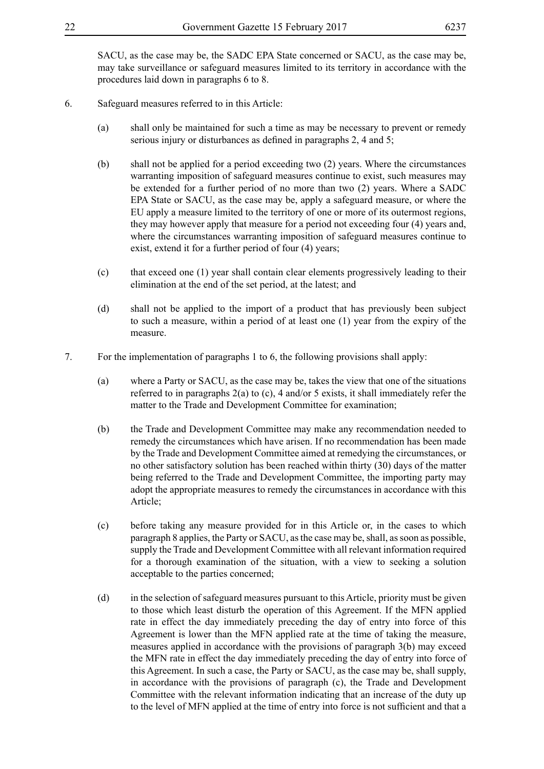SACU, as the case may be, the SADC EPA State concerned or SACU, as the case may be, may take surveillance or safeguard measures limited to its territory in accordance with the procedures laid down in paragraphs 6 to 8.

6. Safeguard measures referred to in this Article:

   (a) shall only be maintained for such a time as may be necessary to prevent or remedy serious injury or disturbances as defined in paragraphs 2, 4 and 5;

   (b) shall not be applied for a period exceeding two (2) years. Where the circumstances warranting imposition of safeguard measures continue to exist, such measures may be extended for a further period of no more than two (2) years. Where a SADC EPA State or SACU, as the case may be, apply a safeguard measure, or where the EU apply a measure limited to the territory of one or more of its outermost regions, they may however apply that measure for a period not exceeding four (4) years and, where the circumstances warranting imposition of safeguard measures continue to exist, extend it for a further period of four (4) years;

   (c) that exceed one (1) year shall contain clear elements progressively leading to their elimination at the end of the set period, at the latest; and

   (d) shall not be applied to the import of a product that has previously been subject to such a measure, within a period of at least one (1) year from the expiry of the measure.

7. For the implementation of paragraphs 1 to 6, the following provisions shall apply:

   (a) where a Party or SACU, as the case may be, takes the view that one of the situations referred to in paragraphs 2(a) to (c), 4 and/or 5 exists, it shall immediately refer the matter to the Trade and Development Committee for examination;

   (b) the Trade and Development Committee may make any recommendation needed to remedy the circumstances which have arisen. If no recommendation has been made by the Trade and Development Committee aimed at remedying the circumstances, or no other satisfactory solution has been reached within thirty (30) days of the matter being referred to the Trade and Development Committee, the importing party may adopt the appropriate measures to remedy the circumstances in accordance with this Article;

   (c) before taking any measure provided for in this Article or, in the cases to which paragraph 8 applies, the Party or SACU, as the case may be, shall, as soon as possible, supply the Trade and Development Committee with all relevant information required for a thorough examination of the situation, with a view to seeking a solution acceptable to the parties concerned;

   (d) in the selection of safeguard measures pursuant to this Article, priority must be given to those which least disturb the operation of this Agreement. If the MFN applied rate in effect the day immediately preceding the day of entry into force of this Agreement is lower than the MFN applied rate at the time of taking the measure, measures applied in accordance with the provisions of paragraph 3(b) may exceed the MFN rate in effect the day immediately preceding the day of entry into force of this Agreement. In such a case, the Party or SACU, as the case may be, shall supply, in accordance with the provisions of paragraph (c), the Trade and Development Committee with the relevant information indicating that an increase of the duty up to the level of MFN applied at the time of entry into force is not sufficient and that a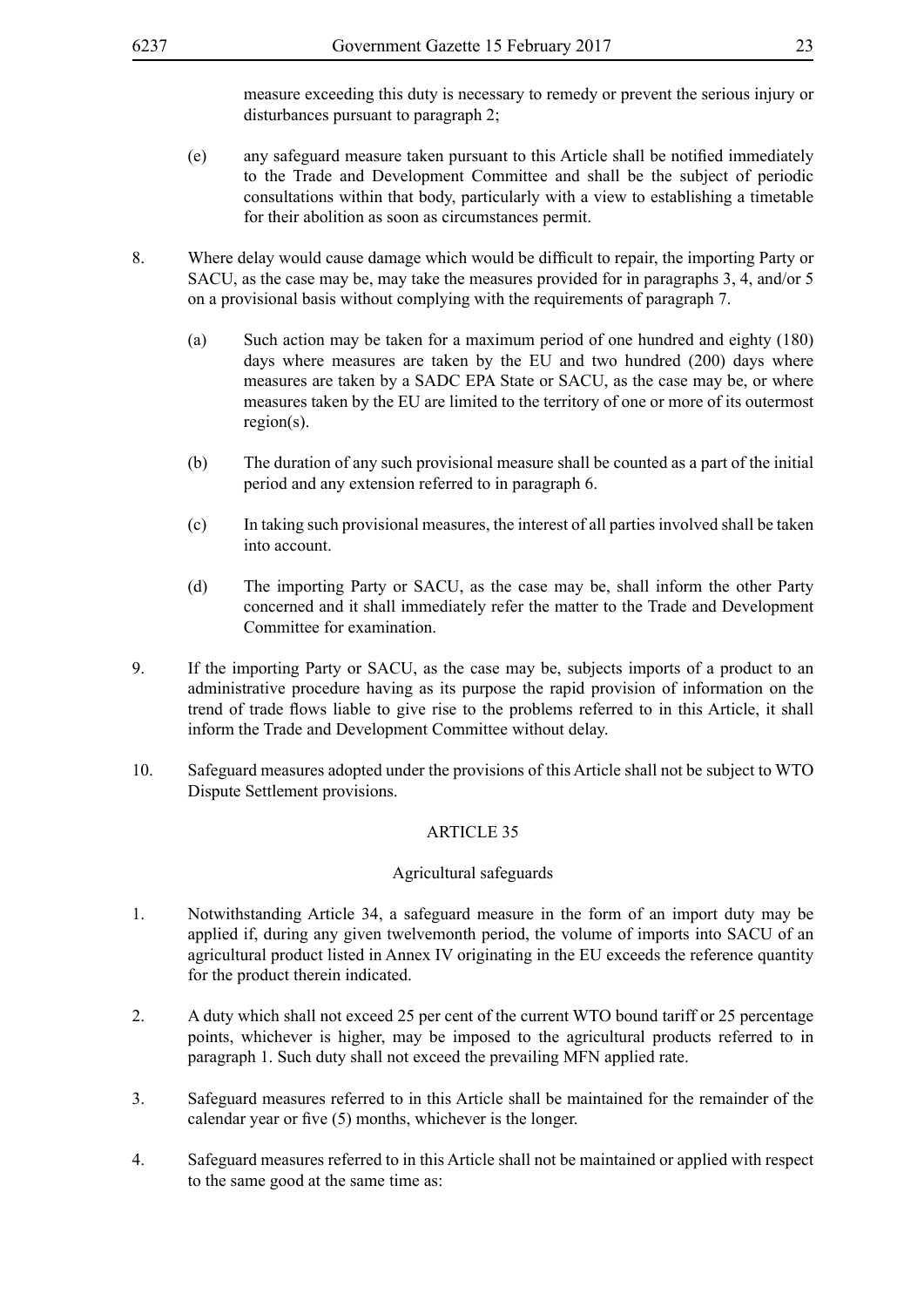measure exceeding this duty is necessary to remedy or prevent the serious injury or disturbances pursuant to paragraph 2;

(e) any safeguard measure taken pursuant to this Article shall be notified immediately to the Trade and Development Committee and shall be the subject of periodic consultations within that body, particularly with a view to establishing a timetable for their abolition as soon as circumstances permit.

8. Where delay would cause damage which would be difficult to repair, the importing Party or SACU, as the case may be, may take the measures provided for in paragraphs 3, 4, and/or 5 on a provisional basis without complying with the requirements of paragraph 7.

   (a) Such action may be taken for a maximum period of one hundred and eighty (180) days where measures are taken by the EU and two hundred (200) days where measures are taken by a SADC EPA State or SACU, as the case may be, or where measures taken by the EU are limited to the territory of one or more of its outermost region(s).

   (b) The duration of any such provisional measure shall be counted as a part of the initial period and any extension referred to in paragraph 6.

   (c) In taking such provisional measures, the interest of all parties involved shall be taken into account.

   (d) The importing Party or SACU, as the case may be, shall inform the other Party concerned and it shall immediately refer the matter to the Trade and Development Committee for examination.

9. If the importing Party or SACU, as the case may be, subjects imports of a product to an administrative procedure having as its purpose the rapid provision of information on the trend of trade flows liable to give rise to the problems referred to in this Article, it shall inform the Trade and Development Committee without delay.

10. Safeguard measures adopted under the provisions of this Article shall not be subject to WTO Dispute Settlement provisions.

## ARTICLE 35

### Agricultural safeguards

1. Notwithstanding Article 34, a safeguard measure in the form of an import duty may be applied if, during any given twelvemonth period, the volume of imports into SACU of an agricultural product listed in Annex IV originating in the EU exceeds the reference quantity for the product therein indicated.

2. A duty which shall not exceed 25 per cent of the current WTO bound tariff or 25 percentage points, whichever is higher, may be imposed to the agricultural products referred to in paragraph 1. Such duty shall not exceed the prevailing MFN applied rate.

3. Safeguard measures referred to in this Article shall be maintained for the remainder of the calendar year or five (5) months, whichever is the longer.

4. Safeguard measures referred to in this Article shall not be maintained or applied with respect to the same good at the same time as: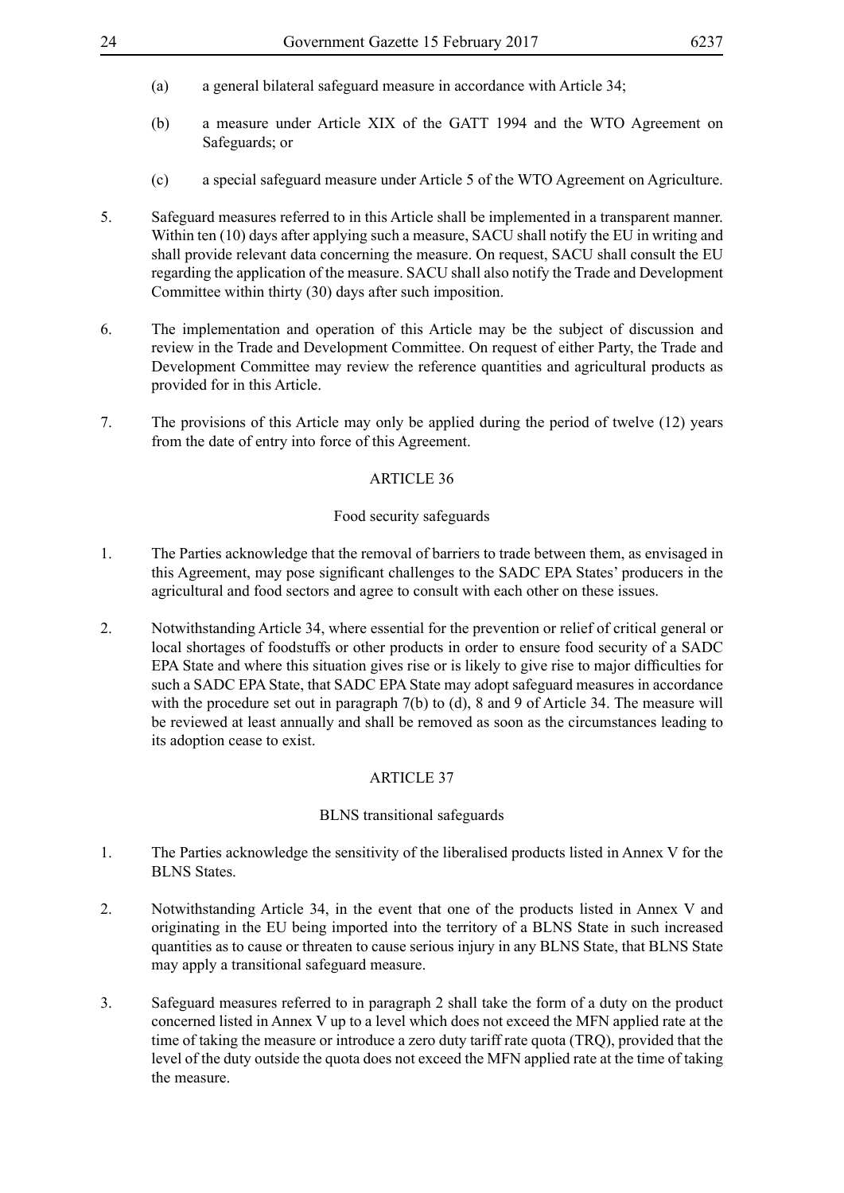(a) a general bilateral safeguard measure in accordance with Article 34;

(b) a measure under Article XIX of the GATT 1994 and the WTO Agreement on Safeguards; or

(c) a special safeguard measure under Article 5 of the WTO Agreement on Agriculture.

5. Safeguard measures referred to in this Article shall be implemented in a transparent manner. Within ten (10) days after applying such a measure, SACU shall notify the EU in writing and shall provide relevant data concerning the measure. On request, SACU shall consult the EU regarding the application of the measure. SACU shall also notify the Trade and Development Committee within thirty (30) days after such imposition.

6. The implementation and operation of this Article may be the subject of discussion and review in the Trade and Development Committee. On request of either Party, the Trade and Development Committee may review the reference quantities and agricultural products as provided for in this Article.

7. The provisions of this Article may only be applied during the period of twelve (12) years from the date of entry into force of this Agreement.

## ARTICLE 36

### Food security safeguards

1. The Parties acknowledge that the removal of barriers to trade between them, as envisaged in this Agreement, may pose significant challenges to the SADC EPA States' producers in the agricultural and food sectors and agree to consult with each other on these issues.

2. Notwithstanding Article 34, where essential for the prevention or relief of critical general or local shortages of foodstuffs or other products in order to ensure food security of a SADC EPA State and where this situation gives rise or is likely to give rise to major difficulties for such a SADC EPA State, that SADC EPA State may adopt safeguard measures in accordance with the procedure set out in paragraph 7(b) to (d), 8 and 9 of Article 34. The measure will be reviewed at least annually and shall be removed as soon as the circumstances leading to its adoption cease to exist.

## ARTICLE 37

### BLNS transitional safeguards

1. The Parties acknowledge the sensitivity of the liberalised products listed in Annex V for the BLNS States.

2. Notwithstanding Article 34, in the event that one of the products listed in Annex V and originating in the EU being imported into the territory of a BLNS State in such increased quantities as to cause or threaten to cause serious injury in any BLNS State, that BLNS State may apply a transitional safeguard measure.

3. Safeguard measures referred to in paragraph 2 shall take the form of a duty on the product concerned listed in Annex V up to a level which does not exceed the MFN applied rate at the time of taking the measure or introduce a zero duty tariff rate quota (TRQ), provided that the level of the duty outside the quota does not exceed the MFN applied rate at the time of taking the measure.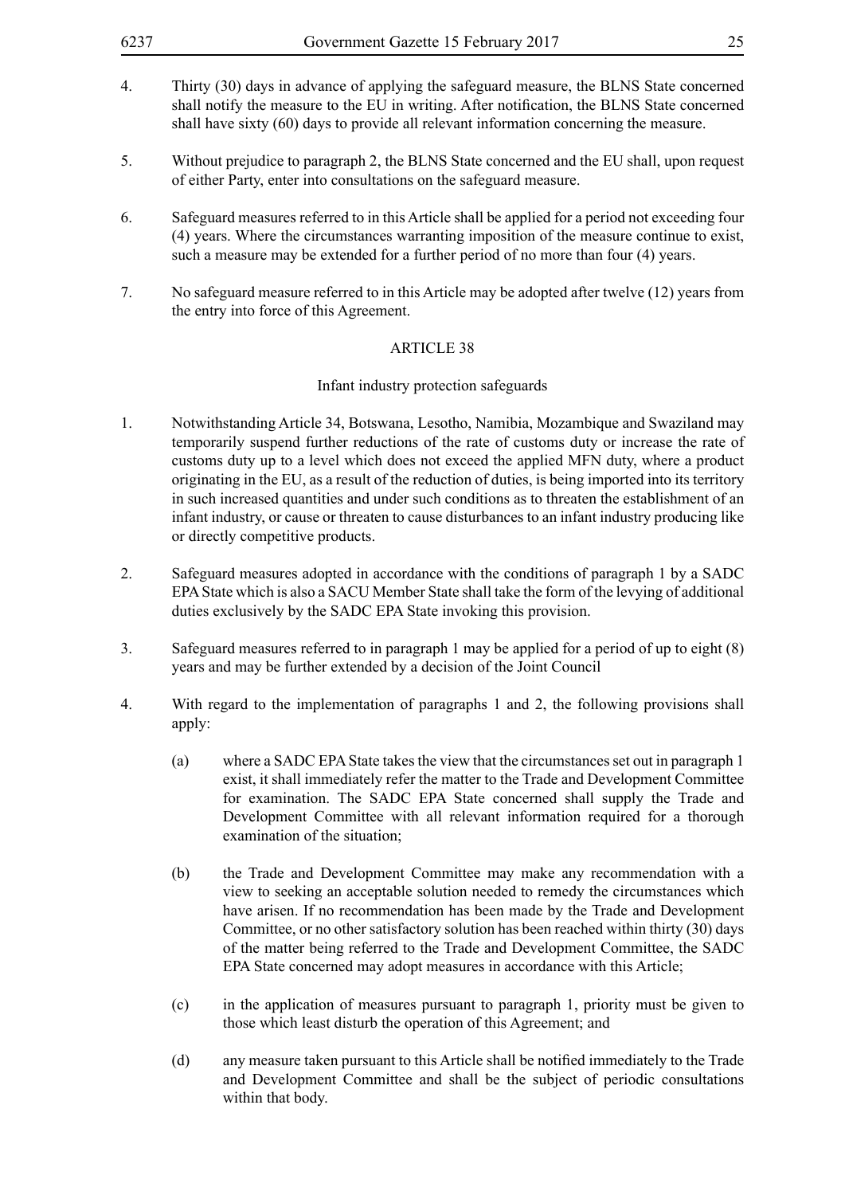4. Thirty (30) days in advance of applying the safeguard measure, the BLNS State concerned shall notify the measure to the EU in writing. After notification, the BLNS State concerned shall have sixty (60) days to provide all relevant information concerning the measure.

5. Without prejudice to paragraph 2, the BLNS State concerned and the EU shall, upon request of either Party, enter into consultations on the safeguard measure.

6. Safeguard measures referred to in this Article shall be applied for a period not exceeding four (4) years. Where the circumstances warranting imposition of the measure continue to exist, such a measure may be extended for a further period of no more than four (4) years.

7. No safeguard measure referred to in this Article may be adopted after twelve (12) years from the entry into force of this Agreement.

## ARTICLE 38

### Infant industry protection safeguards

1. Notwithstanding Article 34, Botswana, Lesotho, Namibia, Mozambique and Swaziland may temporarily suspend further reductions of the rate of customs duty or increase the rate of customs duty up to a level which does not exceed the applied MFN duty, where a product originating in the EU, as a result of the reduction of duties, is being imported into its territory in such increased quantities and under such conditions as to threaten the establishment of an infant industry, or cause or threaten to cause disturbances to an infant industry producing like or directly competitive products.

2. Safeguard measures adopted in accordance with the conditions of paragraph 1 by a SADC EPA State which is also a SACU Member State shall take the form of the levying of additional duties exclusively by the SADC EPA State invoking this provision.

3. Safeguard measures referred to in paragraph 1 may be applied for a period of up to eight (8) years and may be further extended by a decision of the Joint Council

4. With regard to the implementation of paragraphs 1 and 2, the following provisions shall apply:

   (a) where a SADC EPA State takes the view that the circumstances set out in paragraph 1 exist, it shall immediately refer the matter to the Trade and Development Committee for examination. The SADC EPA State concerned shall supply the Trade and Development Committee with all relevant information required for a thorough examination of the situation;

   (b) the Trade and Development Committee may make any recommendation with a view to seeking an acceptable solution needed to remedy the circumstances which have arisen. If no recommendation has been made by the Trade and Development Committee, or no other satisfactory solution has been reached within thirty (30) days of the matter being referred to the Trade and Development Committee, the SADC EPA State concerned may adopt measures in accordance with this Article;

   (c) in the application of measures pursuant to paragraph 1, priority must be given to those which least disturb the operation of this Agreement; and

   (d) any measure taken pursuant to this Article shall be notified immediately to the Trade and Development Committee and shall be the subject of periodic consultations within that body.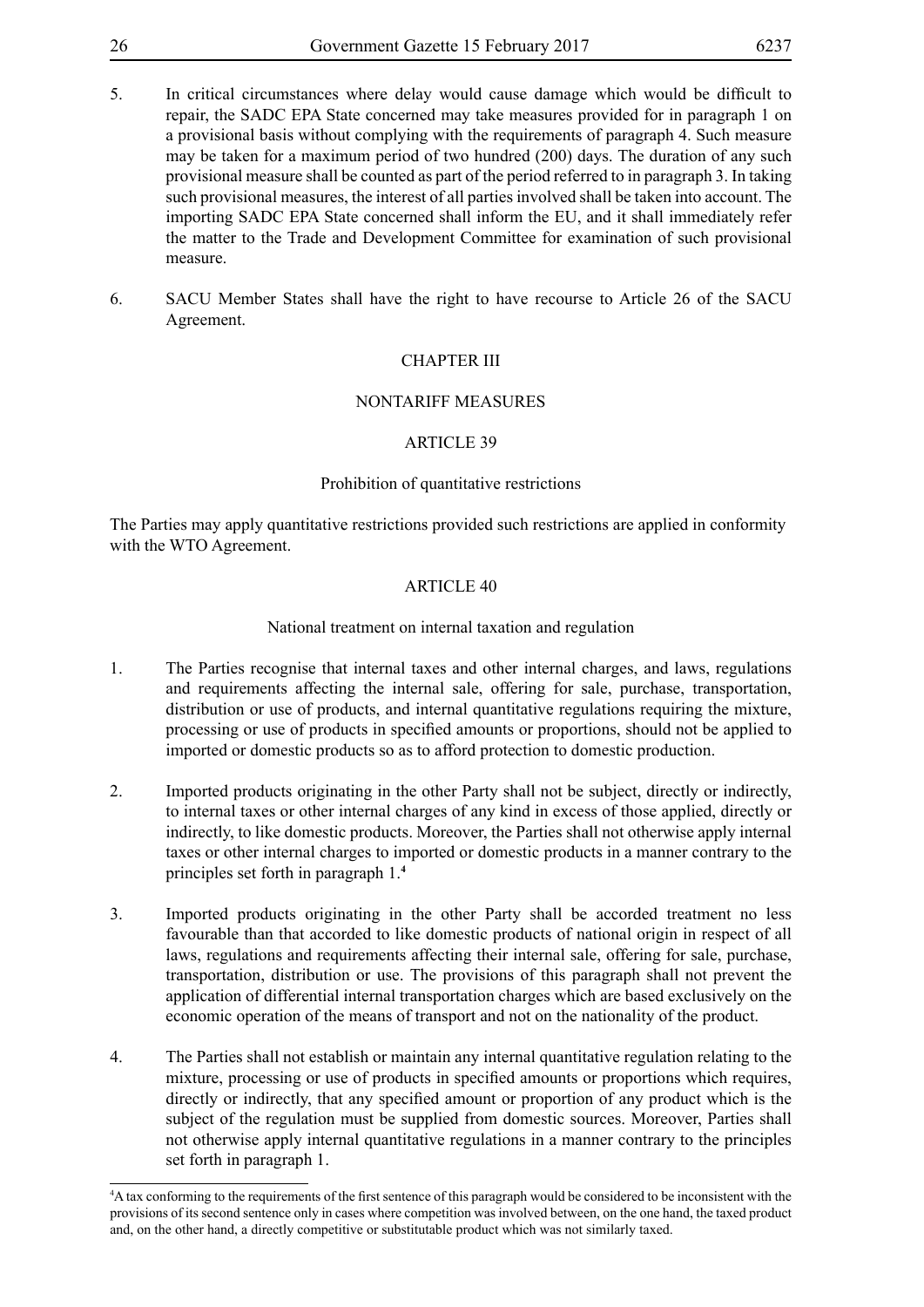5. In critical circumstances where delay would cause damage which would be difficult to repair, the SADC EPA State concerned may take measures provided for in paragraph 1 on a provisional basis without complying with the requirements of paragraph 4. Such measure may be taken for a maximum period of two hundred (200) days. The duration of any such provisional measure shall be counted as part of the period referred to in paragraph 3. In taking such provisional measures, the interest of all parties involved shall be taken into account. The importing SADC EPA State concerned shall inform the EU, and it shall immediately refer the matter to the Trade and Development Committee for examination of such provisional measure.

6. SACU Member States shall have the right to have recourse to Article 26 of the SACU Agreement.

## CHAPTER III

## NONTARIFF MEASURES

### ARTICLE 39

#### Prohibition of quantitative restrictions

The Parties may apply quantitative restrictions provided such restrictions are applied in conformity with the WTO Agreement.

### ARTICLE 40

#### National treatment on internal taxation and regulation

1. The Parties recognise that internal taxes and other internal charges, and laws, regulations and requirements affecting the internal sale, offering for sale, purchase, transportation, distribution or use of products, and internal quantitative regulations requiring the mixture, processing or use of products in specified amounts or proportions, should not be applied to imported or domestic products so as to afford protection to domestic production.

2. Imported products originating in the other Party shall not be subject, directly or indirectly, to internal taxes or other internal charges of any kind in excess of those applied, directly or indirectly, to like domestic products. Moreover, the Parties shall not otherwise apply internal taxes or other internal charges to imported or domestic products in a manner contrary to the principles set forth in paragraph 1.[4]

3. Imported products originating in the other Party shall be accorded treatment no less favourable than that accorded to like domestic products of national origin in respect of all laws, regulations and requirements affecting their internal sale, offering for sale, purchase, transportation, distribution or use. The provisions of this paragraph shall not prevent the application of differential internal transportation charges which are based exclusively on the economic operation of the means of transport and not on the nationality of the product.

4. The Parties shall not establish or maintain any internal quantitative regulation relating to the mixture, processing or use of products in specified amounts or proportions which requires, directly or indirectly, that any specified amount or proportion of any product which is the subject of the regulation must be supplied from domestic sources. Moreover, Parties shall not otherwise apply internal quantitative regulations in a manner contrary to the principles set forth in paragraph 1.

---

[4] A tax conforming to the requirements of the first sentence of this paragraph would be considered to be inconsistent with the provisions of its second sentence only in cases where competition was involved between, on the one hand, the taxed product and, on the other hand, a directly competitive or substitutable product which was not similarly taxed.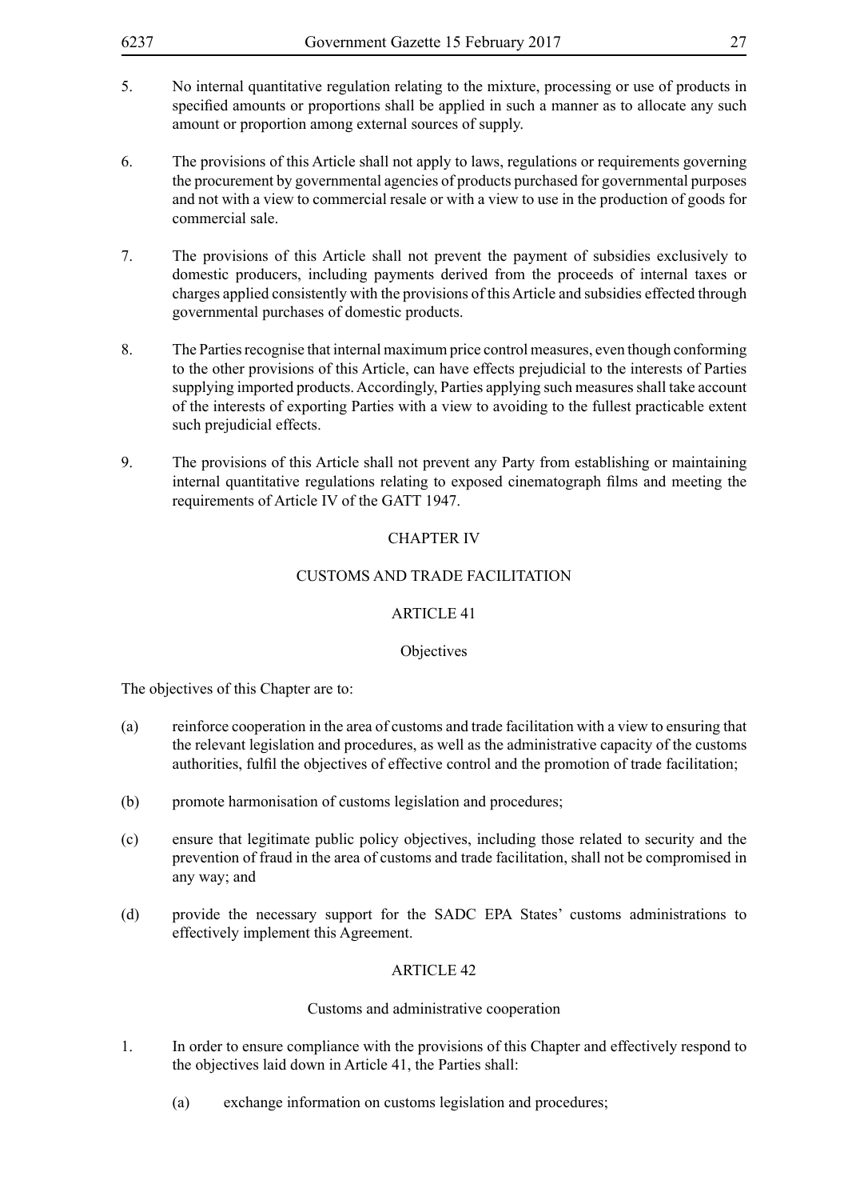5. No internal quantitative regulation relating to the mixture, processing or use of products in specified amounts or proportions shall be applied in such a manner as to allocate any such amount or proportion among external sources of supply.

6. The provisions of this Article shall not apply to laws, regulations or requirements governing the procurement by governmental agencies of products purchased for governmental purposes and not with a view to commercial resale or with a view to use in the production of goods for commercial sale.

7. The provisions of this Article shall not prevent the payment of subsidies exclusively to domestic producers, including payments derived from the proceeds of internal taxes or charges applied consistently with the provisions of this Article and subsidies effected through governmental purchases of domestic products.

8. The Parties recognise that internal maximum price control measures, even though conforming to the other provisions of this Article, can have effects prejudicial to the interests of Parties supplying imported products. Accordingly, Parties applying such measures shall take account of the interests of exporting Parties with a view to avoiding to the fullest practicable extent such prejudicial effects.

9. The provisions of this Article shall not prevent any Party from establishing or maintaining internal quantitative regulations relating to exposed cinematograph films and meeting the requirements of Article IV of the GATT 1947.

## CHAPTER IV

## CUSTOMS AND TRADE FACILITATION

### ARTICLE 41

### Objectives

The objectives of this Chapter are to:

(a) reinforce cooperation in the area of customs and trade facilitation with a view to ensuring that the relevant legislation and procedures, as well as the administrative capacity of the customs authorities, fulfil the objectives of effective control and the promotion of trade facilitation;

(b) promote harmonisation of customs legislation and procedures;

(c) ensure that legitimate public policy objectives, including those related to security and the prevention of fraud in the area of customs and trade facilitation, shall not be compromised in any way; and

(d) provide the necessary support for the SADC EPA States' customs administrations to effectively implement this Agreement.

### ARTICLE 42

### Customs and administrative cooperation

1. In order to ensure compliance with the provisions of this Chapter and effectively respond to the objectives laid down in Article 41, the Parties shall:

   (a) exchange information on customs legislation and procedures;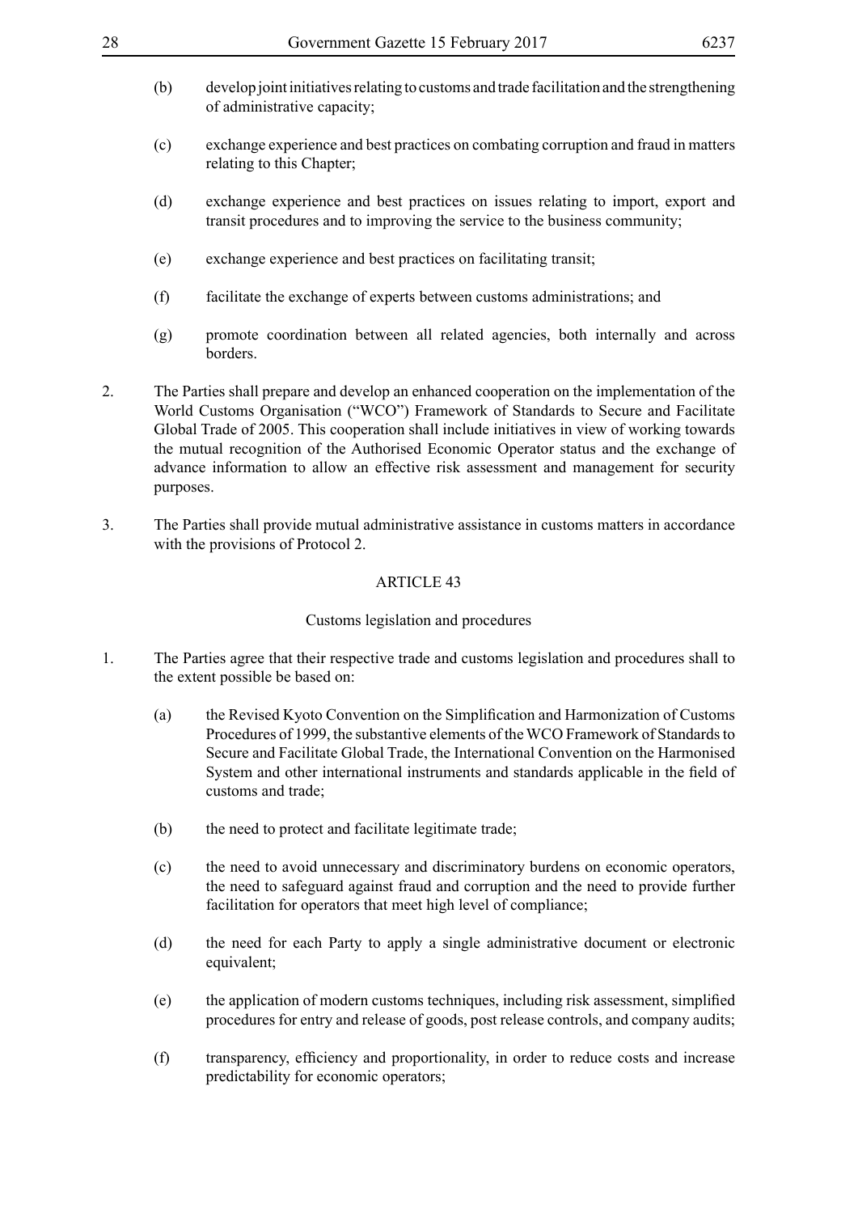(b) develop joint initiatives relating to customs and trade facilitation and the strengthening of administrative capacity;

(c) exchange experience and best practices on combating corruption and fraud in matters relating to this Chapter;

(d) exchange experience and best practices on issues relating to import, export and transit procedures and to improving the service to the business community;

(e) exchange experience and best practices on facilitating transit;

(f) facilitate the exchange of experts between customs administrations; and

(g) promote coordination between all related agencies, both internally and across borders.

2. The Parties shall prepare and develop an enhanced cooperation on the implementation of the World Customs Organisation ("WCO") Framework of Standards to Secure and Facilitate Global Trade of 2005. This cooperation shall include initiatives in view of working towards the mutual recognition of the Authorised Economic Operator status and the exchange of advance information to allow an effective risk assessment and management for security purposes.

3. The Parties shall provide mutual administrative assistance in customs matters in accordance with the provisions of Protocol 2.

## ARTICLE 43

### Customs legislation and procedures

1. The Parties agree that their respective trade and customs legislation and procedures shall to the extent possible be based on:

(a) the Revised Kyoto Convention on the Simplification and Harmonization of Customs Procedures of 1999, the substantive elements of the WCO Framework of Standards to Secure and Facilitate Global Trade, the International Convention on the Harmonised System and other international instruments and standards applicable in the field of customs and trade;

(b) the need to protect and facilitate legitimate trade;

(c) the need to avoid unnecessary and discriminatory burdens on economic operators, the need to safeguard against fraud and corruption and the need to provide further facilitation for operators that meet high level of compliance;

(d) the need for each Party to apply a single administrative document or electronic equivalent;

(e) the application of modern customs techniques, including risk assessment, simplified procedures for entry and release of goods, post release controls, and company audits;

(f) transparency, efficiency and proportionality, in order to reduce costs and increase predictability for economic operators;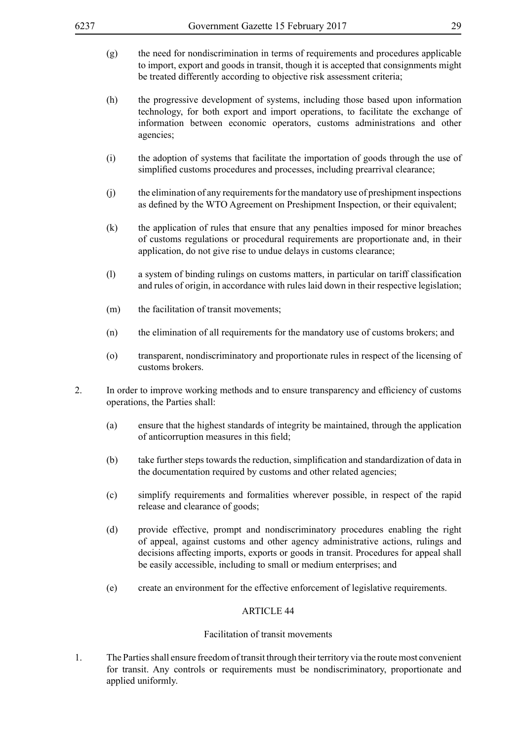(g) the need for nondiscrimination in terms of requirements and procedures applicable to import, export and goods in transit, though it is accepted that consignments might be treated differently according to objective risk assessment criteria;

(h) the progressive development of systems, including those based upon information technology, for both export and import operations, to facilitate the exchange of information between economic operators, customs administrations and other agencies;

(i) the adoption of systems that facilitate the importation of goods through the use of simplified customs procedures and processes, including prearrival clearance;

(j) the elimination of any requirements for the mandatory use of preshipment inspections as defined by the WTO Agreement on Preshipment Inspection, or their equivalent;

(k) the application of rules that ensure that any penalties imposed for minor breaches of customs regulations or procedural requirements are proportionate and, in their application, do not give rise to undue delays in customs clearance;

(l) a system of binding rulings on customs matters, in particular on tariff classification and rules of origin, in accordance with rules laid down in their respective legislation;

(m) the facilitation of transit movements;

(n) the elimination of all requirements for the mandatory use of customs brokers; and

(o) transparent, nondiscriminatory and proportionate rules in respect of the licensing of customs brokers.

2. In order to improve working methods and to ensure transparency and efficiency of customs operations, the Parties shall:

(a) ensure that the highest standards of integrity be maintained, through the application of anticorruption measures in this field;

(b) take further steps towards the reduction, simplification and standardization of data in the documentation required by customs and other related agencies;

(c) simplify requirements and formalities wherever possible, in respect of the rapid release and clearance of goods;

(d) provide effective, prompt and nondiscriminatory procedures enabling the right of appeal, against customs and other agency administrative actions, rulings and decisions affecting imports, exports or goods in transit. Procedures for appeal shall be easily accessible, including to small or medium enterprises; and

(e) create an environment for the effective enforcement of legislative requirements.

## ARTICLE 44

### Facilitation of transit movements

1. The Parties shall ensure freedom of transit through their territory via the route most convenient for transit. Any controls or requirements must be nondiscriminatory, proportionate and applied uniformly.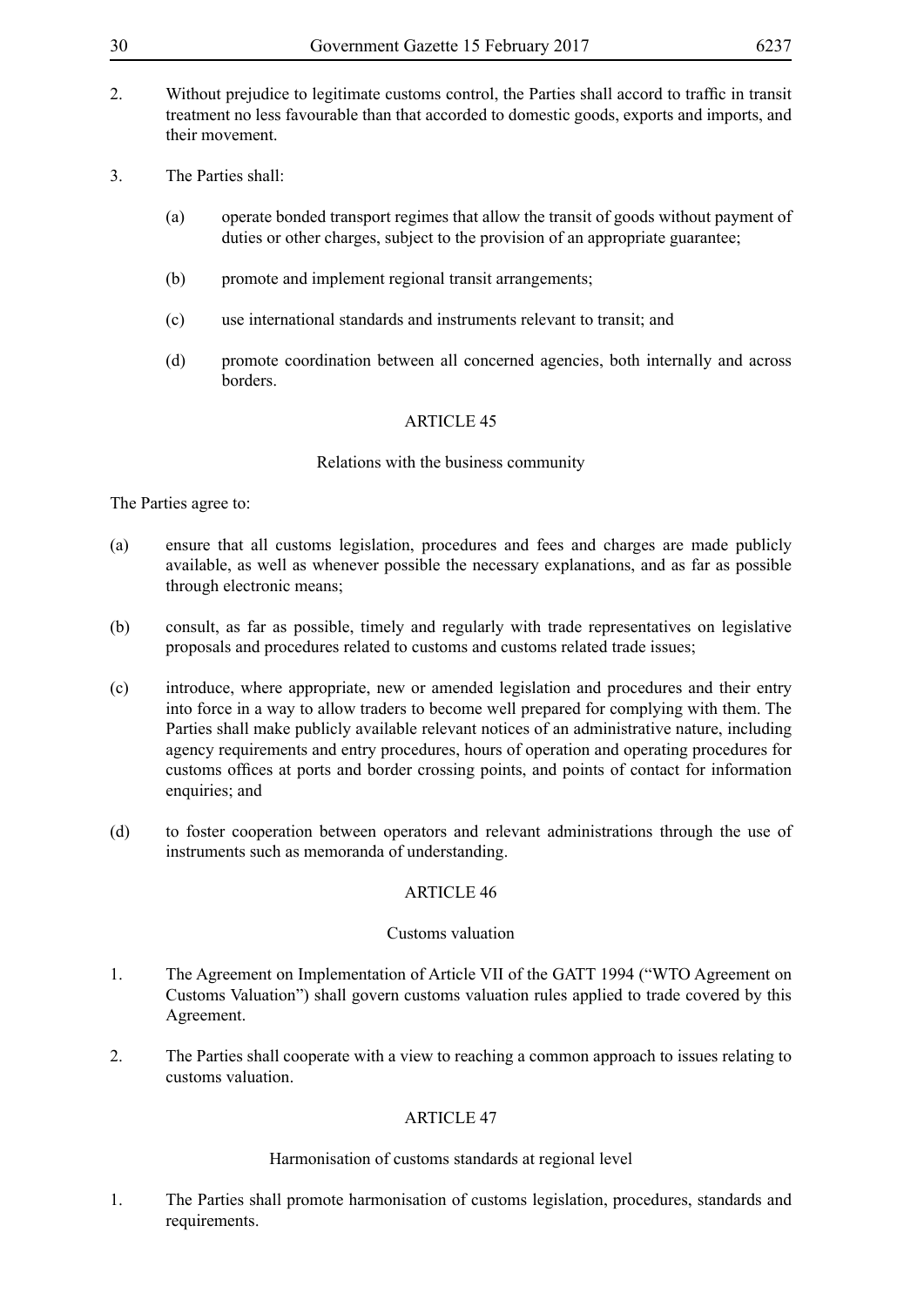2. Without prejudice to legitimate customs control, the Parties shall accord to traffic in transit treatment no less favourable than that accorded to domestic goods, exports and imports, and their movement.

3. The Parties shall:

   (a) operate bonded transport regimes that allow the transit of goods without payment of duties or other charges, subject to the provision of an appropriate guarantee;

   (b) promote and implement regional transit arrangements;

   (c) use international standards and instruments relevant to transit; and

   (d) promote coordination between all concerned agencies, both internally and across borders.

## ARTICLE 45

### Relations with the business community

The Parties agree to:

(a) ensure that all customs legislation, procedures and fees and charges are made publicly available, as well as whenever possible the necessary explanations, and as far as possible through electronic means;

(b) consult, as far as possible, timely and regularly with trade representatives on legislative proposals and procedures related to customs and customs related trade issues;

(c) introduce, where appropriate, new or amended legislation and procedures and their entry into force in a way to allow traders to become well prepared for complying with them. The Parties shall make publicly available relevant notices of an administrative nature, including agency requirements and entry procedures, hours of operation and operating procedures for customs offices at ports and border crossing points, and points of contact for information enquiries; and

(d) to foster cooperation between operators and relevant administrations through the use of instruments such as memoranda of understanding.

## ARTICLE 46

### Customs valuation

1. The Agreement on Implementation of Article VII of the GATT 1994 ("WTO Agreement on Customs Valuation") shall govern customs valuation rules applied to trade covered by this Agreement.

2. The Parties shall cooperate with a view to reaching a common approach to issues relating to customs valuation.

## ARTICLE 47

### Harmonisation of customs standards at regional level

1. The Parties shall promote harmonisation of customs legislation, procedures, standards and requirements.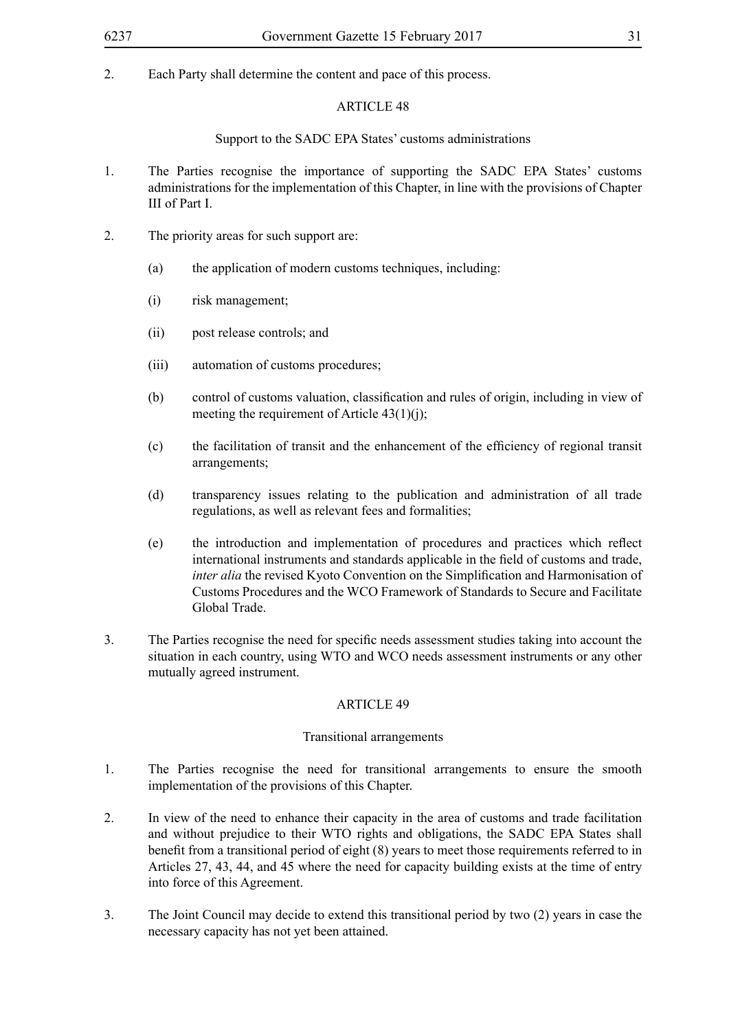2. Each Party shall determine the content and pace of this process.

## ARTICLE 48

### Support to the SADC EPA States' customs administrations

1. The Parties recognise the importance of supporting the SADC EPA States' customs administrations for the implementation of this Chapter, in line with the provisions of Chapter III of Part I.

2. The priority areas for such support are:

   (a) the application of modern customs techniques, including:

   (i) risk management;

   (ii) post release controls; and

   (iii) automation of customs procedures;

   (b) control of customs valuation, classification and rules of origin, including in view of meeting the requirement of Article 43(1)(j);

   (c) the facilitation of transit and the enhancement of the efficiency of regional transit arrangements;

   (d) transparency issues relating to the publication and administration of all trade regulations, as well as relevant fees and formalities;

   (e) the introduction and implementation of procedures and practices which reflect international instruments and standards applicable in the field of customs and trade, *inter alia* the revised Kyoto Convention on the Simplification and Harmonisation of Customs Procedures and the WCO Framework of Standards to Secure and Facilitate Global Trade.

3. The Parties recognise the need for specific needs assessment studies taking into account the situation in each country, using WTO and WCO needs assessment instruments or any other mutually agreed instrument.

## ARTICLE 49

### Transitional arrangements

1. The Parties recognise the need for transitional arrangements to ensure the smooth implementation of the provisions of this Chapter.

2. In view of the need to enhance their capacity in the area of customs and trade facilitation and without prejudice to their WTO rights and obligations, the SADC EPA States shall benefit from a transitional period of eight (8) years to meet those requirements referred to in Articles 27, 43, 44, and 45 where the need for capacity building exists at the time of entry into force of this Agreement.

3. The Joint Council may decide to extend this transitional period by two (2) years in case the necessary capacity has not yet been attained.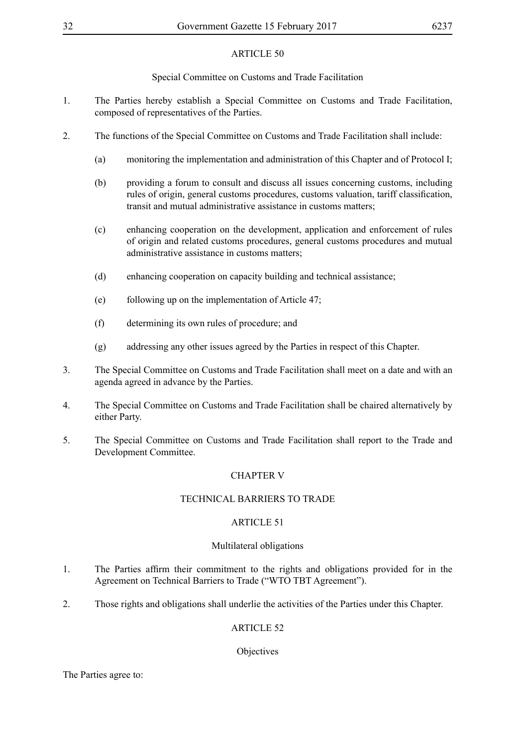## ARTICLE 50

### Special Committee on Customs and Trade Facilitation

1. The Parties hereby establish a Special Committee on Customs and Trade Facilitation, composed of representatives of the Parties.

2. The functions of the Special Committee on Customs and Trade Facilitation shall include:

   (a) monitoring the implementation and administration of this Chapter and of Protocol I;

   (b) providing a forum to consult and discuss all issues concerning customs, including rules of origin, general customs procedures, customs valuation, tariff classification, transit and mutual administrative assistance in customs matters;

   (c) enhancing cooperation on the development, application and enforcement of rules of origin and related customs procedures, general customs procedures and mutual administrative assistance in customs matters;

   (d) enhancing cooperation on capacity building and technical assistance;

   (e) following up on the implementation of Article 47;

   (f) determining its own rules of procedure; and

   (g) addressing any other issues agreed by the Parties in respect of this Chapter.

3. The Special Committee on Customs and Trade Facilitation shall meet on a date and with an agenda agreed in advance by the Parties.

4. The Special Committee on Customs and Trade Facilitation shall be chaired alternatively by either Party.

5. The Special Committee on Customs and Trade Facilitation shall report to the Trade and Development Committee.

# CHAPTER V

# TECHNICAL BARRIERS TO TRADE

## ARTICLE 51

### Multilateral obligations

1. The Parties affirm their commitment to the rights and obligations provided for in the Agreement on Technical Barriers to Trade ("WTO TBT Agreement").

2. Those rights and obligations shall underlie the activities of the Parties under this Chapter.

## ARTICLE 52

### Objectives

The Parties agree to: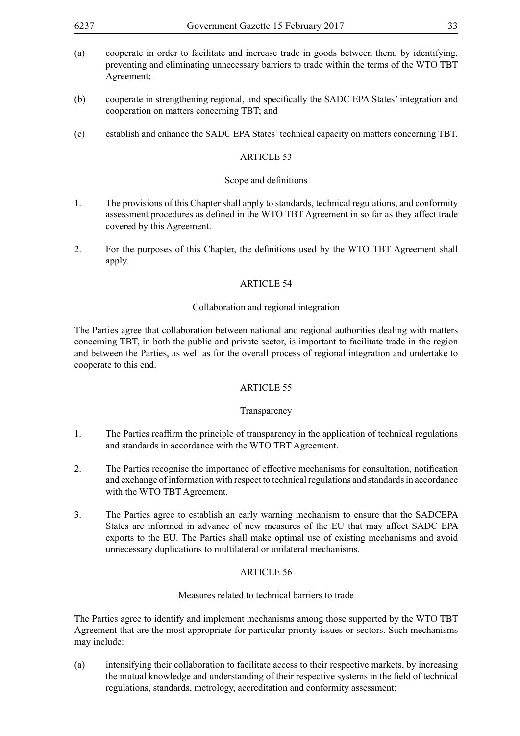(a) cooperate in order to facilitate and increase trade in goods between them, by identifying, preventing and eliminating unnecessary barriers to trade within the terms of the WTO TBT Agreement;

(b) cooperate in strengthening regional, and specifically the SADC EPA States' integration and cooperation on matters concerning TBT; and

(c) establish and enhance the SADC EPA States' technical capacity on matters concerning TBT.

## ARTICLE 53

### Scope and definitions

1. The provisions of this Chapter shall apply to standards, technical regulations, and conformity assessment procedures as defined in the WTO TBT Agreement in so far as they affect trade covered by this Agreement.

2. For the purposes of this Chapter, the definitions used by the WTO TBT Agreement shall apply.

## ARTICLE 54

### Collaboration and regional integration

The Parties agree that collaboration between national and regional authorities dealing with matters concerning TBT, in both the public and private sector, is important to facilitate trade in the region and between the Parties, as well as for the overall process of regional integration and undertake to cooperate to this end.

## ARTICLE 55

### Transparency

1. The Parties reaffirm the principle of transparency in the application of technical regulations and standards in accordance with the WTO TBT Agreement.

2. The Parties recognise the importance of effective mechanisms for consultation, notification and exchange of information with respect to technical regulations and standards in accordance with the WTO TBT Agreement.

3. The Parties agree to establish an early warning mechanism to ensure that the SADCEPA States are informed in advance of new measures of the EU that may affect SADC EPA exports to the EU. The Parties shall make optimal use of existing mechanisms and avoid unnecessary duplications to multilateral or unilateral mechanisms.

## ARTICLE 56

### Measures related to technical barriers to trade

The Parties agree to identify and implement mechanisms among those supported by the WTO TBT Agreement that are the most appropriate for particular priority issues or sectors. Such mechanisms may include:

(a) intensifying their collaboration to facilitate access to their respective markets, by increasing the mutual knowledge and understanding of their respective systems in the field of technical regulations, standards, metrology, accreditation and conformity assessment;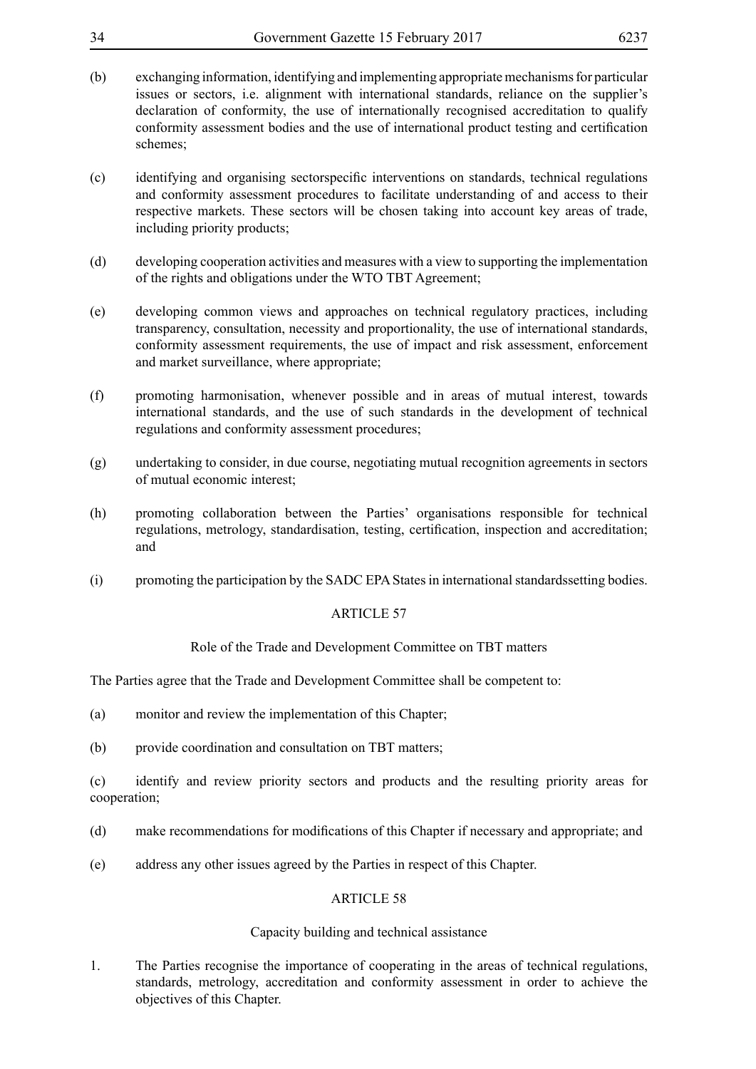(b) exchanging information, identifying and implementing appropriate mechanisms for particular issues or sectors, i.e. alignment with international standards, reliance on the supplier's declaration of conformity, the use of internationally recognised accreditation to qualify conformity assessment bodies and the use of international product testing and certification schemes;

(c) identifying and organising sectorspecific interventions on standards, technical regulations and conformity assessment procedures to facilitate understanding of and access to their respective markets. These sectors will be chosen taking into account key areas of trade, including priority products;

(d) developing cooperation activities and measures with a view to supporting the implementation of the rights and obligations under the WTO TBT Agreement;

(e) developing common views and approaches on technical regulatory practices, including transparency, consultation, necessity and proportionality, the use of international standards, conformity assessment requirements, the use of impact and risk assessment, enforcement and market surveillance, where appropriate;

(f) promoting harmonisation, whenever possible and in areas of mutual interest, towards international standards, and the use of such standards in the development of technical regulations and conformity assessment procedures;

(g) undertaking to consider, in due course, negotiating mutual recognition agreements in sectors of mutual economic interest;

(h) promoting collaboration between the Parties' organisations responsible for technical regulations, metrology, standardisation, testing, certification, inspection and accreditation; and

(i) promoting the participation by the SADC EPA States in international standardssetting bodies.

## ARTICLE 57

### Role of the Trade and Development Committee on TBT matters

The Parties agree that the Trade and Development Committee shall be competent to:

(a) monitor and review the implementation of this Chapter;

(b) provide coordination and consultation on TBT matters;

(c) identify and review priority sectors and products and the resulting priority areas for cooperation;

(d) make recommendations for modifications of this Chapter if necessary and appropriate; and

(e) address any other issues agreed by the Parties in respect of this Chapter.

## ARTICLE 58

### Capacity building and technical assistance

1. The Parties recognise the importance of cooperating in the areas of technical regulations, standards, metrology, accreditation and conformity assessment in order to achieve the objectives of this Chapter.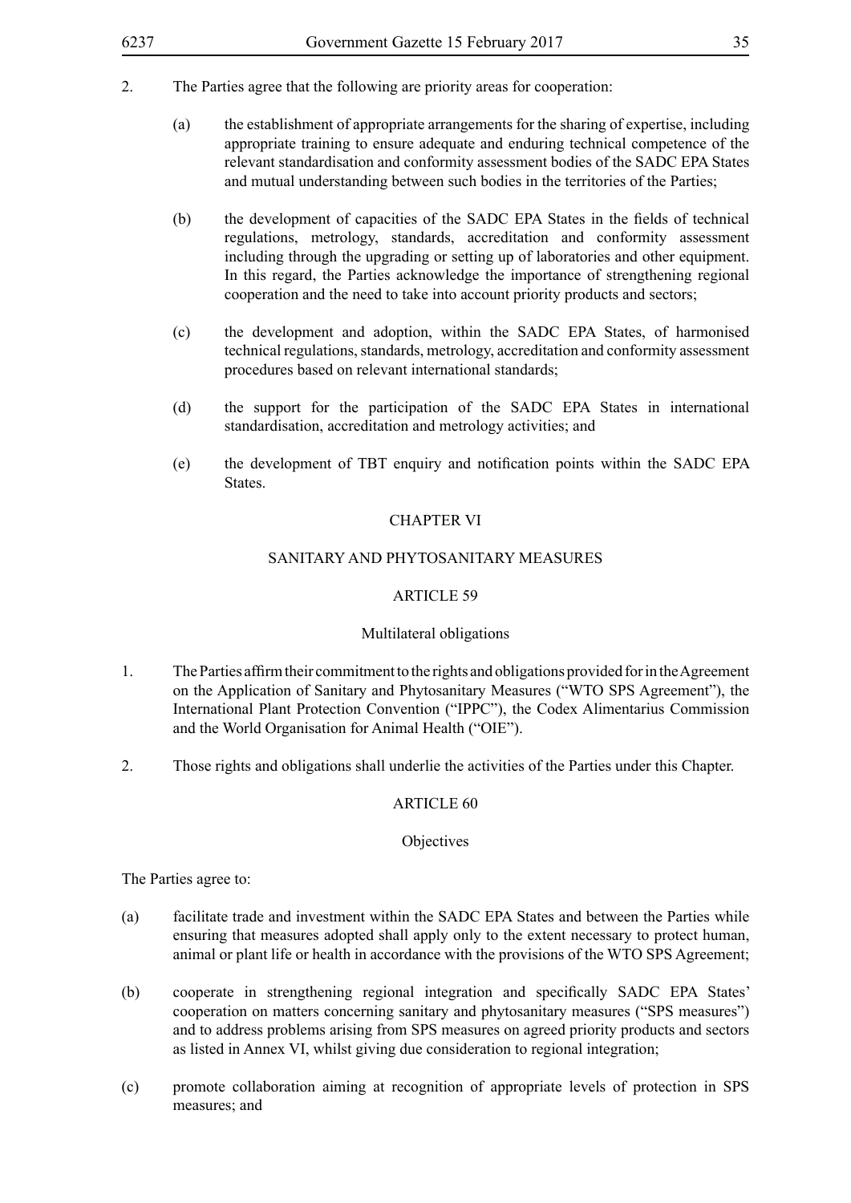2. The Parties agree that the following are priority areas for cooperation:

   (a) the establishment of appropriate arrangements for the sharing of expertise, including appropriate training to ensure adequate and enduring technical competence of the relevant standardisation and conformity assessment bodies of the SADC EPA States and mutual understanding between such bodies in the territories of the Parties;

   (b) the development of capacities of the SADC EPA States in the fields of technical regulations, metrology, standards, accreditation and conformity assessment including through the upgrading or setting up of laboratories and other equipment. In this regard, the Parties acknowledge the importance of strengthening regional cooperation and the need to take into account priority products and sectors;

   (c) the development and adoption, within the SADC EPA States, of harmonised technical regulations, standards, metrology, accreditation and conformity assessment procedures based on relevant international standards;

   (d) the support for the participation of the SADC EPA States in international standardisation, accreditation and metrology activities; and

   (e) the development of TBT enquiry and notification points within the SADC EPA States.

## CHAPTER VI

## SANITARY AND PHYTOSANITARY MEASURES

### ARTICLE 59

### Multilateral obligations

1. The Parties affirm their commitment to the rights and obligations provided for in the Agreement on the Application of Sanitary and Phytosanitary Measures ("WTO SPS Agreement"), the International Plant Protection Convention ("IPPC"), the Codex Alimentarius Commission and the World Organisation for Animal Health ("OIE").

2. Those rights and obligations shall underlie the activities of the Parties under this Chapter.

### ARTICLE 60

### Objectives

The Parties agree to:

(a) facilitate trade and investment within the SADC EPA States and between the Parties while ensuring that measures adopted shall apply only to the extent necessary to protect human, animal or plant life or health in accordance with the provisions of the WTO SPS Agreement;

(b) cooperate in strengthening regional integration and specifically SADC EPA States' cooperation on matters concerning sanitary and phytosanitary measures ("SPS measures") and to address problems arising from SPS measures on agreed priority products and sectors as listed in Annex VI, whilst giving due consideration to regional integration;

(c) promote collaboration aiming at recognition of appropriate levels of protection in SPS measures; and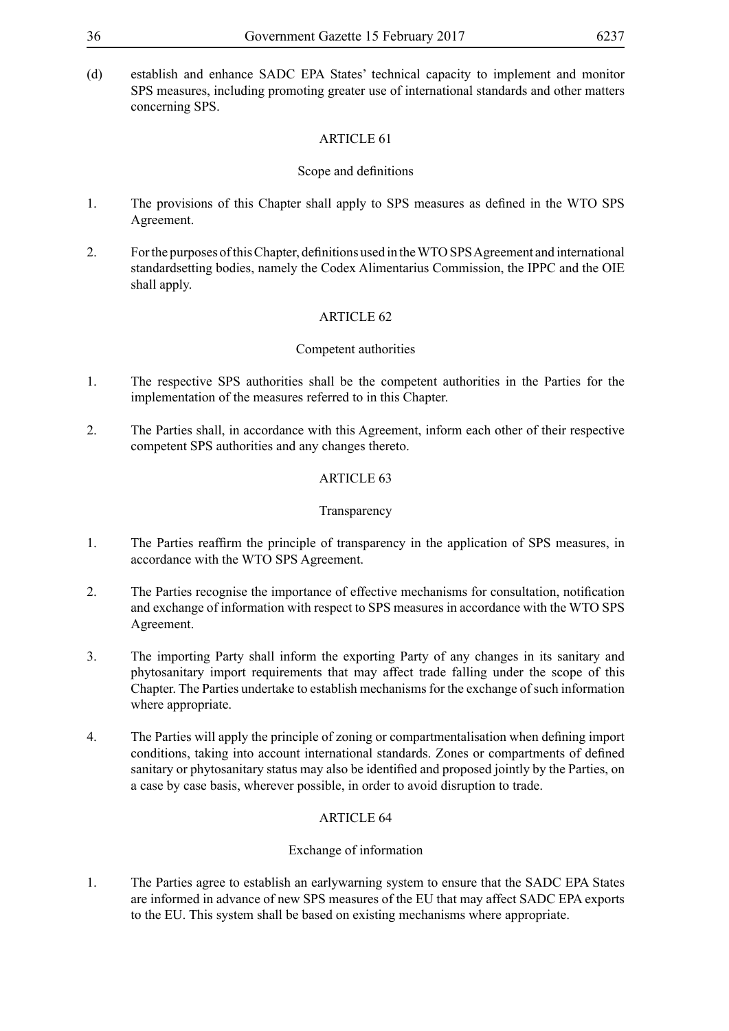(d) establish and enhance SADC EPA States' technical capacity to implement and monitor SPS measures, including promoting greater use of international standards and other matters concerning SPS.

## ARTICLE 61

### Scope and definitions

1. The provisions of this Chapter shall apply to SPS measures as defined in the WTO SPS Agreement.

2. For the purposes of this Chapter, definitions used in the WTO SPS Agreement and international standardsetting bodies, namely the Codex Alimentarius Commission, the IPPC and the OIE shall apply.

## ARTICLE 62

### Competent authorities

1. The respective SPS authorities shall be the competent authorities in the Parties for the implementation of the measures referred to in this Chapter.

2. The Parties shall, in accordance with this Agreement, inform each other of their respective competent SPS authorities and any changes thereto.

## ARTICLE 63

### Transparency

1. The Parties reaffirm the principle of transparency in the application of SPS measures, in accordance with the WTO SPS Agreement.

2. The Parties recognise the importance of effective mechanisms for consultation, notification and exchange of information with respect to SPS measures in accordance with the WTO SPS Agreement.

3. The importing Party shall inform the exporting Party of any changes in its sanitary and phytosanitary import requirements that may affect trade falling under the scope of this Chapter. The Parties undertake to establish mechanisms for the exchange of such information where appropriate.

4. The Parties will apply the principle of zoning or compartmentalisation when defining import conditions, taking into account international standards. Zones or compartments of defined sanitary or phytosanitary status may also be identified and proposed jointly by the Parties, on a case by case basis, wherever possible, in order to avoid disruption to trade.

## ARTICLE 64

### Exchange of information

1. The Parties agree to establish an earlywarning system to ensure that the SADC EPA States are informed in advance of new SPS measures of the EU that may affect SADC EPA exports to the EU. This system shall be based on existing mechanisms where appropriate.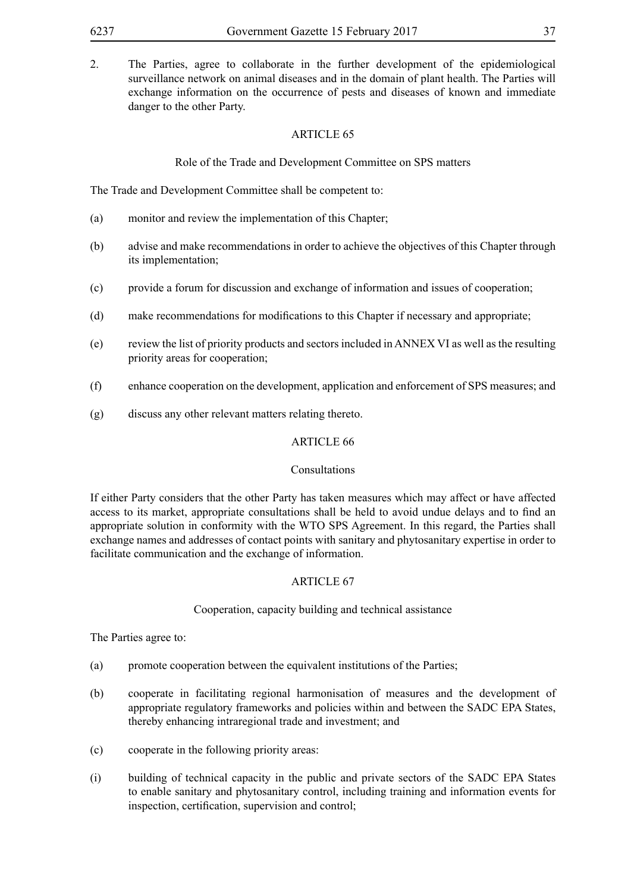2. The Parties, agree to collaborate in the further development of the epidemiological surveillance network on animal diseases and in the domain of plant health. The Parties will exchange information on the occurrence of pests and diseases of known and immediate danger to the other Party.

## ARTICLE 65

### Role of the Trade and Development Committee on SPS matters

The Trade and Development Committee shall be competent to:

(a) monitor and review the implementation of this Chapter;

(b) advise and make recommendations in order to achieve the objectives of this Chapter through its implementation;

(c) provide a forum for discussion and exchange of information and issues of cooperation;

(d) make recommendations for modifications to this Chapter if necessary and appropriate;

(e) review the list of priority products and sectors included in ANNEX VI as well as the resulting priority areas for cooperation;

(f) enhance cooperation on the development, application and enforcement of SPS measures; and

(g) discuss any other relevant matters relating thereto.

## ARTICLE 66

### Consultations

If either Party considers that the other Party has taken measures which may affect or have affected access to its market, appropriate consultations shall be held to avoid undue delays and to find an appropriate solution in conformity with the WTO SPS Agreement. In this regard, the Parties shall exchange names and addresses of contact points with sanitary and phytosanitary expertise in order to facilitate communication and the exchange of information.

## ARTICLE 67

### Cooperation, capacity building and technical assistance

The Parties agree to:

(a) promote cooperation between the equivalent institutions of the Parties;

(b) cooperate in facilitating regional harmonisation of measures and the development of appropriate regulatory frameworks and policies within and between the SADC EPA States, thereby enhancing intraregional trade and investment; and

(c) cooperate in the following priority areas:

(i) building of technical capacity in the public and private sectors of the SADC EPA States to enable sanitary and phytosanitary control, including training and information events for inspection, certification, supervision and control;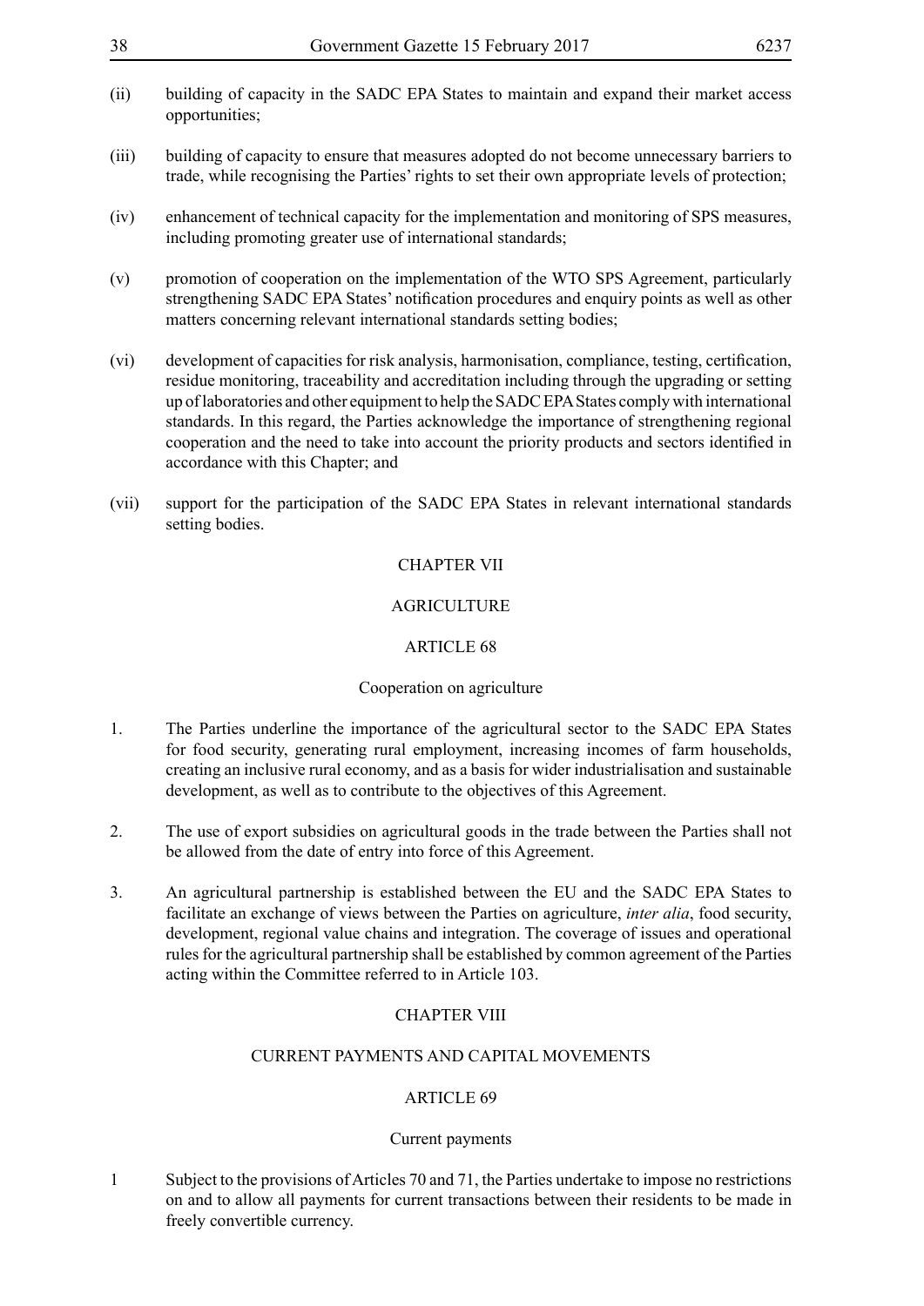(ii) building of capacity in the SADC EPA States to maintain and expand their market access opportunities;

(iii) building of capacity to ensure that measures adopted do not become unnecessary barriers to trade, while recognising the Parties' rights to set their own appropriate levels of protection;

(iv) enhancement of technical capacity for the implementation and monitoring of SPS measures, including promoting greater use of international standards;

(v) promotion of cooperation on the implementation of the WTO SPS Agreement, particularly strengthening SADC EPA States' notification procedures and enquiry points as well as other matters concerning relevant international standards setting bodies;

(vi) development of capacities for risk analysis, harmonisation, compliance, testing, certification, residue monitoring, traceability and accreditation including through the upgrading or setting up of laboratories and other equipment to help the SADC EPA States comply with international standards. In this regard, the Parties acknowledge the importance of strengthening regional cooperation and the need to take into account the priority products and sectors identified in accordance with this Chapter; and

(vii) support for the participation of the SADC EPA States in relevant international standards setting bodies.

## CHAPTER VII

## AGRICULTURE

### ARTICLE 68

#### Cooperation on agriculture

1. The Parties underline the importance of the agricultural sector to the SADC EPA States for food security, generating rural employment, increasing incomes of farm households, creating an inclusive rural economy, and as a basis for wider industrialisation and sustainable development, as well as to contribute to the objectives of this Agreement.

2. The use of export subsidies on agricultural goods in the trade between the Parties shall not be allowed from the date of entry into force of this Agreement.

3. An agricultural partnership is established between the EU and the SADC EPA States to facilitate an exchange of views between the Parties on agriculture, *inter alia*, food security, development, regional value chains and integration. The coverage of issues and operational rules for the agricultural partnership shall be established by common agreement of the Parties acting within the Committee referred to in Article 103.

## CHAPTER VIII

## CURRENT PAYMENTS AND CAPITAL MOVEMENTS

### ARTICLE 69

#### Current payments

1 Subject to the provisions of Articles 70 and 71, the Parties undertake to impose no restrictions on and to allow all payments for current transactions between their residents to be made in freely convertible currency.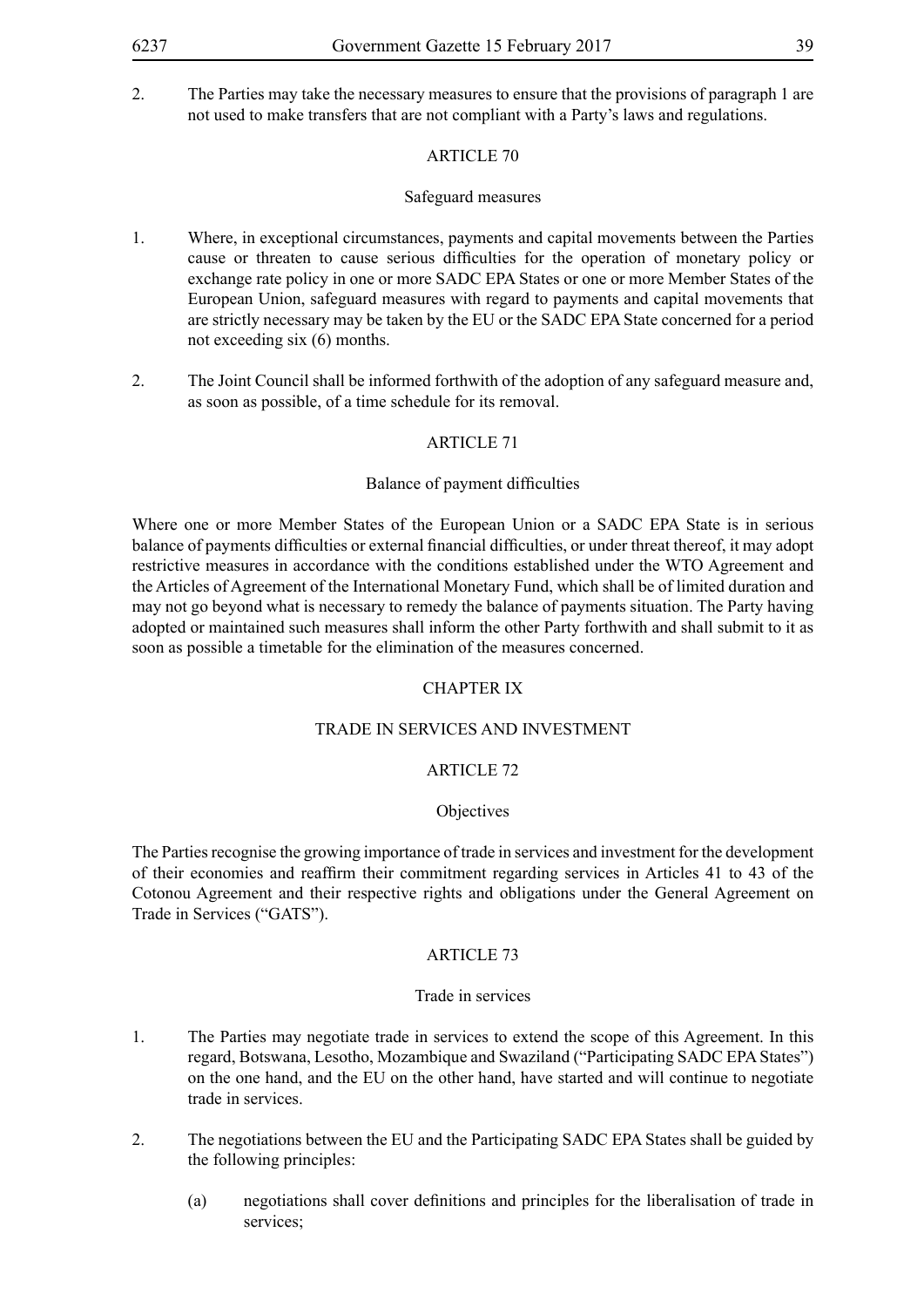2. The Parties may take the necessary measures to ensure that the provisions of paragraph 1 are not used to make transfers that are not compliant with a Party's laws and regulations.

### ARTICLE 70

#### Safeguard measures

1. Where, in exceptional circumstances, payments and capital movements between the Parties cause or threaten to cause serious difficulties for the operation of monetary policy or exchange rate policy in one or more SADC EPA States or one or more Member States of the European Union, safeguard measures with regard to payments and capital movements that are strictly necessary may be taken by the EU or the SADC EPA State concerned for a period not exceeding six (6) months.

2. The Joint Council shall be informed forthwith of the adoption of any safeguard measure and, as soon as possible, of a time schedule for its removal.

### ARTICLE 71

#### Balance of payment difficulties

Where one or more Member States of the European Union or a SADC EPA State is in serious balance of payments difficulties or external financial difficulties, or under threat thereof, it may adopt restrictive measures in accordance with the conditions established under the WTO Agreement and the Articles of Agreement of the International Monetary Fund, which shall be of limited duration and may not go beyond what is necessary to remedy the balance of payments situation. The Party having adopted or maintained such measures shall inform the other Party forthwith and shall submit to it as soon as possible a timetable for the elimination of the measures concerned.

## CHAPTER IX

## TRADE IN SERVICES AND INVESTMENT

### ARTICLE 72

#### Objectives

The Parties recognise the growing importance of trade in services and investment for the development of their economies and reaffirm their commitment regarding services in Articles 41 to 43 of the Cotonou Agreement and their respective rights and obligations under the General Agreement on Trade in Services ("GATS").

### ARTICLE 73

#### Trade in services

1. The Parties may negotiate trade in services to extend the scope of this Agreement. In this regard, Botswana, Lesotho, Mozambique and Swaziland ("Participating SADC EPA States") on the one hand, and the EU on the other hand, have started and will continue to negotiate trade in services.

2. The negotiations between the EU and the Participating SADC EPA States shall be guided by the following principles:

   (a) negotiations shall cover definitions and principles for the liberalisation of trade in services;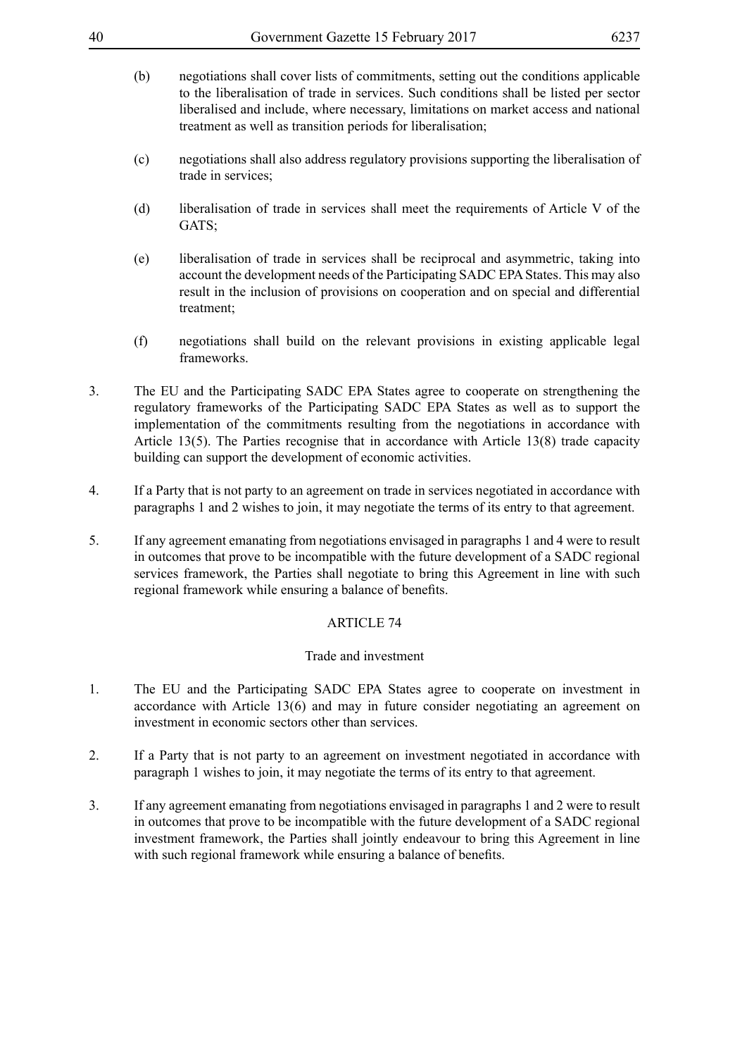(b) negotiations shall cover lists of commitments, setting out the conditions applicable to the liberalisation of trade in services. Such conditions shall be listed per sector liberalised and include, where necessary, limitations on market access and national treatment as well as transition periods for liberalisation;

(c) negotiations shall also address regulatory provisions supporting the liberalisation of trade in services;

(d) liberalisation of trade in services shall meet the requirements of Article V of the GATS;

(e) liberalisation of trade in services shall be reciprocal and asymmetric, taking into account the development needs of the Participating SADC EPA States. This may also result in the inclusion of provisions on cooperation and on special and differential treatment;

(f) negotiations shall build on the relevant provisions in existing applicable legal frameworks.

3. The EU and the Participating SADC EPA States agree to cooperate on strengthening the regulatory frameworks of the Participating SADC EPA States as well as to support the implementation of the commitments resulting from the negotiations in accordance with Article 13(5). The Parties recognise that in accordance with Article 13(8) trade capacity building can support the development of economic activities.

4. If a Party that is not party to an agreement on trade in services negotiated in accordance with paragraphs 1 and 2 wishes to join, it may negotiate the terms of its entry to that agreement.

5. If any agreement emanating from negotiations envisaged in paragraphs 1 and 4 were to result in outcomes that prove to be incompatible with the future development of a SADC regional services framework, the Parties shall negotiate to bring this Agreement in line with such regional framework while ensuring a balance of benefits.

## ARTICLE 74

### Trade and investment

1. The EU and the Participating SADC EPA States agree to cooperate on investment in accordance with Article 13(6) and may in future consider negotiating an agreement on investment in economic sectors other than services.

2. If a Party that is not party to an agreement on investment negotiated in accordance with paragraph 1 wishes to join, it may negotiate the terms of its entry to that agreement.

3. If any agreement emanating from negotiations envisaged in paragraphs 1 and 2 were to result in outcomes that prove to be incompatible with the future development of a SADC regional investment framework, the Parties shall jointly endeavour to bring this Agreement in line with such regional framework while ensuring a balance of benefits.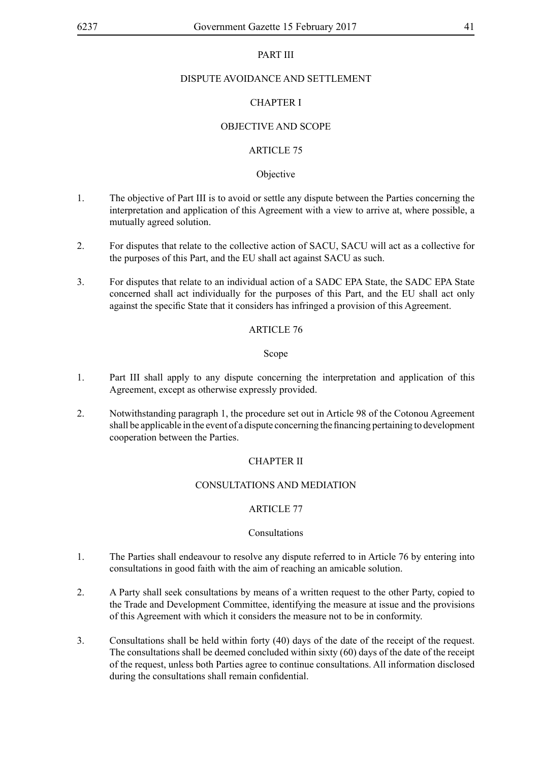# PART III

## DISPUTE AVOIDANCE AND SETTLEMENT

### CHAPTER I

### OBJECTIVE AND SCOPE

#### ARTICLE 75

#### Objective

1. The objective of Part III is to avoid or settle any dispute between the Parties concerning the interpretation and application of this Agreement with a view to arrive at, where possible, a mutually agreed solution.

2. For disputes that relate to the collective action of SACU, SACU will act as a collective for the purposes of this Part, and the EU shall act against SACU as such.

3. For disputes that relate to an individual action of a SADC EPA State, the SADC EPA State concerned shall act individually for the purposes of this Part, and the EU shall act only against the specific State that it considers has infringed a provision of this Agreement.

#### ARTICLE 76

#### Scope

1. Part III shall apply to any dispute concerning the interpretation and application of this Agreement, except as otherwise expressly provided.

2. Notwithstanding paragraph 1, the procedure set out in Article 98 of the Cotonou Agreement shall be applicable in the event of a dispute concerning the financing pertaining to development cooperation between the Parties.

### CHAPTER II

### CONSULTATIONS AND MEDIATION

#### ARTICLE 77

#### Consultations

1. The Parties shall endeavour to resolve any dispute referred to in Article 76 by entering into consultations in good faith with the aim of reaching an amicable solution.

2. A Party shall seek consultations by means of a written request to the other Party, copied to the Trade and Development Committee, identifying the measure at issue and the provisions of this Agreement with which it considers the measure not to be in conformity.

3. Consultations shall be held within forty (40) days of the date of the receipt of the request. The consultations shall be deemed concluded within sixty (60) days of the date of the receipt of the request, unless both Parties agree to continue consultations. All information disclosed during the consultations shall remain confidential.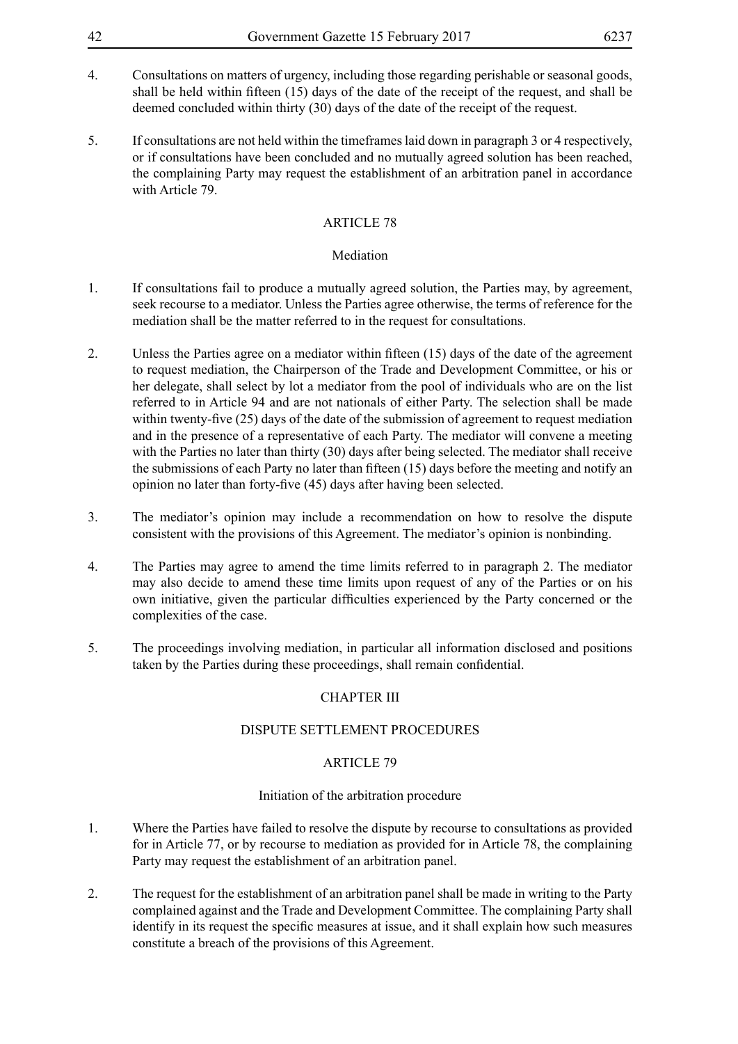4. Consultations on matters of urgency, including those regarding perishable or seasonal goods, shall be held within fifteen (15) days of the date of the receipt of the request, and shall be deemed concluded within thirty (30) days of the date of the receipt of the request.

5. If consultations are not held within the timeframes laid down in paragraph 3 or 4 respectively, or if consultations have been concluded and no mutually agreed solution has been reached, the complaining Party may request the establishment of an arbitration panel in accordance with Article 79.

ARTICLE 78

Mediation

1. If consultations fail to produce a mutually agreed solution, the Parties may, by agreement, seek recourse to a mediator. Unless the Parties agree otherwise, the terms of reference for the mediation shall be the matter referred to in the request for consultations.

2. Unless the Parties agree on a mediator within fifteen (15) days of the date of the agreement to request mediation, the Chairperson of the Trade and Development Committee, or his or her delegate, shall select by lot a mediator from the pool of individuals who are on the list referred to in Article 94 and are not nationals of either Party. The selection shall be made within twenty-five (25) days of the date of the submission of agreement to request mediation and in the presence of a representative of each Party. The mediator will convene a meeting with the Parties no later than thirty (30) days after being selected. The mediator shall receive the submissions of each Party no later than fifteen (15) days before the meeting and notify an opinion no later than forty-five (45) days after having been selected.

3. The mediator's opinion may include a recommendation on how to resolve the dispute consistent with the provisions of this Agreement. The mediator's opinion is nonbinding.

4. The Parties may agree to amend the time limits referred to in paragraph 2. The mediator may also decide to amend these time limits upon request of any of the Parties or on his own initiative, given the particular difficulties experienced by the Party concerned or the complexities of the case.

5. The proceedings involving mediation, in particular all information disclosed and positions taken by the Parties during these proceedings, shall remain confidential.

CHAPTER III

DISPUTE SETTLEMENT PROCEDURES

ARTICLE 79

Initiation of the arbitration procedure

1. Where the Parties have failed to resolve the dispute by recourse to consultations as provided for in Article 77, or by recourse to mediation as provided for in Article 78, the complaining Party may request the establishment of an arbitration panel.

2. The request for the establishment of an arbitration panel shall be made in writing to the Party complained against and the Trade and Development Committee. The complaining Party shall identify in its request the specific measures at issue, and it shall explain how such measures constitute a breach of the provisions of this Agreement.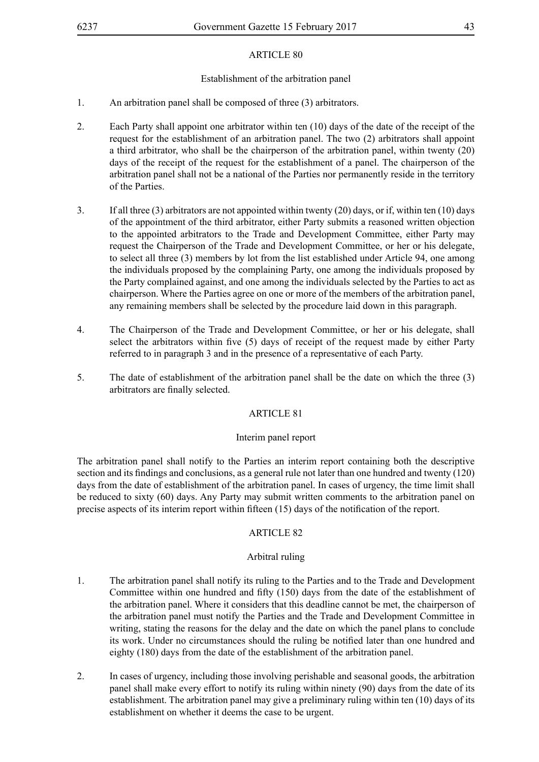## ARTICLE 80

### Establishment of the arbitration panel

1. An arbitration panel shall be composed of three (3) arbitrators.

2. Each Party shall appoint one arbitrator within ten (10) days of the date of the receipt of the request for the establishment of an arbitration panel. The two (2) arbitrators shall appoint a third arbitrator, who shall be the chairperson of the arbitration panel, within twenty (20) days of the receipt of the request for the establishment of a panel. The chairperson of the arbitration panel shall not be a national of the Parties nor permanently reside in the territory of the Parties.

3. If all three (3) arbitrators are not appointed within twenty (20) days, or if, within ten (10) days of the appointment of the third arbitrator, either Party submits a reasoned written objection to the appointed arbitrators to the Trade and Development Committee, either Party may request the Chairperson of the Trade and Development Committee, or her or his delegate, to select all three (3) members by lot from the list established under Article 94, one among the individuals proposed by the complaining Party, one among the individuals proposed by the Party complained against, and one among the individuals selected by the Parties to act as chairperson. Where the Parties agree on one or more of the members of the arbitration panel, any remaining members shall be selected by the procedure laid down in this paragraph.

4. The Chairperson of the Trade and Development Committee, or her or his delegate, shall select the arbitrators within five (5) days of receipt of the request made by either Party referred to in paragraph 3 and in the presence of a representative of each Party.

5. The date of establishment of the arbitration panel shall be the date on which the three (3) arbitrators are finally selected.

## ARTICLE 81

### Interim panel report

The arbitration panel shall notify to the Parties an interim report containing both the descriptive section and its findings and conclusions, as a general rule not later than one hundred and twenty (120) days from the date of establishment of the arbitration panel. In cases of urgency, the time limit shall be reduced to sixty (60) days. Any Party may submit written comments to the arbitration panel on precise aspects of its interim report within fifteen (15) days of the notification of the report.

## ARTICLE 82

### Arbitral ruling

1. The arbitration panel shall notify its ruling to the Parties and to the Trade and Development Committee within one hundred and fifty (150) days from the date of the establishment of the arbitration panel. Where it considers that this deadline cannot be met, the chairperson of the arbitration panel must notify the Parties and the Trade and Development Committee in writing, stating the reasons for the delay and the date on which the panel plans to conclude its work. Under no circumstances should the ruling be notified later than one hundred and eighty (180) days from the date of the establishment of the arbitration panel.

2. In cases of urgency, including those involving perishable and seasonal goods, the arbitration panel shall make every effort to notify its ruling within ninety (90) days from the date of its establishment. The arbitration panel may give a preliminary ruling within ten (10) days of its establishment on whether it deems the case to be urgent.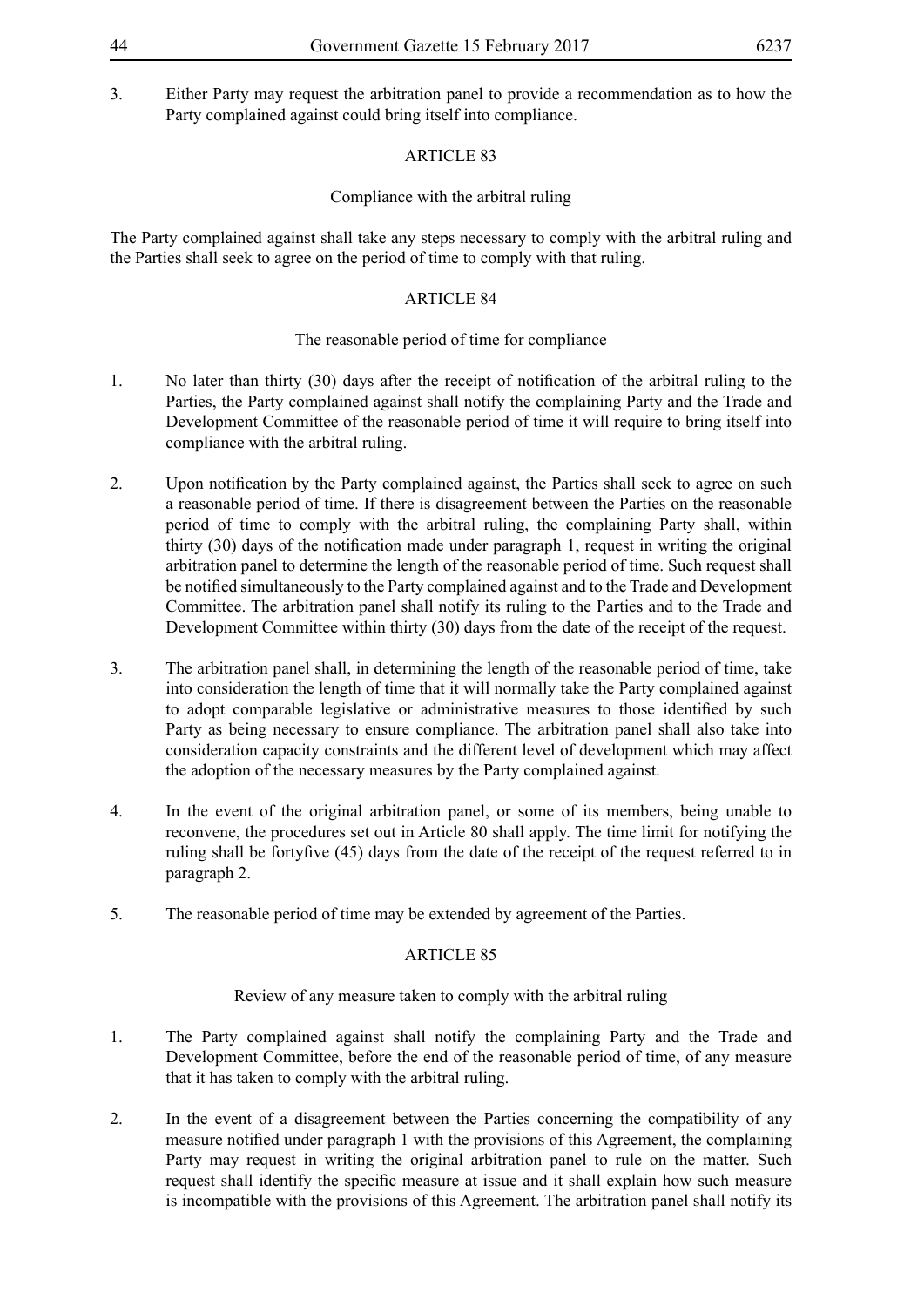3. Either Party may request the arbitration panel to provide a recommendation as to how the Party complained against could bring itself into compliance.

## ARTICLE 83

### Compliance with the arbitral ruling

The Party complained against shall take any steps necessary to comply with the arbitral ruling and the Parties shall seek to agree on the period of time to comply with that ruling.

## ARTICLE 84

### The reasonable period of time for compliance

1. No later than thirty (30) days after the receipt of notification of the arbitral ruling to the Parties, the Party complained against shall notify the complaining Party and the Trade and Development Committee of the reasonable period of time it will require to bring itself into compliance with the arbitral ruling.

2. Upon notification by the Party complained against, the Parties shall seek to agree on such a reasonable period of time. If there is disagreement between the Parties on the reasonable period of time to comply with the arbitral ruling, the complaining Party shall, within thirty (30) days of the notification made under paragraph 1, request in writing the original arbitration panel to determine the length of the reasonable period of time. Such request shall be notified simultaneously to the Party complained against and to the Trade and Development Committee. The arbitration panel shall notify its ruling to the Parties and to the Trade and Development Committee within thirty (30) days from the date of the receipt of the request.

3. The arbitration panel shall, in determining the length of the reasonable period of time, take into consideration the length of time that it will normally take the Party complained against to adopt comparable legislative or administrative measures to those identified by such Party as being necessary to ensure compliance. The arbitration panel shall also take into consideration capacity constraints and the different level of development which may affect the adoption of the necessary measures by the Party complained against.

4. In the event of the original arbitration panel, or some of its members, being unable to reconvene, the procedures set out in Article 80 shall apply. The time limit for notifying the ruling shall be fortyfive (45) days from the date of the receipt of the request referred to in paragraph 2.

5. The reasonable period of time may be extended by agreement of the Parties.

## ARTICLE 85

### Review of any measure taken to comply with the arbitral ruling

1. The Party complained against shall notify the complaining Party and the Trade and Development Committee, before the end of the reasonable period of time, of any measure that it has taken to comply with the arbitral ruling.

2. In the event of a disagreement between the Parties concerning the compatibility of any measure notified under paragraph 1 with the provisions of this Agreement, the complaining Party may request in writing the original arbitration panel to rule on the matter. Such request shall identify the specific measure at issue and it shall explain how such measure is incompatible with the provisions of this Agreement. The arbitration panel shall notify its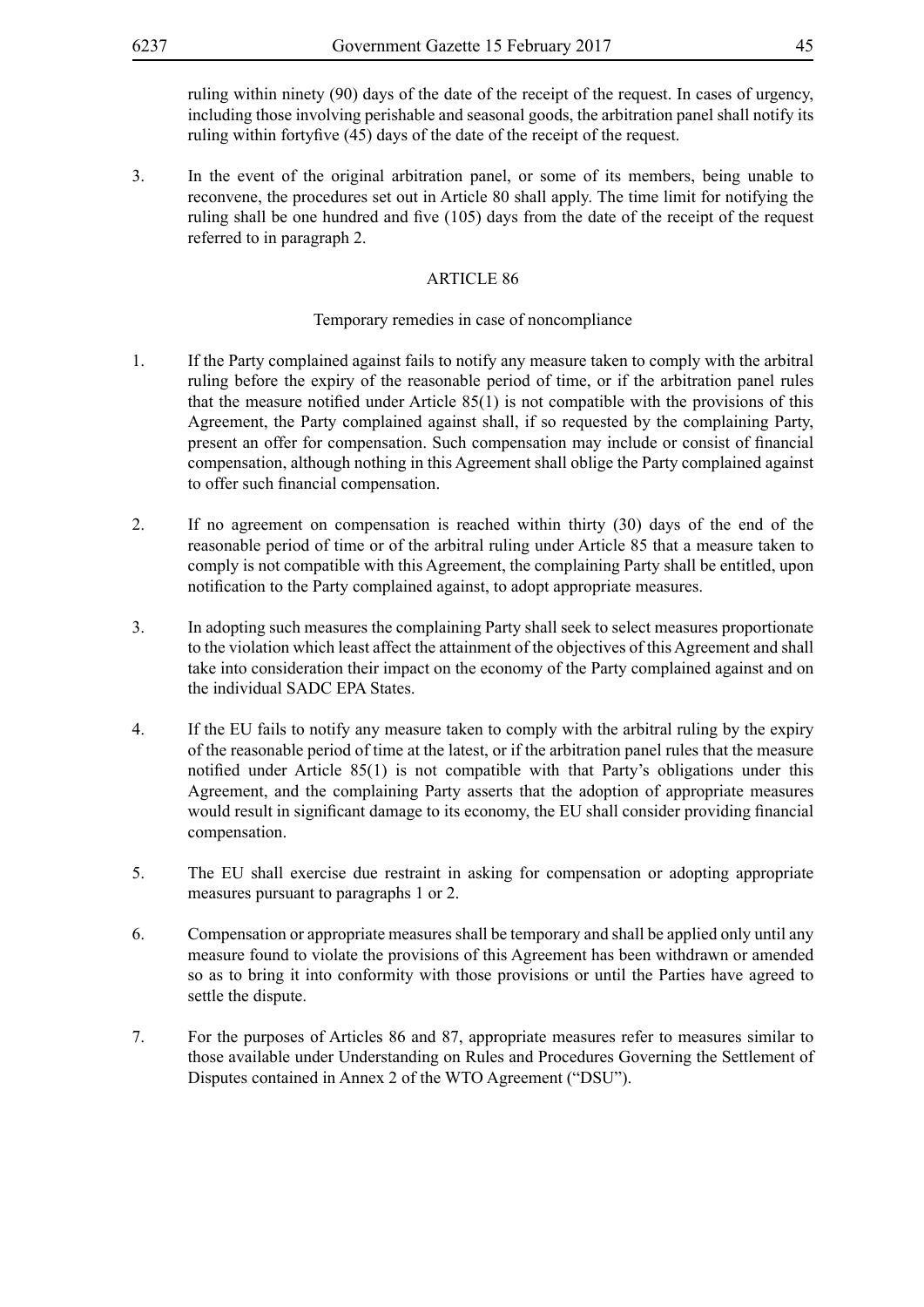ruling within ninety (90) days of the date of the receipt of the request. In cases of urgency, including those involving perishable and seasonal goods, the arbitration panel shall notify its ruling within fortyfive (45) days of the date of the receipt of the request.

3. In the event of the original arbitration panel, or some of its members, being unable to reconvene, the procedures set out in Article 80 shall apply. The time limit for notifying the ruling shall be one hundred and five (105) days from the date of the receipt of the request referred to in paragraph 2.

## ARTICLE 86

### Temporary remedies in case of noncompliance

1. If the Party complained against fails to notify any measure taken to comply with the arbitral ruling before the expiry of the reasonable period of time, or if the arbitration panel rules that the measure notified under Article 85(1) is not compatible with the provisions of this Agreement, the Party complained against shall, if so requested by the complaining Party, present an offer for compensation. Such compensation may include or consist of financial compensation, although nothing in this Agreement shall oblige the Party complained against to offer such financial compensation.

2. If no agreement on compensation is reached within thirty (30) days of the end of the reasonable period of time or of the arbitral ruling under Article 85 that a measure taken to comply is not compatible with this Agreement, the complaining Party shall be entitled, upon notification to the Party complained against, to adopt appropriate measures.

3. In adopting such measures the complaining Party shall seek to select measures proportionate to the violation which least affect the attainment of the objectives of this Agreement and shall take into consideration their impact on the economy of the Party complained against and on the individual SADC EPA States.

4. If the EU fails to notify any measure taken to comply with the arbitral ruling by the expiry of the reasonable period of time at the latest, or if the arbitration panel rules that the measure notified under Article 85(1) is not compatible with that Party's obligations under this Agreement, and the complaining Party asserts that the adoption of appropriate measures would result in significant damage to its economy, the EU shall consider providing financial compensation.

5. The EU shall exercise due restraint in asking for compensation or adopting appropriate measures pursuant to paragraphs 1 or 2.

6. Compensation or appropriate measures shall be temporary and shall be applied only until any measure found to violate the provisions of this Agreement has been withdrawn or amended so as to bring it into conformity with those provisions or until the Parties have agreed to settle the dispute.

7. For the purposes of Articles 86 and 87, appropriate measures refer to measures similar to those available under Understanding on Rules and Procedures Governing the Settlement of Disputes contained in Annex 2 of the WTO Agreement ("DSU").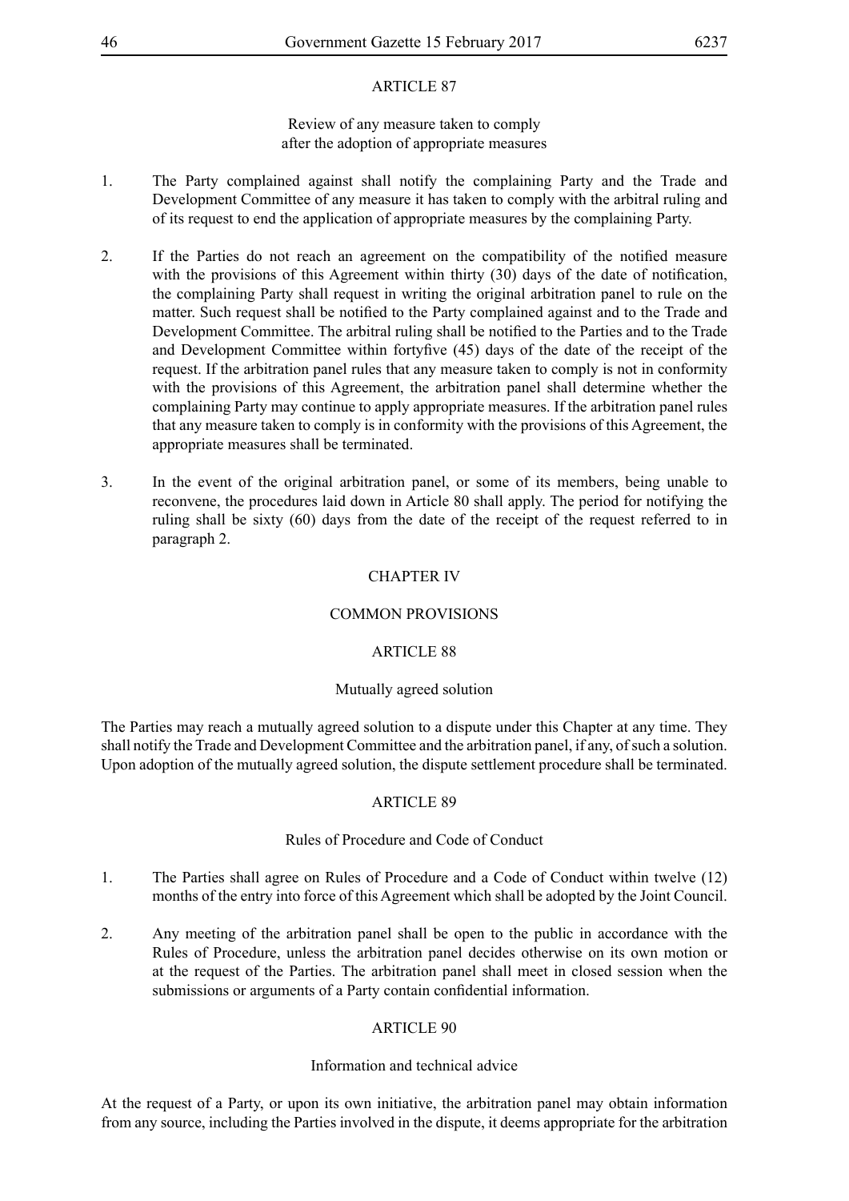## ARTICLE 87

### Review of any measure taken to comply after the adoption of appropriate measures

1. The Party complained against shall notify the complaining Party and the Trade and Development Committee of any measure it has taken to comply with the arbitral ruling and of its request to end the application of appropriate measures by the complaining Party.

2. If the Parties do not reach an agreement on the compatibility of the notified measure with the provisions of this Agreement within thirty (30) days of the date of notification, the complaining Party shall request in writing the original arbitration panel to rule on the matter. Such request shall be notified to the Party complained against and to the Trade and Development Committee. The arbitral ruling shall be notified to the Parties and to the Trade and Development Committee within fortyfive (45) days of the date of the receipt of the request. If the arbitration panel rules that any measure taken to comply is not in conformity with the provisions of this Agreement, the arbitration panel shall determine whether the complaining Party may continue to apply appropriate measures. If the arbitration panel rules that any measure taken to comply is in conformity with the provisions of this Agreement, the appropriate measures shall be terminated.

3. In the event of the original arbitration panel, or some of its members, being unable to reconvene, the procedures laid down in Article 80 shall apply. The period for notifying the ruling shall be sixty (60) days from the date of the receipt of the request referred to in paragraph 2.

# CHAPTER IV

# COMMON PROVISIONS

## ARTICLE 88

### Mutually agreed solution

The Parties may reach a mutually agreed solution to a dispute under this Chapter at any time. They shall notify the Trade and Development Committee and the arbitration panel, if any, of such a solution. Upon adoption of the mutually agreed solution, the dispute settlement procedure shall be terminated.

## ARTICLE 89

### Rules of Procedure and Code of Conduct

1. The Parties shall agree on Rules of Procedure and a Code of Conduct within twelve (12) months of the entry into force of this Agreement which shall be adopted by the Joint Council.

2. Any meeting of the arbitration panel shall be open to the public in accordance with the Rules of Procedure, unless the arbitration panel decides otherwise on its own motion or at the request of the Parties. The arbitration panel shall meet in closed session when the submissions or arguments of a Party contain confidential information.

## ARTICLE 90

### Information and technical advice

At the request of a Party, or upon its own initiative, the arbitration panel may obtain information from any source, including the Parties involved in the dispute, it deems appropriate for the arbitration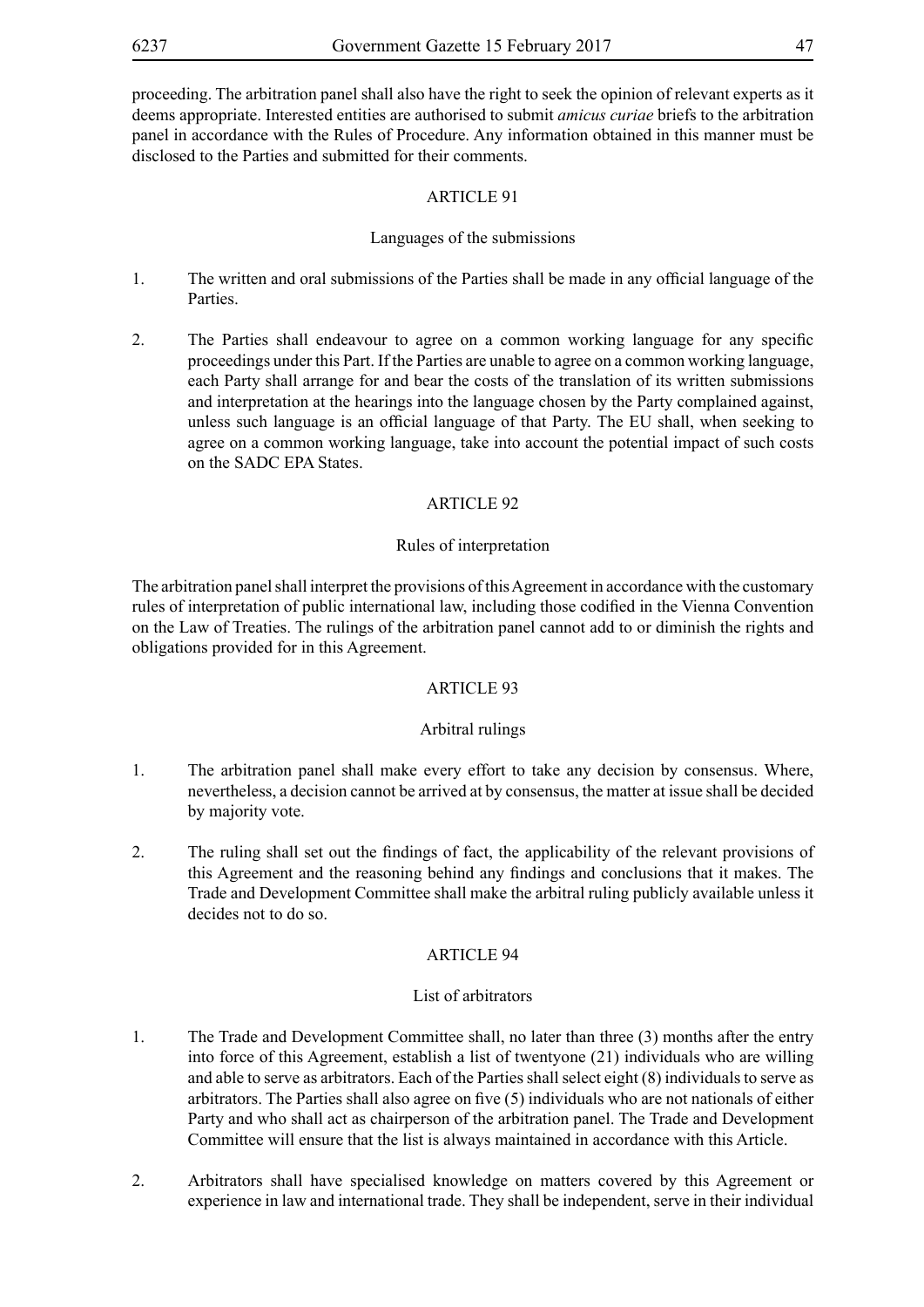proceeding. The arbitration panel shall also have the right to seek the opinion of relevant experts as it deems appropriate. Interested entities are authorised to submit *amicus curiae* briefs to the arbitration panel in accordance with the Rules of Procedure. Any information obtained in this manner must be disclosed to the Parties and submitted for their comments.

### ARTICLE 91

#### Languages of the submissions

1. The written and oral submissions of the Parties shall be made in any official language of the Parties.

2. The Parties shall endeavour to agree on a common working language for any specific proceedings under this Part. If the Parties are unable to agree on a common working language, each Party shall arrange for and bear the costs of the translation of its written submissions and interpretation at the hearings into the language chosen by the Party complained against, unless such language is an official language of that Party. The EU shall, when seeking to agree on a common working language, take into account the potential impact of such costs on the SADC EPA States.

### ARTICLE 92

#### Rules of interpretation

The arbitration panel shall interpret the provisions of this Agreement in accordance with the customary rules of interpretation of public international law, including those codified in the Vienna Convention on the Law of Treaties. The rulings of the arbitration panel cannot add to or diminish the rights and obligations provided for in this Agreement.

### ARTICLE 93

#### Arbitral rulings

1. The arbitration panel shall make every effort to take any decision by consensus. Where, nevertheless, a decision cannot be arrived at by consensus, the matter at issue shall be decided by majority vote.

2. The ruling shall set out the findings of fact, the applicability of the relevant provisions of this Agreement and the reasoning behind any findings and conclusions that it makes. The Trade and Development Committee shall make the arbitral ruling publicly available unless it decides not to do so.

### ARTICLE 94

#### List of arbitrators

1. The Trade and Development Committee shall, no later than three (3) months after the entry into force of this Agreement, establish a list of twentyone (21) individuals who are willing and able to serve as arbitrators. Each of the Parties shall select eight (8) individuals to serve as arbitrators. The Parties shall also agree on five (5) individuals who are not nationals of either Party and who shall act as chairperson of the arbitration panel. The Trade and Development Committee will ensure that the list is always maintained in accordance with this Article.

2. Arbitrators shall have specialised knowledge on matters covered by this Agreement or experience in law and international trade. They shall be independent, serve in their individual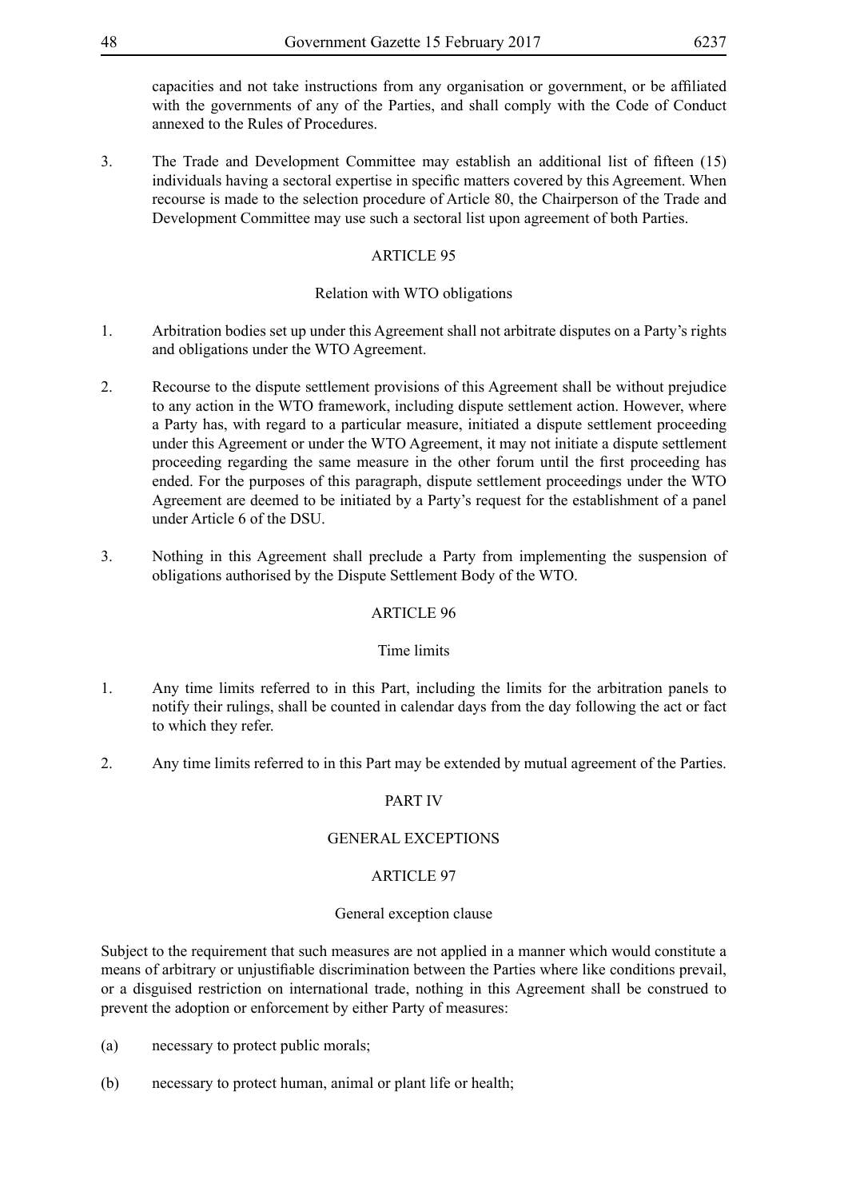capacities and not take instructions from any organisation or government, or be affiliated with the governments of any of the Parties, and shall comply with the Code of Conduct annexed to the Rules of Procedures.

3. The Trade and Development Committee may establish an additional list of fifteen (15) individuals having a sectoral expertise in specific matters covered by this Agreement. When recourse is made to the selection procedure of Article 80, the Chairperson of the Trade and Development Committee may use such a sectoral list upon agreement of both Parties.

### ARTICLE 95

#### Relation with WTO obligations

1. Arbitration bodies set up under this Agreement shall not arbitrate disputes on a Party's rights and obligations under the WTO Agreement.

2. Recourse to the dispute settlement provisions of this Agreement shall be without prejudice to any action in the WTO framework, including dispute settlement action. However, where a Party has, with regard to a particular measure, initiated a dispute settlement proceeding under this Agreement or under the WTO Agreement, it may not initiate a dispute settlement proceeding regarding the same measure in the other forum until the first proceeding has ended. For the purposes of this paragraph, dispute settlement proceedings under the WTO Agreement are deemed to be initiated by a Party's request for the establishment of a panel under Article 6 of the DSU.

3. Nothing in this Agreement shall preclude a Party from implementing the suspension of obligations authorised by the Dispute Settlement Body of the WTO.

### ARTICLE 96

#### Time limits

1. Any time limits referred to in this Part, including the limits for the arbitration panels to notify their rulings, shall be counted in calendar days from the day following the act or fact to which they refer.

2. Any time limits referred to in this Part may be extended by mutual agreement of the Parties.

## PART IV

## GENERAL EXCEPTIONS

### ARTICLE 97

#### General exception clause

Subject to the requirement that such measures are not applied in a manner which would constitute a means of arbitrary or unjustifiable discrimination between the Parties where like conditions prevail, or a disguised restriction on international trade, nothing in this Agreement shall be construed to prevent the adoption or enforcement by either Party of measures:

(a) necessary to protect public morals;

(b) necessary to protect human, animal or plant life or health;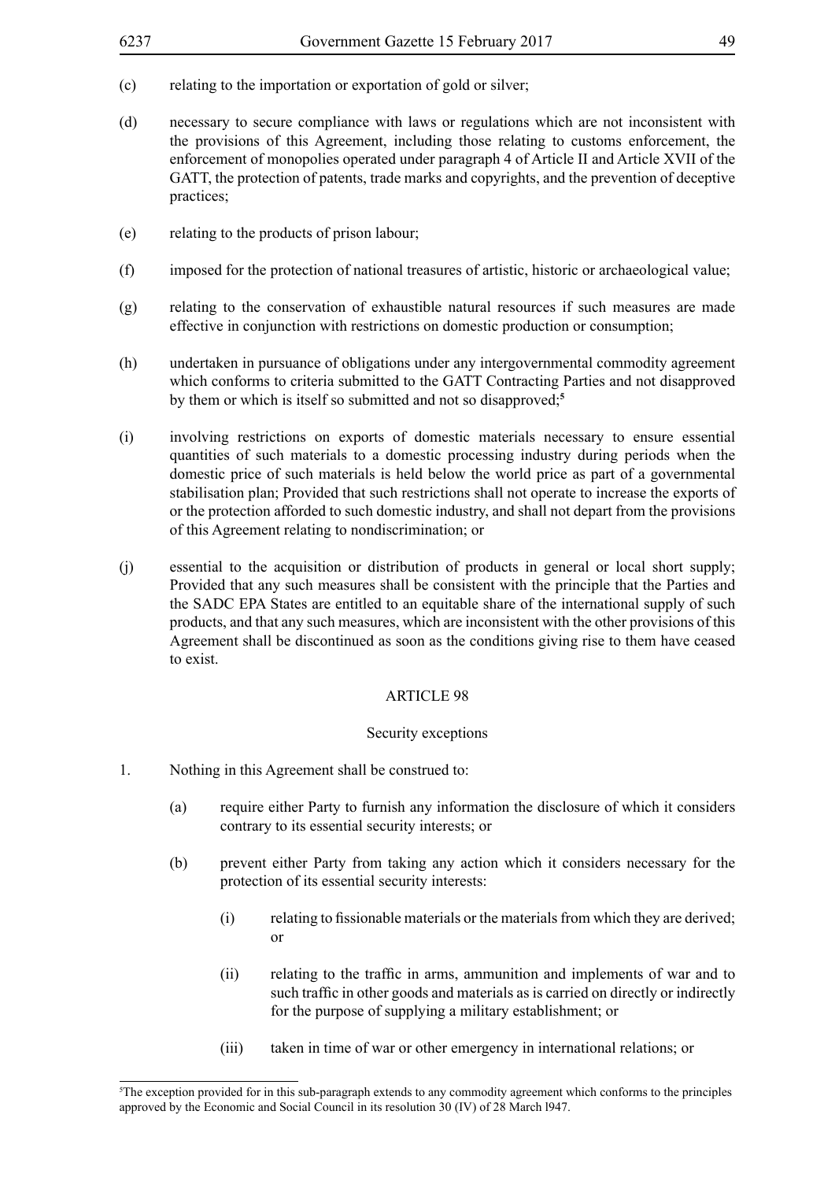(c) relating to the importation or exportation of gold or silver;

(d) necessary to secure compliance with laws or regulations which are not inconsistent with the provisions of this Agreement, including those relating to customs enforcement, the enforcement of monopolies operated under paragraph 4 of Article II and Article XVII of the GATT, the protection of patents, trade marks and copyrights, and the prevention of deceptive practices;

(e) relating to the products of prison labour;

(f) imposed for the protection of national treasures of artistic, historic or archaeological value;

(g) relating to the conservation of exhaustible natural resources if such measures are made effective in conjunction with restrictions on domestic production or consumption;

(h) undertaken in pursuance of obligations under any intergovernmental commodity agreement which conforms to criteria submitted to the GATT Contracting Parties and not disapproved by them or which is itself so submitted and not so disapproved;[5]

(i) involving restrictions on exports of domestic materials necessary to ensure essential quantities of such materials to a domestic processing industry during periods when the domestic price of such materials is held below the world price as part of a governmental stabilisation plan; Provided that such restrictions shall not operate to increase the exports of or the protection afforded to such domestic industry, and shall not depart from the provisions of this Agreement relating to nondiscrimination; or

(j) essential to the acquisition or distribution of products in general or local short supply; Provided that any such measures shall be consistent with the principle that the Parties and the SADC EPA States are entitled to an equitable share of the international supply of such products, and that any such measures, which are inconsistent with the other provisions of this Agreement shall be discontinued as soon as the conditions giving rise to them have ceased to exist.

ARTICLE 98

Security exceptions

1. Nothing in this Agreement shall be construed to:

   (a) require either Party to furnish any information the disclosure of which it considers contrary to its essential security interests; or

   (b) prevent either Party from taking any action which it considers necessary for the protection of its essential security interests:

      (i) relating to fissionable materials or the materials from which they are derived; or

      (ii) relating to the traffic in arms, ammunition and implements of war and to such traffic in other goods and materials as is carried on directly or indirectly for the purpose of supplying a military establishment; or

      (iii) taken in time of war or other emergency in international relations; or

---

[5] The exception provided for in this sub-paragraph extends to any commodity agreement which conforms to the principles approved by the Economic and Social Council in its resolution 30 (IV) of 28 March l947.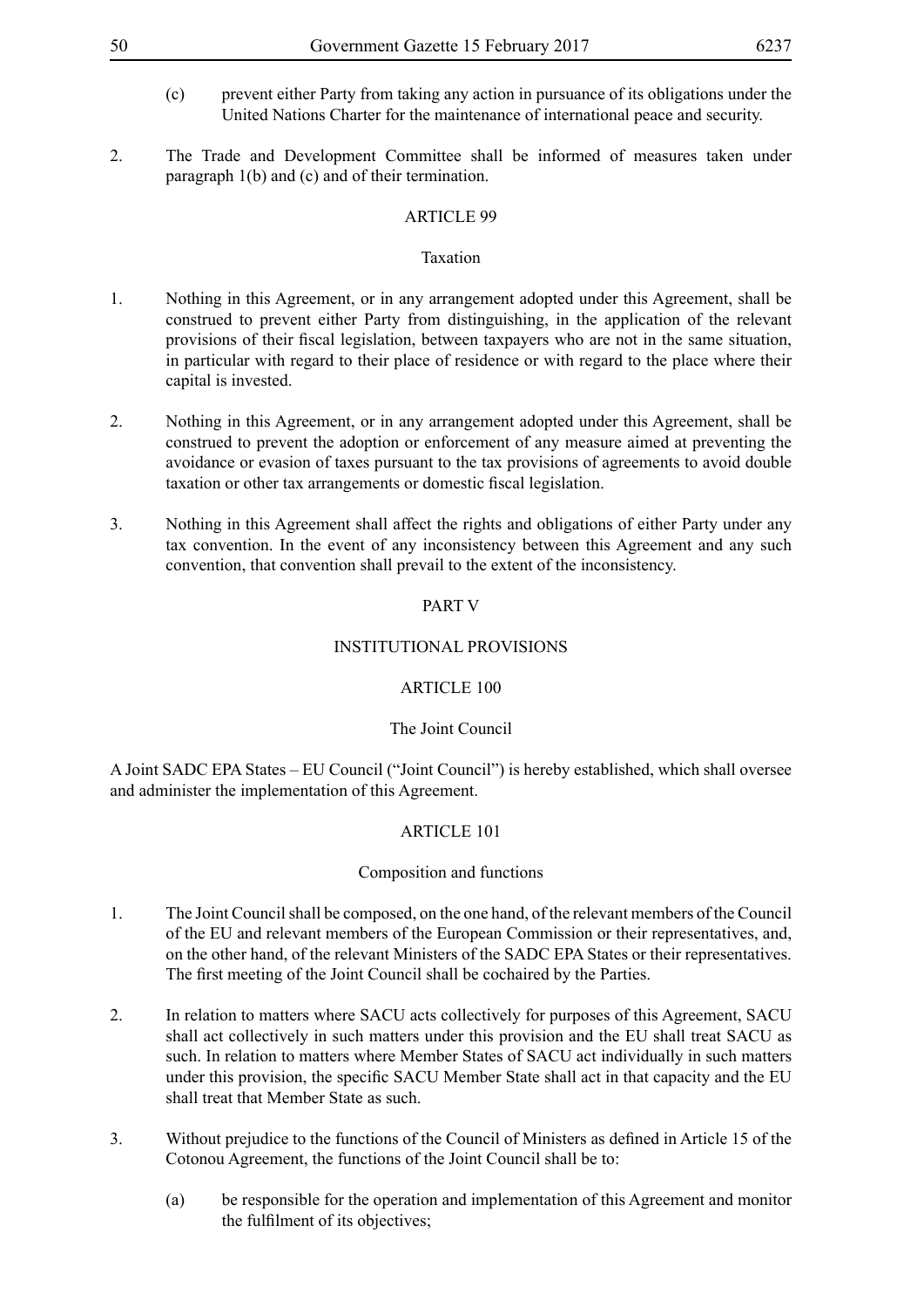(c) prevent either Party from taking any action in pursuance of its obligations under the United Nations Charter for the maintenance of international peace and security.

2. The Trade and Development Committee shall be informed of measures taken under paragraph 1(b) and (c) and of their termination.

ARTICLE 99

Taxation

1. Nothing in this Agreement, or in any arrangement adopted under this Agreement, shall be construed to prevent either Party from distinguishing, in the application of the relevant provisions of their fiscal legislation, between taxpayers who are not in the same situation, in particular with regard to their place of residence or with regard to the place where their capital is invested.

2. Nothing in this Agreement, or in any arrangement adopted under this Agreement, shall be construed to prevent the adoption or enforcement of any measure aimed at preventing the avoidance or evasion of taxes pursuant to the tax provisions of agreements to avoid double taxation or other tax arrangements or domestic fiscal legislation.

3. Nothing in this Agreement shall affect the rights and obligations of either Party under any tax convention. In the event of any inconsistency between this Agreement and any such convention, that convention shall prevail to the extent of the inconsistency.

PART V

INSTITUTIONAL PROVISIONS

ARTICLE 100

The Joint Council

A Joint SADC EPA States – EU Council ("Joint Council") is hereby established, which shall oversee and administer the implementation of this Agreement.

ARTICLE 101

Composition and functions

1. The Joint Council shall be composed, on the one hand, of the relevant members of the Council of the EU and relevant members of the European Commission or their representatives, and, on the other hand, of the relevant Ministers of the SADC EPA States or their representatives. The first meeting of the Joint Council shall be cochaired by the Parties.

2. In relation to matters where SACU acts collectively for purposes of this Agreement, SACU shall act collectively in such matters under this provision and the EU shall treat SACU as such. In relation to matters where Member States of SACU act individually in such matters under this provision, the specific SACU Member State shall act in that capacity and the EU shall treat that Member State as such.

3. Without prejudice to the functions of the Council of Ministers as defined in Article 15 of the Cotonou Agreement, the functions of the Joint Council shall be to:

   (a) be responsible for the operation and implementation of this Agreement and monitor the fulfilment of its objectives;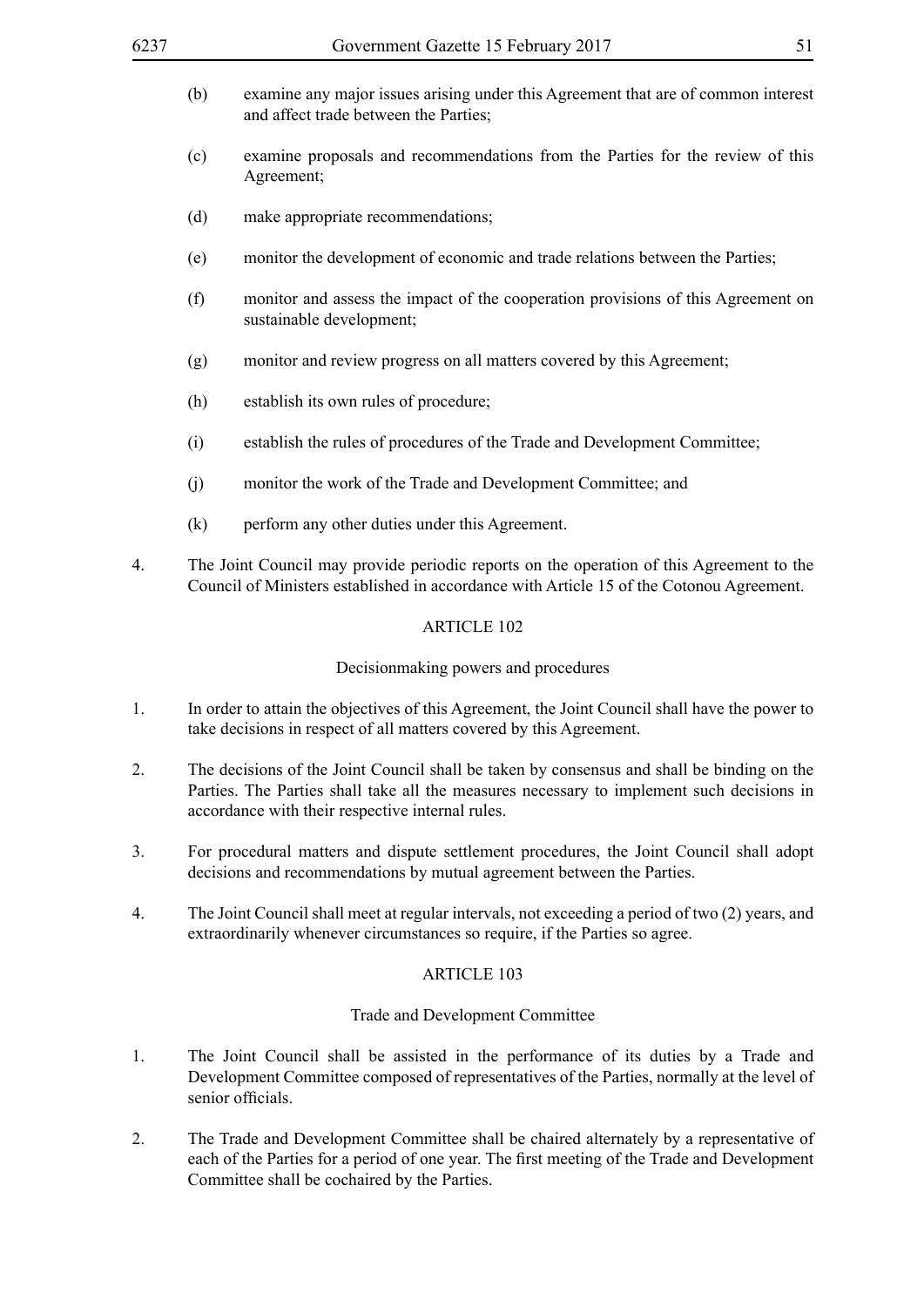(b) examine any major issues arising under this Agreement that are of common interest and affect trade between the Parties;

(c) examine proposals and recommendations from the Parties for the review of this Agreement;

(d) make appropriate recommendations;

(e) monitor the development of economic and trade relations between the Parties;

(f) monitor and assess the impact of the cooperation provisions of this Agreement on sustainable development;

(g) monitor and review progress on all matters covered by this Agreement;

(h) establish its own rules of procedure;

(i) establish the rules of procedures of the Trade and Development Committee;

(j) monitor the work of the Trade and Development Committee; and

(k) perform any other duties under this Agreement.

4. The Joint Council may provide periodic reports on the operation of this Agreement to the Council of Ministers established in accordance with Article 15 of the Cotonou Agreement.

## ARTICLE 102

### Decisionmaking powers and procedures

1. In order to attain the objectives of this Agreement, the Joint Council shall have the power to take decisions in respect of all matters covered by this Agreement.

2. The decisions of the Joint Council shall be taken by consensus and shall be binding on the Parties. The Parties shall take all the measures necessary to implement such decisions in accordance with their respective internal rules.

3. For procedural matters and dispute settlement procedures, the Joint Council shall adopt decisions and recommendations by mutual agreement between the Parties.

4. The Joint Council shall meet at regular intervals, not exceeding a period of two (2) years, and extraordinarily whenever circumstances so require, if the Parties so agree.

## ARTICLE 103

### Trade and Development Committee

1. The Joint Council shall be assisted in the performance of its duties by a Trade and Development Committee composed of representatives of the Parties, normally at the level of senior officials.

2. The Trade and Development Committee shall be chaired alternately by a representative of each of the Parties for a period of one year. The first meeting of the Trade and Development Committee shall be cochaired by the Parties.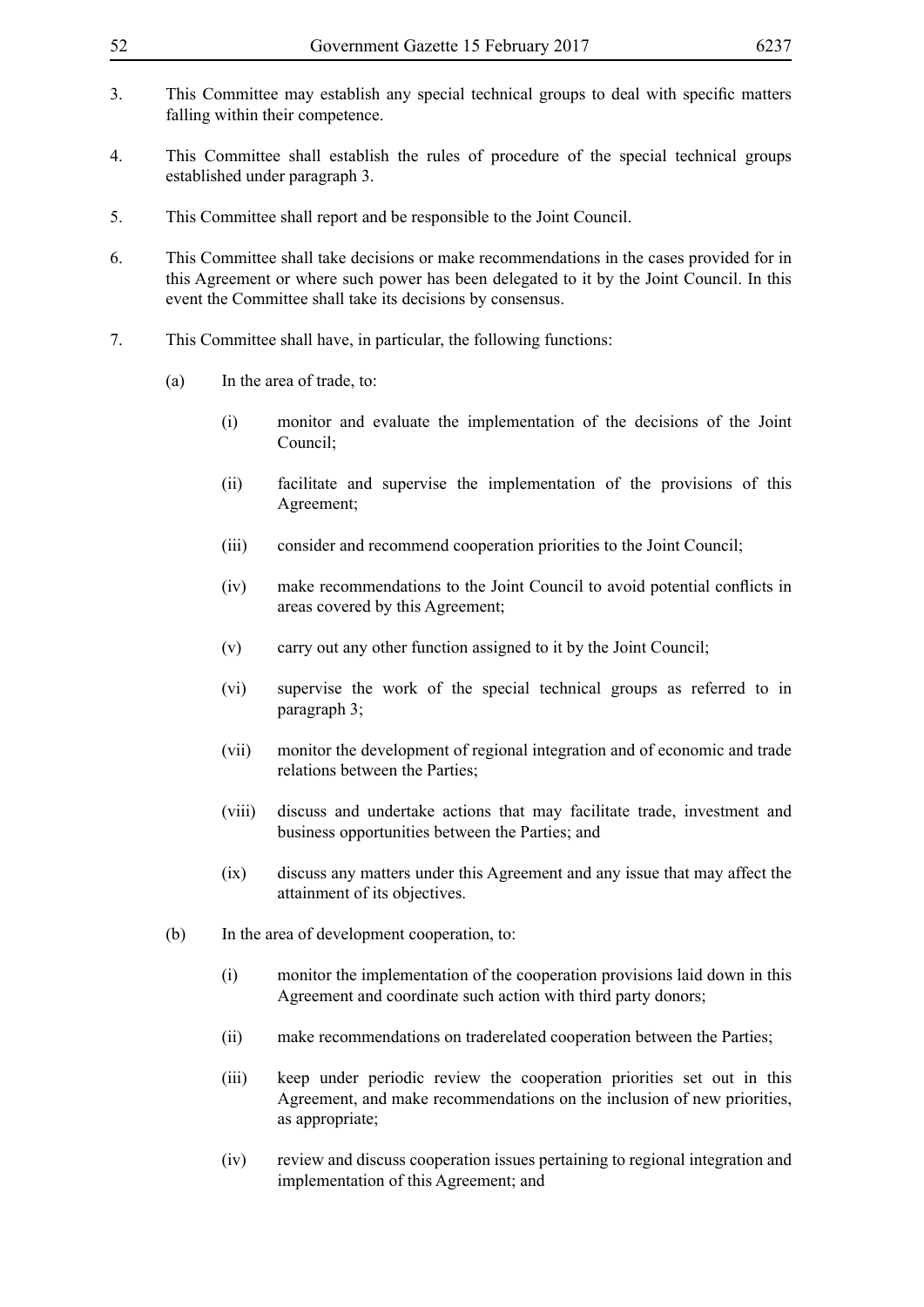3. This Committee may establish any special technical groups to deal with specific matters falling within their competence.

4. This Committee shall establish the rules of procedure of the special technical groups established under paragraph 3.

5. This Committee shall report and be responsible to the Joint Council.

6. This Committee shall take decisions or make recommendations in the cases provided for in this Agreement or where such power has been delegated to it by the Joint Council. In this event the Committee shall take its decisions by consensus.

7. This Committee shall have, in particular, the following functions:

   (a) In the area of trade, to:

      (i) monitor and evaluate the implementation of the decisions of the Joint Council;

      (ii) facilitate and supervise the implementation of the provisions of this Agreement;

      (iii) consider and recommend cooperation priorities to the Joint Council;

      (iv) make recommendations to the Joint Council to avoid potential conflicts in areas covered by this Agreement;

      (v) carry out any other function assigned to it by the Joint Council;

      (vi) supervise the work of the special technical groups as referred to in paragraph 3;

      (vii) monitor the development of regional integration and of economic and trade relations between the Parties;

      (viii) discuss and undertake actions that may facilitate trade, investment and business opportunities between the Parties; and

      (ix) discuss any matters under this Agreement and any issue that may affect the attainment of its objectives.

   (b) In the area of development cooperation, to:

      (i) monitor the implementation of the cooperation provisions laid down in this Agreement and coordinate such action with third party donors;

      (ii) make recommendations on traderelated cooperation between the Parties;

      (iii) keep under periodic review the cooperation priorities set out in this Agreement, and make recommendations on the inclusion of new priorities, as appropriate;

      (iv) review and discuss cooperation issues pertaining to regional integration and implementation of this Agreement; and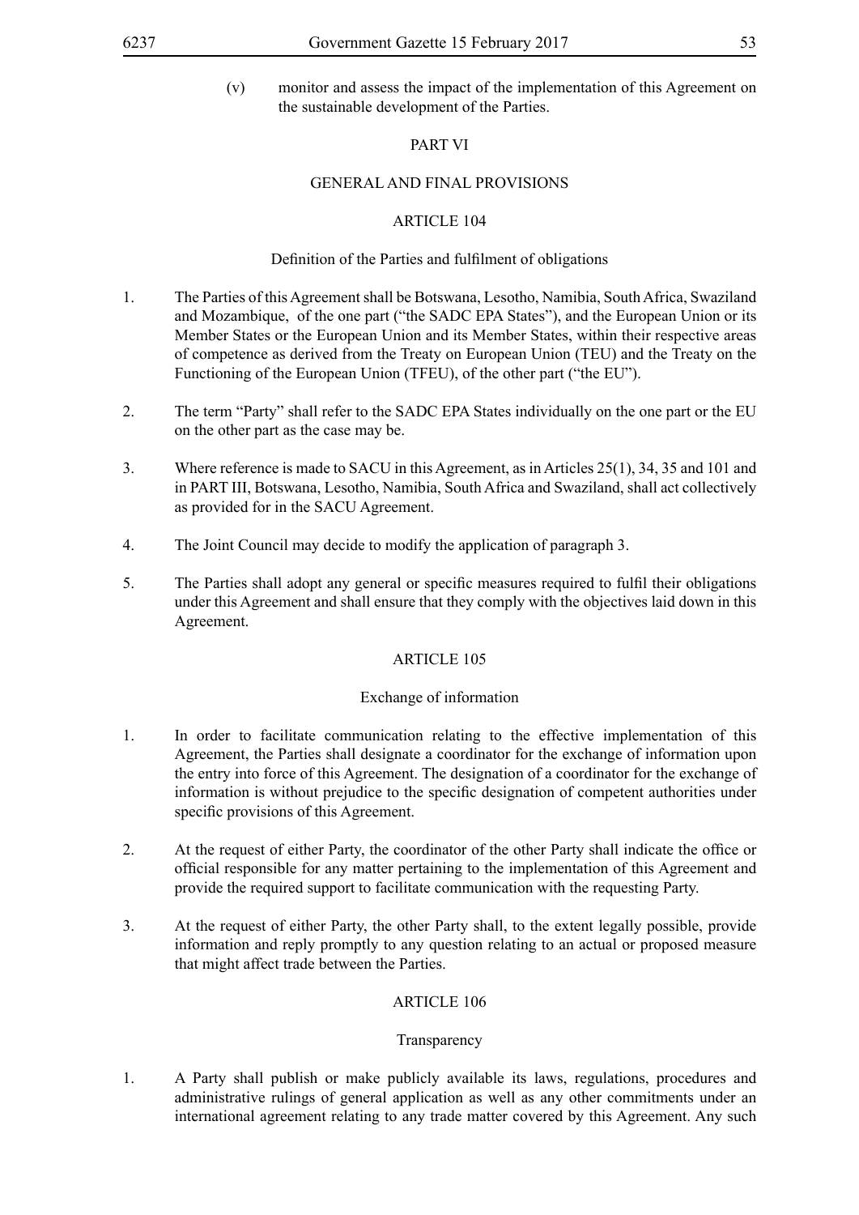(v) monitor and assess the impact of the implementation of this Agreement on the sustainable development of the Parties.

## PART VI

## GENERAL AND FINAL PROVISIONS

### ARTICLE 104

#### Definition of the Parties and fulfilment of obligations

1. The Parties of this Agreement shall be Botswana, Lesotho, Namibia, South Africa, Swaziland and Mozambique, of the one part ("the SADC EPA States"), and the European Union or its Member States or the European Union and its Member States, within their respective areas of competence as derived from the Treaty on European Union (TEU) and the Treaty on the Functioning of the European Union (TFEU), of the other part ("the EU").

2. The term "Party" shall refer to the SADC EPA States individually on the one part or the EU on the other part as the case may be.

3. Where reference is made to SACU in this Agreement, as in Articles 25(1), 34, 35 and 101 and in PART III, Botswana, Lesotho, Namibia, South Africa and Swaziland, shall act collectively as provided for in the SACU Agreement.

4. The Joint Council may decide to modify the application of paragraph 3.

5. The Parties shall adopt any general or specific measures required to fulfil their obligations under this Agreement and shall ensure that they comply with the objectives laid down in this Agreement.

### ARTICLE 105

#### Exchange of information

1. In order to facilitate communication relating to the effective implementation of this Agreement, the Parties shall designate a coordinator for the exchange of information upon the entry into force of this Agreement. The designation of a coordinator for the exchange of information is without prejudice to the specific designation of competent authorities under specific provisions of this Agreement.

2. At the request of either Party, the coordinator of the other Party shall indicate the office or official responsible for any matter pertaining to the implementation of this Agreement and provide the required support to facilitate communication with the requesting Party.

3. At the request of either Party, the other Party shall, to the extent legally possible, provide information and reply promptly to any question relating to an actual or proposed measure that might affect trade between the Parties.

### ARTICLE 106

#### Transparency

1. A Party shall publish or make publicly available its laws, regulations, procedures and administrative rulings of general application as well as any other commitments under an international agreement relating to any trade matter covered by this Agreement. Any such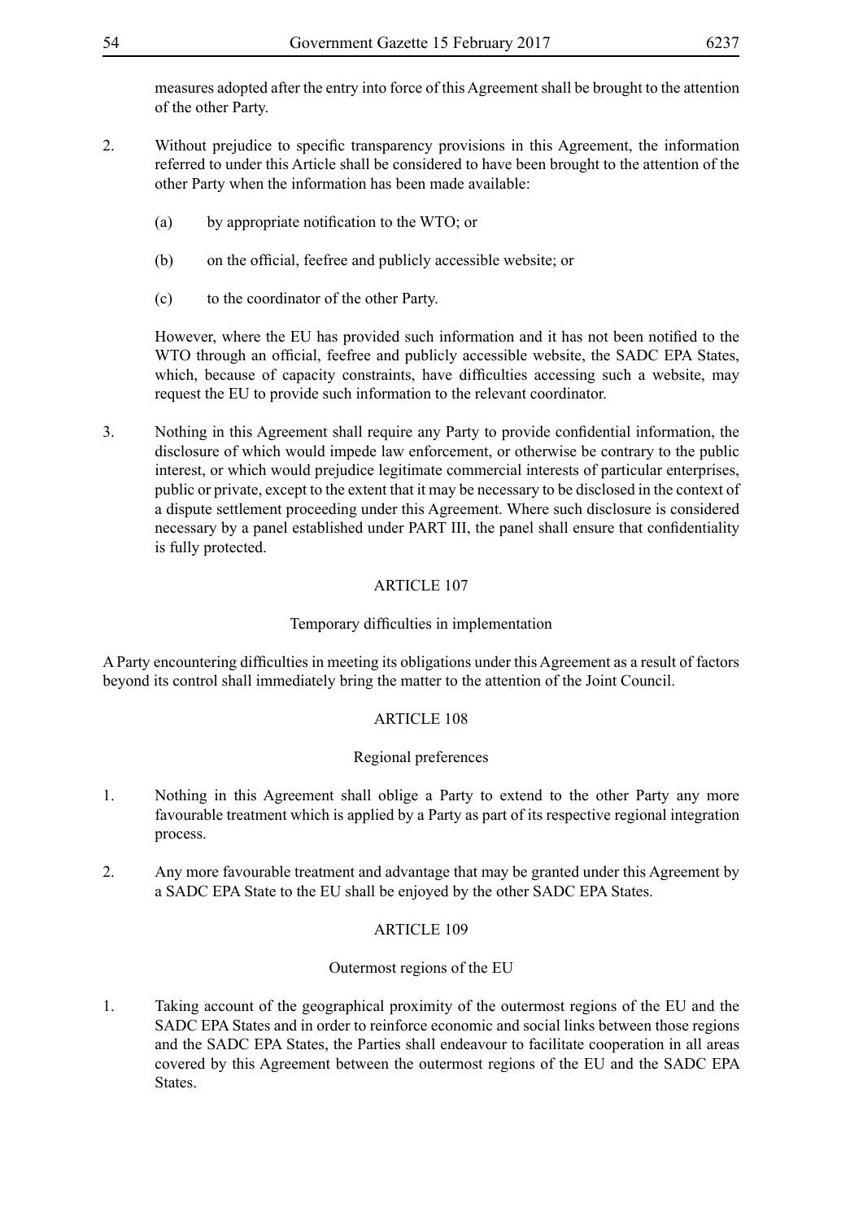measures adopted after the entry into force of this Agreement shall be brought to the attention of the other Party.

2. Without prejudice to specific transparency provisions in this Agreement, the information referred to under this Article shall be considered to have been brought to the attention of the other Party when the information has been made available:

   (a) by appropriate notification to the WTO; or

   (b) on the official, feefree and publicly accessible website; or

   (c) to the coordinator of the other Party.

   However, where the EU has provided such information and it has not been notified to the WTO through an official, feefree and publicly accessible website, the SADC EPA States, which, because of capacity constraints, have difficulties accessing such a website, may request the EU to provide such information to the relevant coordinator.

3. Nothing in this Agreement shall require any Party to provide confidential information, the disclosure of which would impede law enforcement, or otherwise be contrary to the public interest, or which would prejudice legitimate commercial interests of particular enterprises, public or private, except to the extent that it may be necessary to be disclosed in the context of a dispute settlement proceeding under this Agreement. Where such disclosure is considered necessary by a panel established under PART III, the panel shall ensure that confidentiality is fully protected.

### ARTICLE 107

#### Temporary difficulties in implementation

A Party encountering difficulties in meeting its obligations under this Agreement as a result of factors beyond its control shall immediately bring the matter to the attention of the Joint Council.

### ARTICLE 108

#### Regional preferences

1. Nothing in this Agreement shall oblige a Party to extend to the other Party any more favourable treatment which is applied by a Party as part of its respective regional integration process.

2. Any more favourable treatment and advantage that may be granted under this Agreement by a SADC EPA State to the EU shall be enjoyed by the other SADC EPA States.

### ARTICLE 109

#### Outermost regions of the EU

1. Taking account of the geographical proximity of the outermost regions of the EU and the SADC EPA States and in order to reinforce economic and social links between those regions and the SADC EPA States, the Parties shall endeavour to facilitate cooperation in all areas covered by this Agreement between the outermost regions of the EU and the SADC EPA States.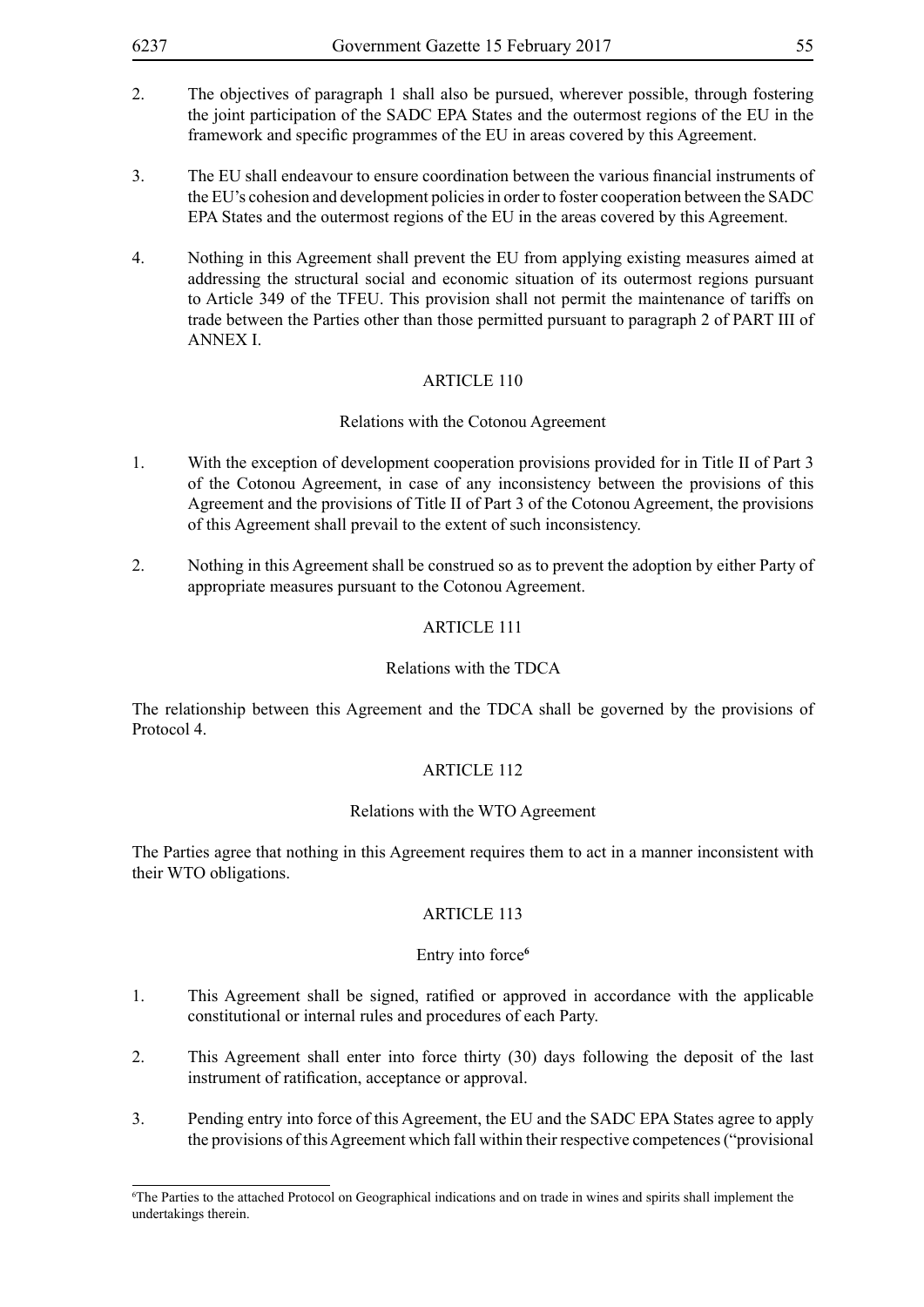2. The objectives of paragraph 1 shall also be pursued, wherever possible, through fostering the joint participation of the SADC EPA States and the outermost regions of the EU in the framework and specific programmes of the EU in areas covered by this Agreement.

3. The EU shall endeavour to ensure coordination between the various financial instruments of the EU's cohesion and development policies in order to foster cooperation between the SADC EPA States and the outermost regions of the EU in the areas covered by this Agreement.

4. Nothing in this Agreement shall prevent the EU from applying existing measures aimed at addressing the structural social and economic situation of its outermost regions pursuant to Article 349 of the TFEU. This provision shall not permit the maintenance of tariffs on trade between the Parties other than those permitted pursuant to paragraph 2 of PART III of ANNEX I.

## ARTICLE 110

### Relations with the Cotonou Agreement

1. With the exception of development cooperation provisions provided for in Title II of Part 3 of the Cotonou Agreement, in case of any inconsistency between the provisions of this Agreement and the provisions of Title II of Part 3 of the Cotonou Agreement, the provisions of this Agreement shall prevail to the extent of such inconsistency.

2. Nothing in this Agreement shall be construed so as to prevent the adoption by either Party of appropriate measures pursuant to the Cotonou Agreement.

## ARTICLE 111

### Relations with the TDCA

The relationship between this Agreement and the TDCA shall be governed by the provisions of Protocol 4.

## ARTICLE 112

### Relations with the WTO Agreement

The Parties agree that nothing in this Agreement requires them to act in a manner inconsistent with their WTO obligations.

## ARTICLE 113

### Entry into force[6]

1. This Agreement shall be signed, ratified or approved in accordance with the applicable constitutional or internal rules and procedures of each Party.

2. This Agreement shall enter into force thirty (30) days following the deposit of the last instrument of ratification, acceptance or approval.

3. Pending entry into force of this Agreement, the EU and the SADC EPA States agree to apply the provisions of this Agreement which fall within their respective competences ("provisional

[6] The Parties to the attached Protocol on Geographical indications and on trade in wines and spirits shall implement the undertakings therein.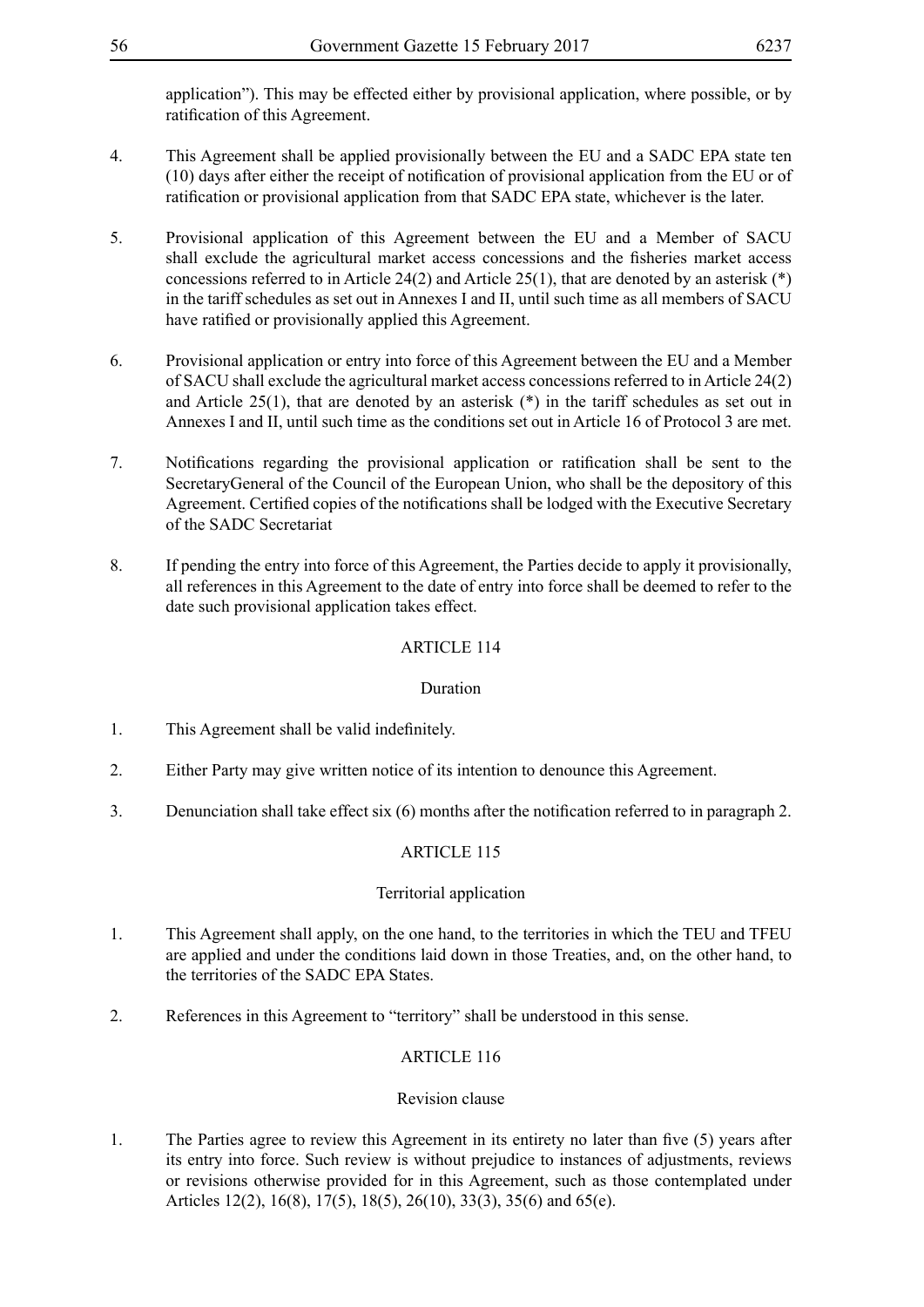application"). This may be effected either by provisional application, where possible, or by ratification of this Agreement.

4. This Agreement shall be applied provisionally between the EU and a SADC EPA state ten (10) days after either the receipt of notification of provisional application from the EU or of ratification or provisional application from that SADC EPA state, whichever is the later.

5. Provisional application of this Agreement between the EU and a Member of SACU shall exclude the agricultural market access concessions and the fisheries market access concessions referred to in Article 24(2) and Article 25(1), that are denoted by an asterisk (*) in the tariff schedules as set out in Annexes I and II, until such time as all members of SACU have ratified or provisionally applied this Agreement.

6. Provisional application or entry into force of this Agreement between the EU and a Member of SACU shall exclude the agricultural market access concessions referred to in Article 24(2) and Article 25(1), that are denoted by an asterisk (*) in the tariff schedules as set out in Annexes I and II, until such time as the conditions set out in Article 16 of Protocol 3 are met.

7. Notifications regarding the provisional application or ratification shall be sent to the SecretaryGeneral of the Council of the European Union, who shall be the depository of this Agreement. Certified copies of the notifications shall be lodged with the Executive Secretary of the SADC Secretariat

8. If pending the entry into force of this Agreement, the Parties decide to apply it provisionally, all references in this Agreement to the date of entry into force shall be deemed to refer to the date such provisional application takes effect.

## ARTICLE 114

### Duration

1. This Agreement shall be valid indefinitely.

2. Either Party may give written notice of its intention to denounce this Agreement.

3. Denunciation shall take effect six (6) months after the notification referred to in paragraph 2.

## ARTICLE 115

### Territorial application

1. This Agreement shall apply, on the one hand, to the territories in which the TEU and TFEU are applied and under the conditions laid down in those Treaties, and, on the other hand, to the territories of the SADC EPA States.

2. References in this Agreement to "territory" shall be understood in this sense.

## ARTICLE 116

### Revision clause

1. The Parties agree to review this Agreement in its entirety no later than five (5) years after its entry into force. Such review is without prejudice to instances of adjustments, reviews or revisions otherwise provided for in this Agreement, such as those contemplated under Articles 12(2), 16(8), 17(5), 18(5), 26(10), 33(3), 35(6) and 65(e).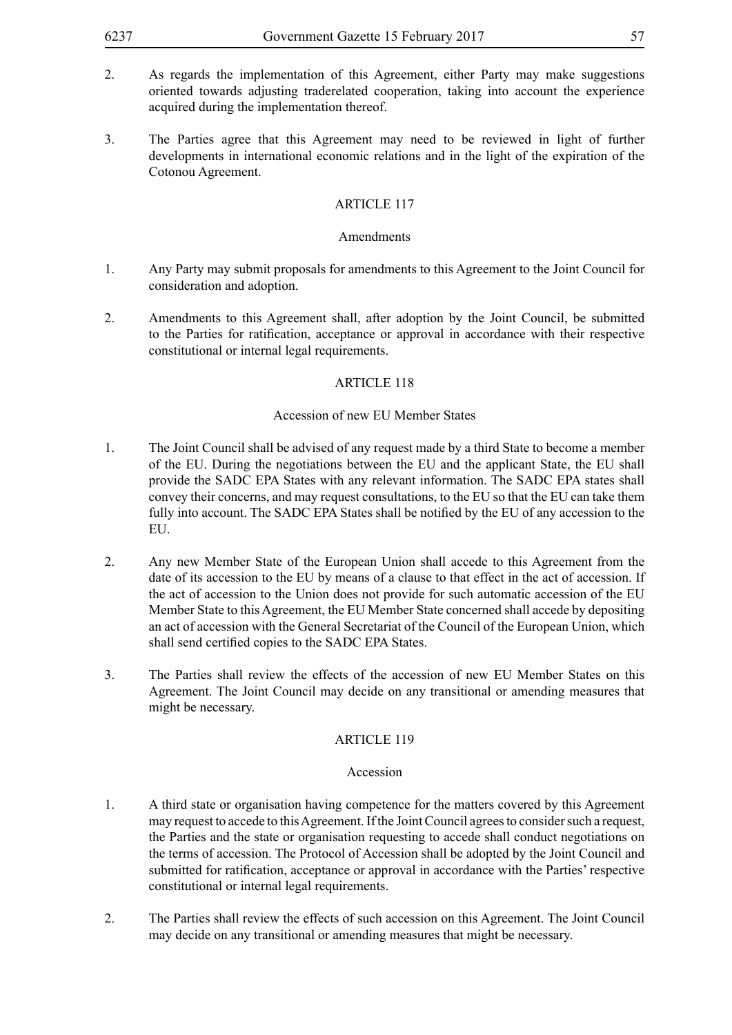2. As regards the implementation of this Agreement, either Party may make suggestions oriented towards adjusting traderelated cooperation, taking into account the experience acquired during the implementation thereof.

3. The Parties agree that this Agreement may need to be reviewed in light of further developments in international economic relations and in the light of the expiration of the Cotonou Agreement.

### ARTICLE 117

#### Amendments

1. Any Party may submit proposals for amendments to this Agreement to the Joint Council for consideration and adoption.

2. Amendments to this Agreement shall, after adoption by the Joint Council, be submitted to the Parties for ratification, acceptance or approval in accordance with their respective constitutional or internal legal requirements.

### ARTICLE 118

#### Accession of new EU Member States

1. The Joint Council shall be advised of any request made by a third State to become a member of the EU. During the negotiations between the EU and the applicant State, the EU shall provide the SADC EPA States with any relevant information. The SADC EPA states shall convey their concerns, and may request consultations, to the EU so that the EU can take them fully into account. The SADC EPA States shall be notified by the EU of any accession to the EU.

2. Any new Member State of the European Union shall accede to this Agreement from the date of its accession to the EU by means of a clause to that effect in the act of accession. If the act of accession to the Union does not provide for such automatic accession of the EU Member State to this Agreement, the EU Member State concerned shall accede by depositing an act of accession with the General Secretariat of the Council of the European Union, which shall send certified copies to the SADC EPA States.

3. The Parties shall review the effects of the accession of new EU Member States on this Agreement. The Joint Council may decide on any transitional or amending measures that might be necessary.

### ARTICLE 119

#### Accession

1. A third state or organisation having competence for the matters covered by this Agreement may request to accede to this Agreement. If the Joint Council agrees to consider such a request, the Parties and the state or organisation requesting to accede shall conduct negotiations on the terms of accession. The Protocol of Accession shall be adopted by the Joint Council and submitted for ratification, acceptance or approval in accordance with the Parties' respective constitutional or internal legal requirements.

2. The Parties shall review the effects of such accession on this Agreement. The Joint Council may decide on any transitional or amending measures that might be necessary.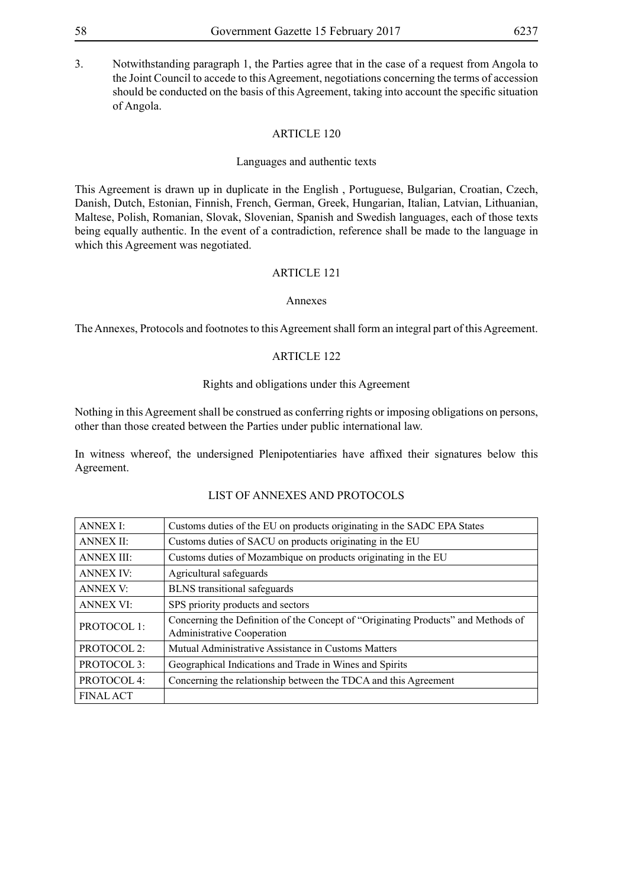3. Notwithstanding paragraph 1, the Parties agree that in the case of a request from Angola to the Joint Council to accede to this Agreement, negotiations concerning the terms of accession should be conducted on the basis of this Agreement, taking into account the specific situation of Angola.

## ARTICLE 120

### Languages and authentic texts

This Agreement is drawn up in duplicate in the English , Portuguese, Bulgarian, Croatian, Czech, Danish, Dutch, Estonian, Finnish, French, German, Greek, Hungarian, Italian, Latvian, Lithuanian, Maltese, Polish, Romanian, Slovak, Slovenian, Spanish and Swedish languages, each of those texts being equally authentic. In the event of a contradiction, reference shall be made to the language in which this Agreement was negotiated.

## ARTICLE 121

### Annexes

The Annexes, Protocols and footnotes to this Agreement shall form an integral part of this Agreement.

## ARTICLE 122

### Rights and obligations under this Agreement

Nothing in this Agreement shall be construed as conferring rights or imposing obligations on persons, other than those created between the Parties under public international law.

In witness whereof, the undersigned Plenipotentiaries have affixed their signatures below this Agreement.

### LIST OF ANNEXES AND PROTOCOLS

| | |
|---|---|
| ANNEX I: | Customs duties of the EU on products originating in the SADC EPA States |
| ANNEX II: | Customs duties of SACU on products originating in the EU |
| ANNEX III: | Customs duties of Mozambique on products originating in the EU |
| ANNEX IV: | Agricultural safeguards |
| ANNEX V: | BLNS transitional safeguards |
| ANNEX VI: | SPS priority products and sectors |
| PROTOCOL 1: | Concerning the Definition of the Concept of "Originating Products" and Methods of Administrative Cooperation |
| PROTOCOL 2: | Mutual Administrative Assistance in Customs Matters |
| PROTOCOL 3: | Geographical Indications and Trade in Wines and Spirits |
| PROTOCOL 4: | Concerning the relationship between the TDCA and this Agreement |
| FINAL ACT | |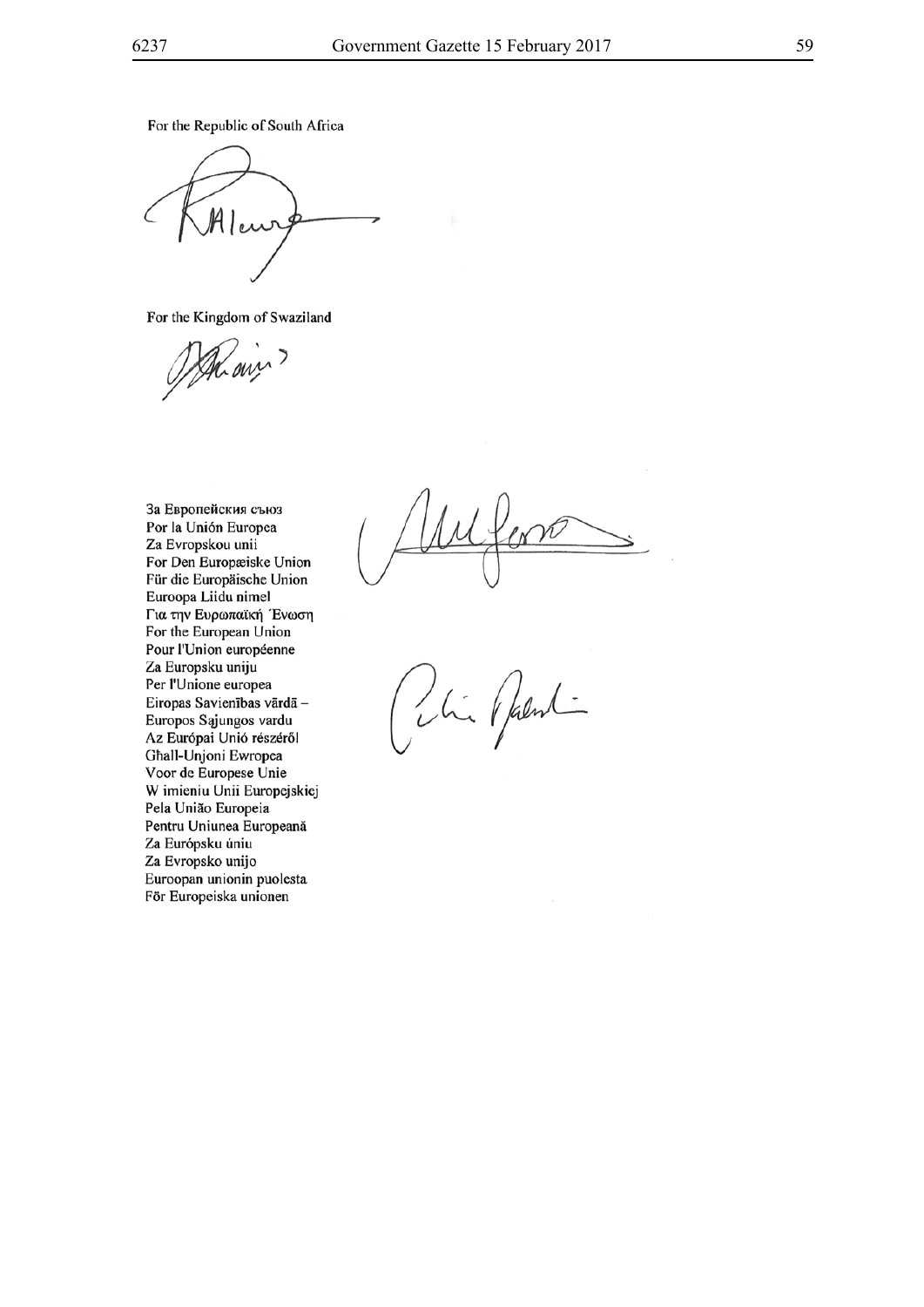For the Republic of South Africa

For the Kingdom of Swaziland

За Европейския съюз  
Por la Unión Europea  
Za Evropskou unii  
For Den Europæiske Union  
Für die Europäische Union  
Euroopa Liidu nimel  
Για την Ευρωπαϊκή Ένωση  
For the European Union  
Pour l'Union européenne  
Za Europsku uniju  
Per l'Unione europea  
Eiropas Savienības vārdā –  
Europos Sąjungos vardu  
Az Európai Unió részéről  
Għall-Unjoni Ewropea  
Voor de Europese Unie  
W imieniu Unii Europejskiej  
Pela União Europeia  
Pentru Uniunea Europeană  
Za Európsku úniu  
Za Evropsko unijo  
Euroopan unionin puolesta  
För Europeiska unionen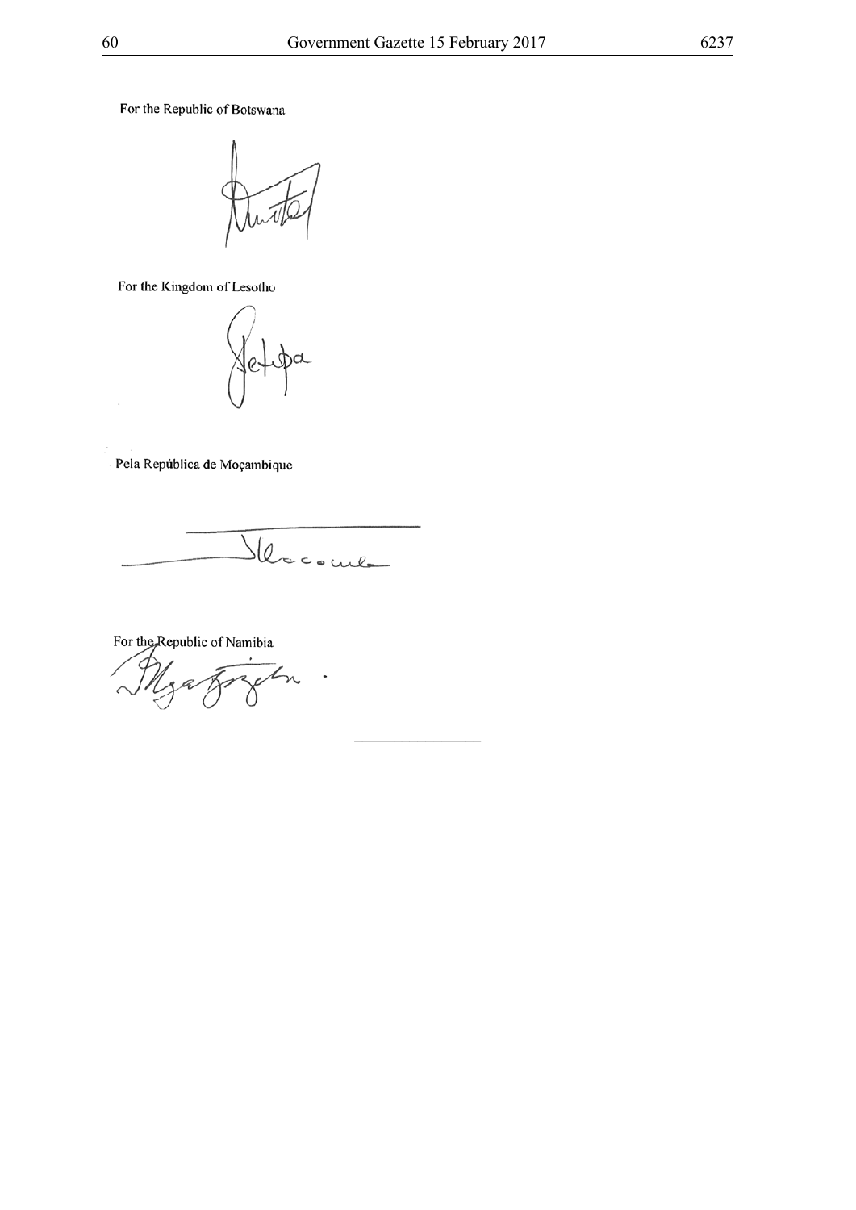For the Republic of Botswana

For the Kingdom of Lesotho

Pela República de Moçambique

For the Republic of Namibia